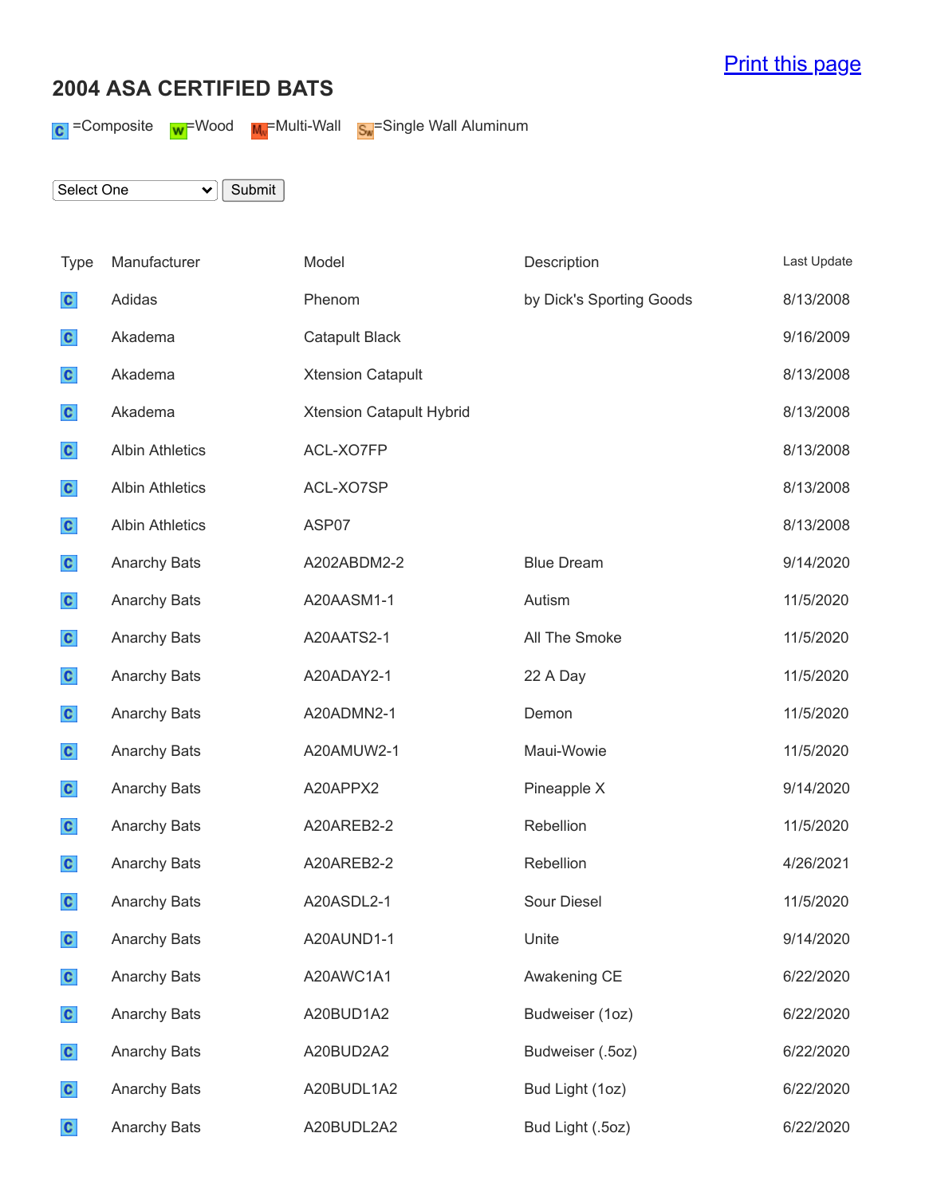Print this page

## 2004 ASA CERTIFIED BATS

C =Composite W =Wood MW =Multi-Wall SW =Single Wall Aluminum

Select One | Submit

| Type | Manufacturer | Model | Description | Last Update |
|---|---|---|---|---|
| C | Adidas | Phenom | by Dick's Sporting Goods | 8/13/2008 |
| C | Akadema | Catapult Black | | 9/16/2009 |
| C | Akadema | Xtension Catapult | | 8/13/2008 |
| C | Akadema | Xtension Catapult Hybrid | | 8/13/2008 |
| C | Albin Athletics | ACL-XO7FP | | 8/13/2008 |
| C | Albin Athletics | ACL-XO7SP | | 8/13/2008 |
| C | Albin Athletics | ASP07 | | 8/13/2008 |
| C | Anarchy Bats | A202ABDM2-2 | Blue Dream | 9/14/2020 |
| C | Anarchy Bats | A20AASM1-1 | Autism | 11/5/2020 |
| C | Anarchy Bats | A20AATS2-1 | All The Smoke | 11/5/2020 |
| C | Anarchy Bats | A20ADAY2-1 | 22 A Day | 11/5/2020 |
| C | Anarchy Bats | A20ADMN2-1 | Demon | 11/5/2020 |
| C | Anarchy Bats | A20AMUW2-1 | Maui-Wowie | 11/5/2020 |
| C | Anarchy Bats | A20APPX2 | Pineapple X | 9/14/2020 |
| C | Anarchy Bats | A20AREB2-2 | Rebellion | 11/5/2020 |
| C | Anarchy Bats | A20AREB2-2 | Rebellion | 4/26/2021 |
| C | Anarchy Bats | A20ASDL2-1 | Sour Diesel | 11/5/2020 |
| C | Anarchy Bats | A20AUND1-1 | Unite | 9/14/2020 |
| C | Anarchy Bats | A20AWC1A1 | Awakening CE | 6/22/2020 |
| C | Anarchy Bats | A20BUD1A2 | Budweiser (1oz) | 6/22/2020 |
| C | Anarchy Bats | A20BUD2A2 | Budweiser (.5oz) | 6/22/2020 |
| C | Anarchy Bats | A20BUDL1A2 | Bud Light (1oz) | 6/22/2020 |
| C | Anarchy Bats | A20BUDL2A2 | Bud Light (.5oz) | 6/22/2020 |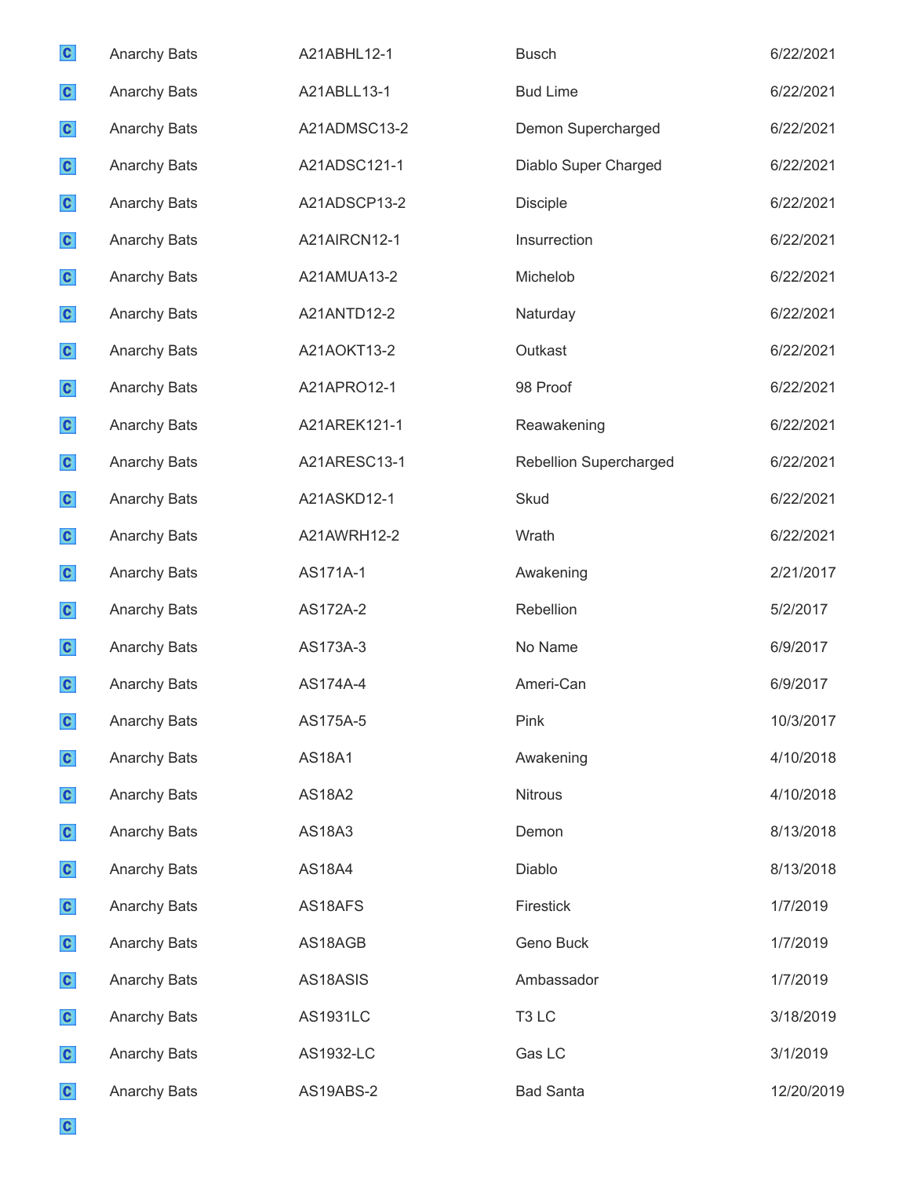| | | | | |
|---|---|---|---|---|
| C | Anarchy Bats | A21ABHL12-1 | Busch | 6/22/2021 |
| C | Anarchy Bats | A21ABLL13-1 | Bud Lime | 6/22/2021 |
| C | Anarchy Bats | A21ADMSC13-2 | Demon Supercharged | 6/22/2021 |
| C | Anarchy Bats | A21ADSC121-1 | Diablo Super Charged | 6/22/2021 |
| C | Anarchy Bats | A21ADSCP13-2 | Disciple | 6/22/2021 |
| C | Anarchy Bats | A21AIRCN12-1 | Insurrection | 6/22/2021 |
| C | Anarchy Bats | A21AMUA13-2 | Michelob | 6/22/2021 |
| C | Anarchy Bats | A21ANTD12-2 | Naturday | 6/22/2021 |
| C | Anarchy Bats | A21AOKT13-2 | Outkast | 6/22/2021 |
| C | Anarchy Bats | A21APRO12-1 | 98 Proof | 6/22/2021 |
| C | Anarchy Bats | A21AREK121-1 | Reawakening | 6/22/2021 |
| C | Anarchy Bats | A21ARESC13-1 | Rebellion Supercharged | 6/22/2021 |
| C | Anarchy Bats | A21ASKD12-1 | Skud | 6/22/2021 |
| C | Anarchy Bats | A21AWRH12-2 | Wrath | 6/22/2021 |
| C | Anarchy Bats | AS171A-1 | Awakening | 2/21/2017 |
| C | Anarchy Bats | AS172A-2 | Rebellion | 5/2/2017 |
| C | Anarchy Bats | AS173A-3 | No Name | 6/9/2017 |
| C | Anarchy Bats | AS174A-4 | Ameri-Can | 6/9/2017 |
| C | Anarchy Bats | AS175A-5 | Pink | 10/3/2017 |
| C | Anarchy Bats | AS18A1 | Awakening | 4/10/2018 |
| C | Anarchy Bats | AS18A2 | Nitrous | 4/10/2018 |
| C | Anarchy Bats | AS18A3 | Demon | 8/13/2018 |
| C | Anarchy Bats | AS18A4 | Diablo | 8/13/2018 |
| C | Anarchy Bats | AS18AFS | Firestick | 1/7/2019 |
| C | Anarchy Bats | AS18AGB | Geno Buck | 1/7/2019 |
| C | Anarchy Bats | AS18ASIS | Ambassador | 1/7/2019 |
| C | Anarchy Bats | AS1931LC | T3 LC | 3/18/2019 |
| C | Anarchy Bats | AS1932-LC | Gas LC | 3/1/2019 |
| C | Anarchy Bats | AS19ABS-2 | Bad Santa | 12/20/2019 |
| C | | | | |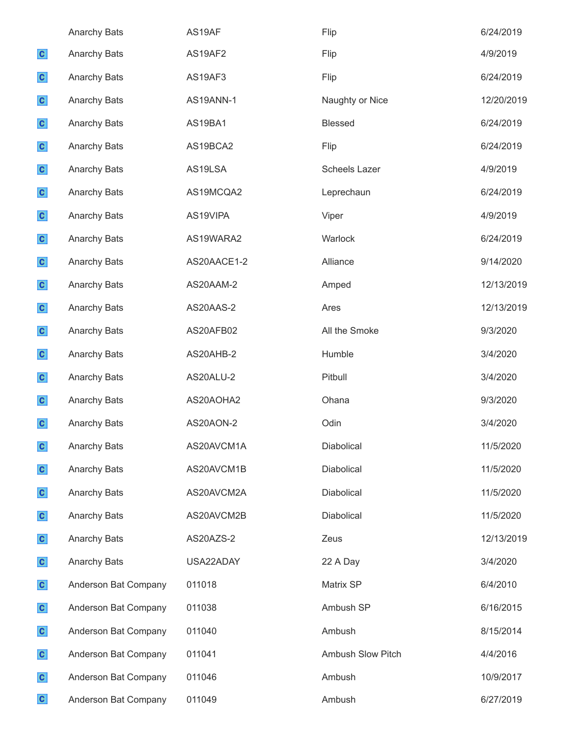| | | | | |
|---|---|---|---|---|
| | Anarchy Bats | AS19AF | Flip | 6/24/2019 |
| C | Anarchy Bats | AS19AF2 | Flip | 4/9/2019 |
| C | Anarchy Bats | AS19AF3 | Flip | 6/24/2019 |
| C | Anarchy Bats | AS19ANN-1 | Naughty or Nice | 12/20/2019 |
| C | Anarchy Bats | AS19BA1 | Blessed | 6/24/2019 |
| C | Anarchy Bats | AS19BCA2 | Flip | 6/24/2019 |
| C | Anarchy Bats | AS19LSA | Scheels Lazer | 4/9/2019 |
| C | Anarchy Bats | AS19MCQA2 | Leprechaun | 6/24/2019 |
| C | Anarchy Bats | AS19VIPA | Viper | 4/9/2019 |
| C | Anarchy Bats | AS19WARA2 | Warlock | 6/24/2019 |
| C | Anarchy Bats | AS20AACE1-2 | Alliance | 9/14/2020 |
| C | Anarchy Bats | AS20AAM-2 | Amped | 12/13/2019 |
| C | Anarchy Bats | AS20AAS-2 | Ares | 12/13/2019 |
| C | Anarchy Bats | AS20AFB02 | All the Smoke | 9/3/2020 |
| C | Anarchy Bats | AS20AHB-2 | Humble | 3/4/2020 |
| C | Anarchy Bats | AS20ALU-2 | Pitbull | 3/4/2020 |
| C | Anarchy Bats | AS20AOHA2 | Ohana | 9/3/2020 |
| C | Anarchy Bats | AS20AON-2 | Odin | 3/4/2020 |
| C | Anarchy Bats | AS20AVCM1A | Diabolical | 11/5/2020 |
| C | Anarchy Bats | AS20AVCM1B | Diabolical | 11/5/2020 |
| C | Anarchy Bats | AS20AVCM2A | Diabolical | 11/5/2020 |
| C | Anarchy Bats | AS20AVCM2B | Diabolical | 11/5/2020 |
| C | Anarchy Bats | AS20AZS-2 | Zeus | 12/13/2019 |
| C | Anarchy Bats | USA22ADAY | 22 A Day | 3/4/2020 |
| C | Anderson Bat Company | 011018 | Matrix SP | 6/4/2010 |
| C | Anderson Bat Company | 011038 | Ambush SP | 6/16/2015 |
| C | Anderson Bat Company | 011040 | Ambush | 8/15/2014 |
| C | Anderson Bat Company | 011041 | Ambush Slow Pitch | 4/4/2016 |
| C | Anderson Bat Company | 011046 | Ambush | 10/9/2017 |
| C | Anderson Bat Company | 011049 | Ambush | 6/27/2019 |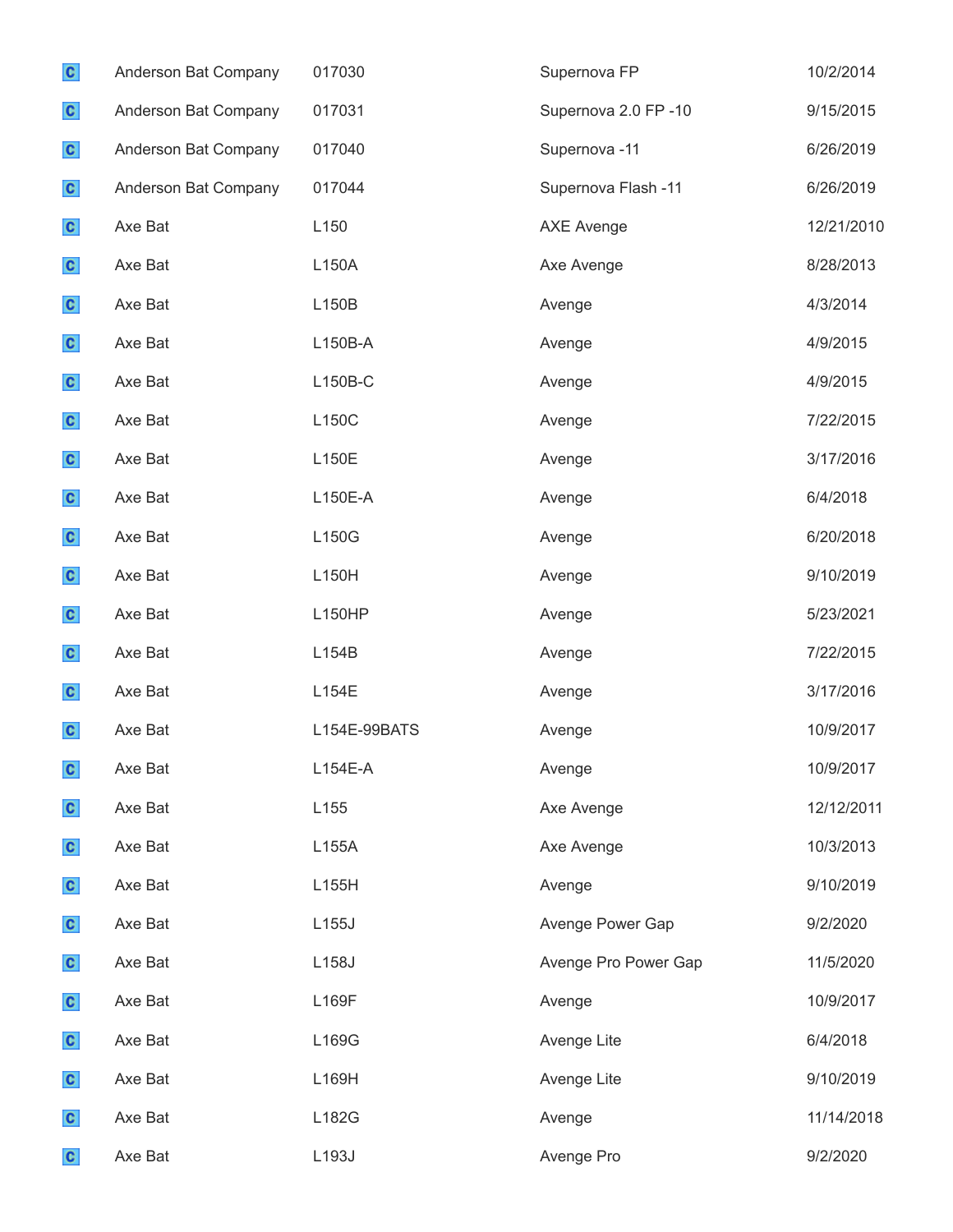| | | | | |
|---|---|---|---|---|
| C | Anderson Bat Company | 017030 | Supernova FP | 10/2/2014 |
| C | Anderson Bat Company | 017031 | Supernova 2.0 FP -10 | 9/15/2015 |
| C | Anderson Bat Company | 017040 | Supernova -11 | 6/26/2019 |
| C | Anderson Bat Company | 017044 | Supernova Flash -11 | 6/26/2019 |
| C | Axe Bat | L150 | AXE Avenge | 12/21/2010 |
| C | Axe Bat | L150A | Axe Avenge | 8/28/2013 |
| C | Axe Bat | L150B | Avenge | 4/3/2014 |
| C | Axe Bat | L150B-A | Avenge | 4/9/2015 |
| C | Axe Bat | L150B-C | Avenge | 4/9/2015 |
| C | Axe Bat | L150C | Avenge | 7/22/2015 |
| C | Axe Bat | L150E | Avenge | 3/17/2016 |
| C | Axe Bat | L150E-A | Avenge | 6/4/2018 |
| C | Axe Bat | L150G | Avenge | 6/20/2018 |
| C | Axe Bat | L150H | Avenge | 9/10/2019 |
| C | Axe Bat | L150HP | Avenge | 5/23/2021 |
| C | Axe Bat | L154B | Avenge | 7/22/2015 |
| C | Axe Bat | L154E | Avenge | 3/17/2016 |
| C | Axe Bat | L154E-99BATS | Avenge | 10/9/2017 |
| C | Axe Bat | L154E-A | Avenge | 10/9/2017 |
| C | Axe Bat | L155 | Axe Avenge | 12/12/2011 |
| C | Axe Bat | L155A | Axe Avenge | 10/3/2013 |
| C | Axe Bat | L155H | Avenge | 9/10/2019 |
| C | Axe Bat | L155J | Avenge Power Gap | 9/2/2020 |
| C | Axe Bat | L158J | Avenge Pro Power Gap | 11/5/2020 |
| C | Axe Bat | L169F | Avenge | 10/9/2017 |
| C | Axe Bat | L169G | Avenge Lite | 6/4/2018 |
| C | Axe Bat | L169H | Avenge Lite | 9/10/2019 |
| C | Axe Bat | L182G | Avenge | 11/14/2018 |
| C | Axe Bat | L193J | Avenge Pro | 9/2/2020 |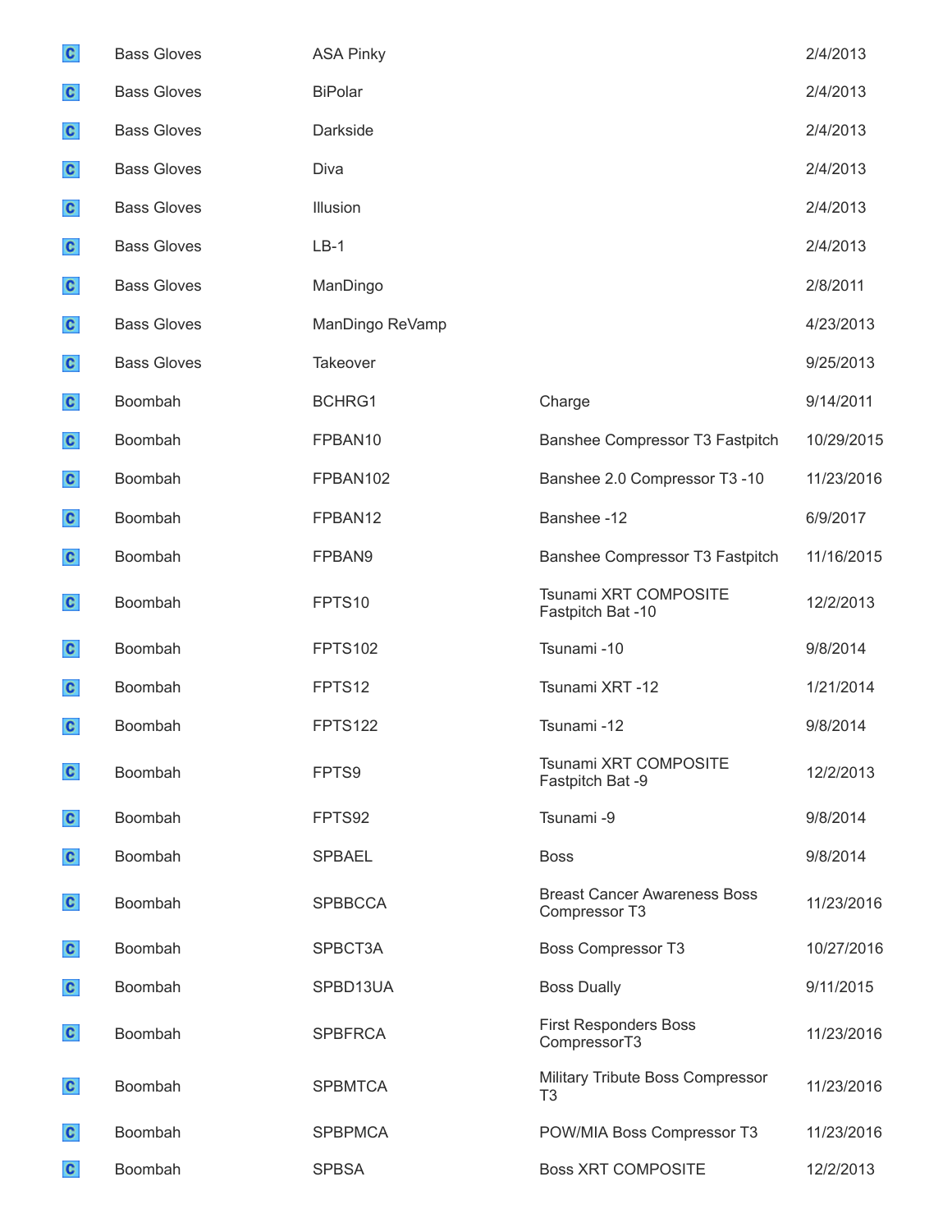| | | | | |
|---|---|---|---|---|
| C | Bass Gloves | ASA Pinky | | 2/4/2013 |
| C | Bass Gloves | BiPolar | | 2/4/2013 |
| C | Bass Gloves | Darkside | | 2/4/2013 |
| C | Bass Gloves | Diva | | 2/4/2013 |
| C | Bass Gloves | Illusion | | 2/4/2013 |
| C | Bass Gloves | LB-1 | | 2/4/2013 |
| C | Bass Gloves | ManDingo | | 2/8/2011 |
| C | Bass Gloves | ManDingo ReVamp | | 4/23/2013 |
| C | Bass Gloves | Takeover | | 9/25/2013 |
| C | Boombah | BCHRG1 | Charge | 9/14/2011 |
| C | Boombah | FPBAN10 | Banshee Compressor T3 Fastpitch | 10/29/2015 |
| C | Boombah | FPBAN102 | Banshee 2.0 Compressor T3 -10 | 11/23/2016 |
| C | Boombah | FPBAN12 | Banshee -12 | 6/9/2017 |
| C | Boombah | FPBAN9 | Banshee Compressor T3 Fastpitch | 11/16/2015 |
| C | Boombah | FPTS10 | Tsunami XRT COMPOSITE Fastpitch Bat -10 | 12/2/2013 |
| C | Boombah | FPTS102 | Tsunami -10 | 9/8/2014 |
| C | Boombah | FPTS12 | Tsunami XRT -12 | 1/21/2014 |
| C | Boombah | FPTS122 | Tsunami -12 | 9/8/2014 |
| C | Boombah | FPTS9 | Tsunami XRT COMPOSITE Fastpitch Bat -9 | 12/2/2013 |
| C | Boombah | FPTS92 | Tsunami -9 | 9/8/2014 |
| C | Boombah | SPBAEL | Boss | 9/8/2014 |
| C | Boombah | SPBBCCA | Breast Cancer Awareness Boss Compressor T3 | 11/23/2016 |
| C | Boombah | SPBCT3A | Boss Compressor T3 | 10/27/2016 |
| C | Boombah | SPBD13UA | Boss Dually | 9/11/2015 |
| C | Boombah | SPBFRCA | First Responders Boss CompressorT3 | 11/23/2016 |
| C | Boombah | SPBMTCA | Military Tribute Boss Compressor T3 | 11/23/2016 |
| C | Boombah | SPBPMCA | POW/MIA Boss Compressor T3 | 11/23/2016 |
| C | Boombah | SPBSA | Boss XRT COMPOSITE | 12/2/2013 |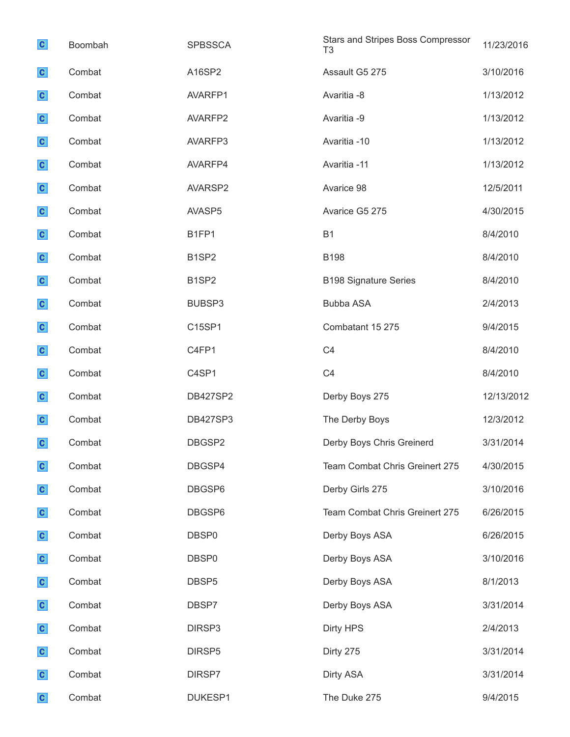| | | | | |
|---|---|---|---|---|
| C | Boombah | SPBSSCA | Stars and Stripes Boss Compressor T3 | 11/23/2016 |
| C | Combat | A16SP2 | Assault G5 275 | 3/10/2016 |
| C | Combat | AVARFP1 | Avaritia -8 | 1/13/2012 |
| C | Combat | AVARFP2 | Avaritia -9 | 1/13/2012 |
| C | Combat | AVARFP3 | Avaritia -10 | 1/13/2012 |
| C | Combat | AVARFP4 | Avaritia -11 | 1/13/2012 |
| C | Combat | AVARSP2 | Avarice 98 | 12/5/2011 |
| C | Combat | AVASP5 | Avarice G5 275 | 4/30/2015 |
| C | Combat | B1FP1 | B1 | 8/4/2010 |
| C | Combat | B1SP2 | B198 | 8/4/2010 |
| C | Combat | B1SP2 | B198 Signature Series | 8/4/2010 |
| C | Combat | BUBSP3 | Bubba ASA | 2/4/2013 |
| C | Combat | C15SP1 | Combatant 15 275 | 9/4/2015 |
| C | Combat | C4FP1 | C4 | 8/4/2010 |
| C | Combat | C4SP1 | C4 | 8/4/2010 |
| C | Combat | DB427SP2 | Derby Boys 275 | 12/13/2012 |
| C | Combat | DB427SP3 | The Derby Boys | 12/3/2012 |
| C | Combat | DBGSP2 | Derby Boys Chris Greinerd | 3/31/2014 |
| C | Combat | DBGSP4 | Team Combat Chris Greinert 275 | 4/30/2015 |
| C | Combat | DBGSP6 | Derby Girls 275 | 3/10/2016 |
| C | Combat | DBGSP6 | Team Combat Chris Greinert 275 | 6/26/2015 |
| C | Combat | DBSP0 | Derby Boys ASA | 6/26/2015 |
| C | Combat | DBSP0 | Derby Boys ASA | 3/10/2016 |
| C | Combat | DBSP5 | Derby Boys ASA | 8/1/2013 |
| C | Combat | DBSP7 | Derby Boys ASA | 3/31/2014 |
| C | Combat | DIRSP3 | Dirty HPS | 2/4/2013 |
| C | Combat | DIRSP5 | Dirty 275 | 3/31/2014 |
| C | Combat | DIRSP7 | Dirty ASA | 3/31/2014 |
| C | Combat | DUKESP1 | The Duke 275 | 9/4/2015 |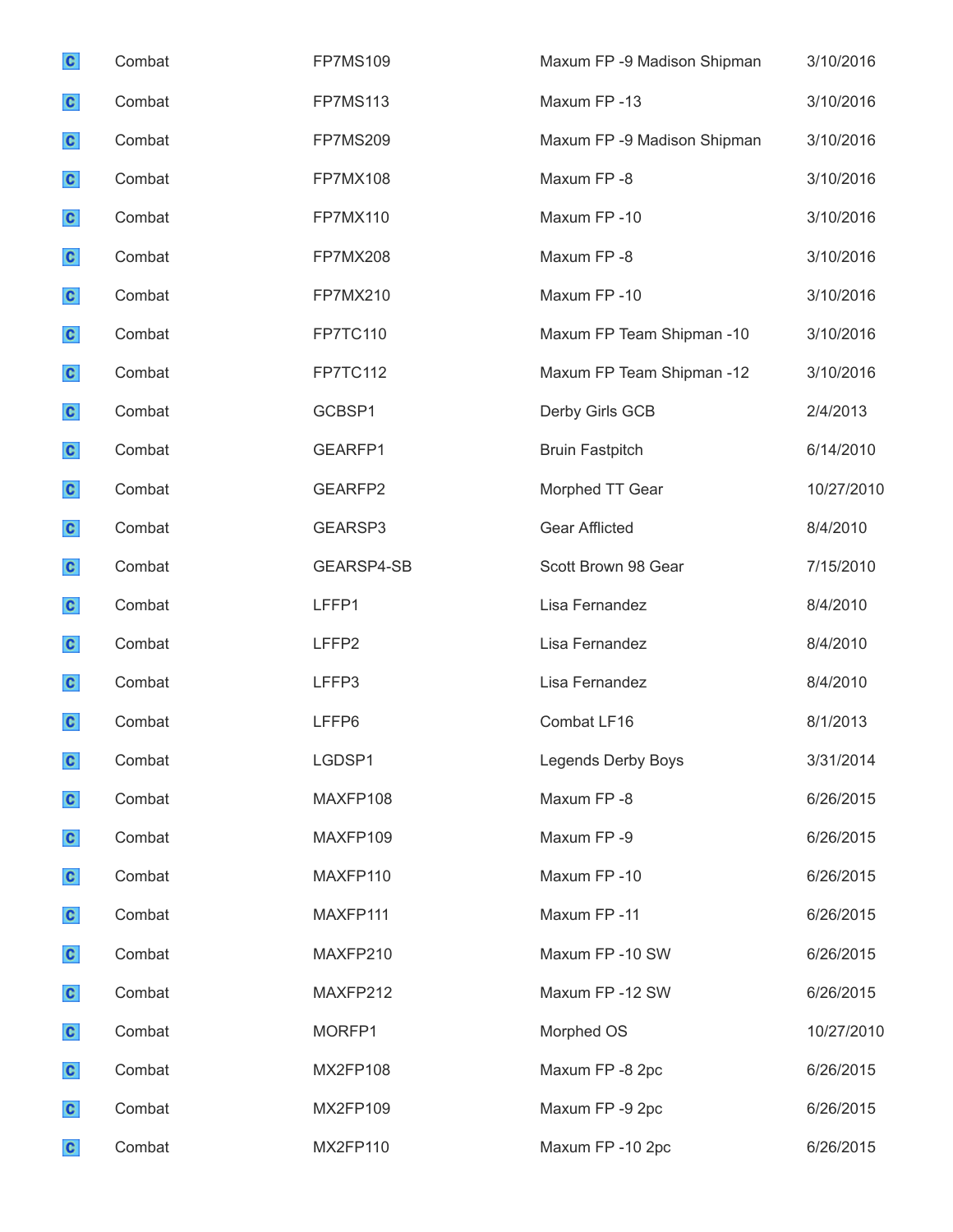| | | | | |
|---|---|---|---|---|
| C | Combat | FP7MS109 | Maxum FP -9 Madison Shipman | 3/10/2016 |
| C | Combat | FP7MS113 | Maxum FP -13 | 3/10/2016 |
| C | Combat | FP7MS209 | Maxum FP -9 Madison Shipman | 3/10/2016 |
| C | Combat | FP7MX108 | Maxum FP -8 | 3/10/2016 |
| C | Combat | FP7MX110 | Maxum FP -10 | 3/10/2016 |
| C | Combat | FP7MX208 | Maxum FP -8 | 3/10/2016 |
| C | Combat | FP7MX210 | Maxum FP -10 | 3/10/2016 |
| C | Combat | FP7TC110 | Maxum FP Team Shipman -10 | 3/10/2016 |
| C | Combat | FP7TC112 | Maxum FP Team Shipman -12 | 3/10/2016 |
| C | Combat | GCBSP1 | Derby Girls GCB | 2/4/2013 |
| C | Combat | GEARFP1 | Bruin Fastpitch | 6/14/2010 |
| C | Combat | GEARFP2 | Morphed TT Gear | 10/27/2010 |
| C | Combat | GEARSP3 | Gear Afflicted | 8/4/2010 |
| C | Combat | GEARSP4-SB | Scott Brown 98 Gear | 7/15/2010 |
| C | Combat | LFFP1 | Lisa Fernandez | 8/4/2010 |
| C | Combat | LFFP2 | Lisa Fernandez | 8/4/2010 |
| C | Combat | LFFP3 | Lisa Fernandez | 8/4/2010 |
| C | Combat | LFFP6 | Combat LF16 | 8/1/2013 |
| C | Combat | LGDSP1 | Legends Derby Boys | 3/31/2014 |
| C | Combat | MAXFP108 | Maxum FP -8 | 6/26/2015 |
| C | Combat | MAXFP109 | Maxum FP -9 | 6/26/2015 |
| C | Combat | MAXFP110 | Maxum FP -10 | 6/26/2015 |
| C | Combat | MAXFP111 | Maxum FP -11 | 6/26/2015 |
| C | Combat | MAXFP210 | Maxum FP -10 SW | 6/26/2015 |
| C | Combat | MAXFP212 | Maxum FP -12 SW | 6/26/2015 |
| C | Combat | MORFP1 | Morphed OS | 10/27/2010 |
| C | Combat | MX2FP108 | Maxum FP -8 2pc | 6/26/2015 |
| C | Combat | MX2FP109 | Maxum FP -9 2pc | 6/26/2015 |
| C | Combat | MX2FP110 | Maxum FP -10 2pc | 6/26/2015 |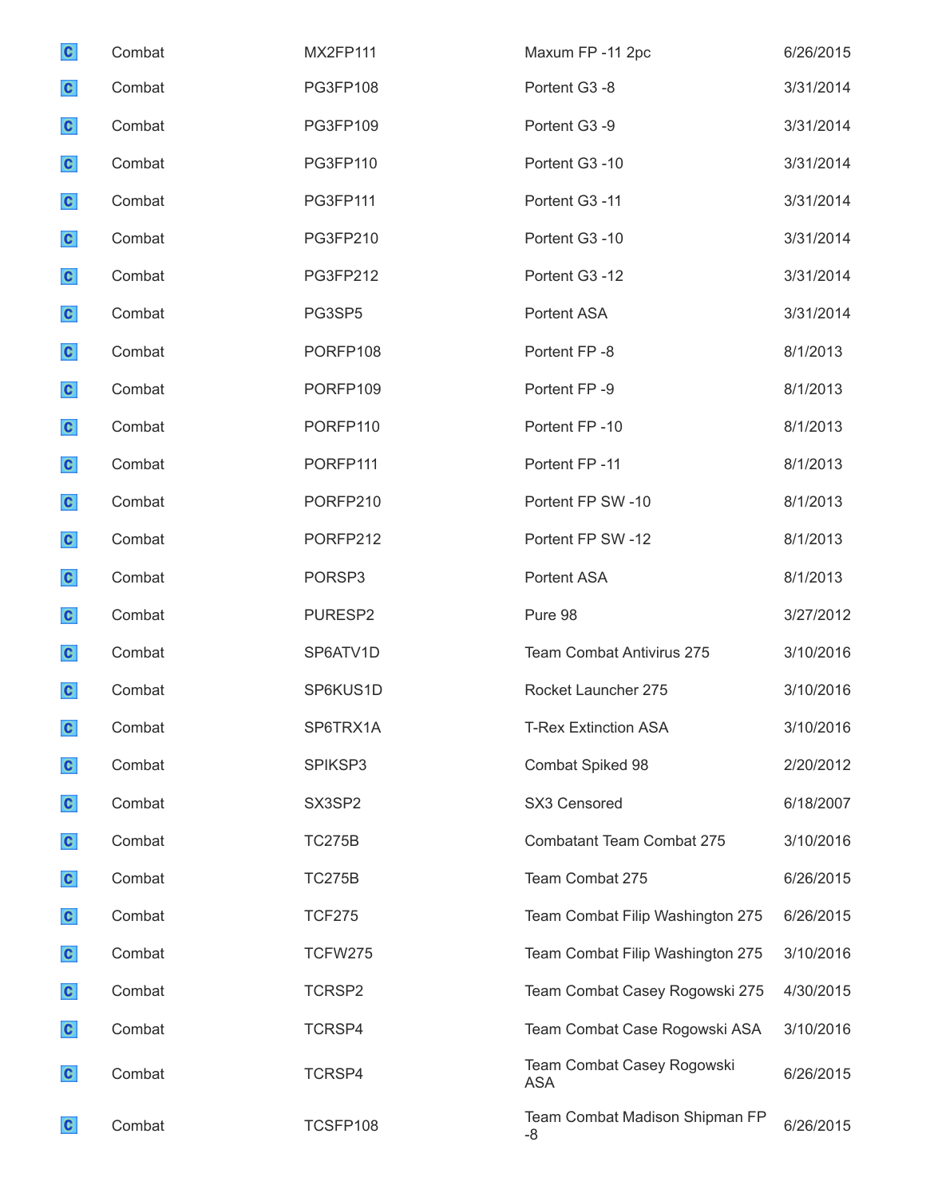| | | | | |
|---|---|---|---|---|
| C | Combat | MX2FP111 | Maxum FP -11 2pc | 6/26/2015 |
| C | Combat | PG3FP108 | Portent G3 -8 | 3/31/2014 |
| C | Combat | PG3FP109 | Portent G3 -9 | 3/31/2014 |
| C | Combat | PG3FP110 | Portent G3 -10 | 3/31/2014 |
| C | Combat | PG3FP111 | Portent G3 -11 | 3/31/2014 |
| C | Combat | PG3FP210 | Portent G3 -10 | 3/31/2014 |
| C | Combat | PG3FP212 | Portent G3 -12 | 3/31/2014 |
| C | Combat | PG3SP5 | Portent ASA | 3/31/2014 |
| C | Combat | PORFP108 | Portent FP -8 | 8/1/2013 |
| C | Combat | PORFP109 | Portent FP -9 | 8/1/2013 |
| C | Combat | PORFP110 | Portent FP -10 | 8/1/2013 |
| C | Combat | PORFP111 | Portent FP -11 | 8/1/2013 |
| C | Combat | PORFP210 | Portent FP SW -10 | 8/1/2013 |
| C | Combat | PORFP212 | Portent FP SW -12 | 8/1/2013 |
| C | Combat | PORSP3 | Portent ASA | 8/1/2013 |
| C | Combat | PURESP2 | Pure 98 | 3/27/2012 |
| C | Combat | SP6ATV1D | Team Combat Antivirus 275 | 3/10/2016 |
| C | Combat | SP6KUS1D | Rocket Launcher 275 | 3/10/2016 |
| C | Combat | SP6TRX1A | T-Rex Extinction ASA | 3/10/2016 |
| C | Combat | SPIKSP3 | Combat Spiked 98 | 2/20/2012 |
| C | Combat | SX3SP2 | SX3 Censored | 6/18/2007 |
| C | Combat | TC275B | Combatant Team Combat 275 | 3/10/2016 |
| C | Combat | TC275B | Team Combat 275 | 6/26/2015 |
| C | Combat | TCF275 | Team Combat Filip Washington 275 | 6/26/2015 |
| C | Combat | TCFW275 | Team Combat Filip Washington 275 | 3/10/2016 |
| C | Combat | TCRSP2 | Team Combat Casey Rogowski 275 | 4/30/2015 |
| C | Combat | TCRSP4 | Team Combat Case Rogowski ASA | 3/10/2016 |
| C | Combat | TCRSP4 | Team Combat Casey Rogowski ASA | 6/26/2015 |
| C | Combat | TCSFP108 | Team Combat Madison Shipman FP -8 | 6/26/2015 |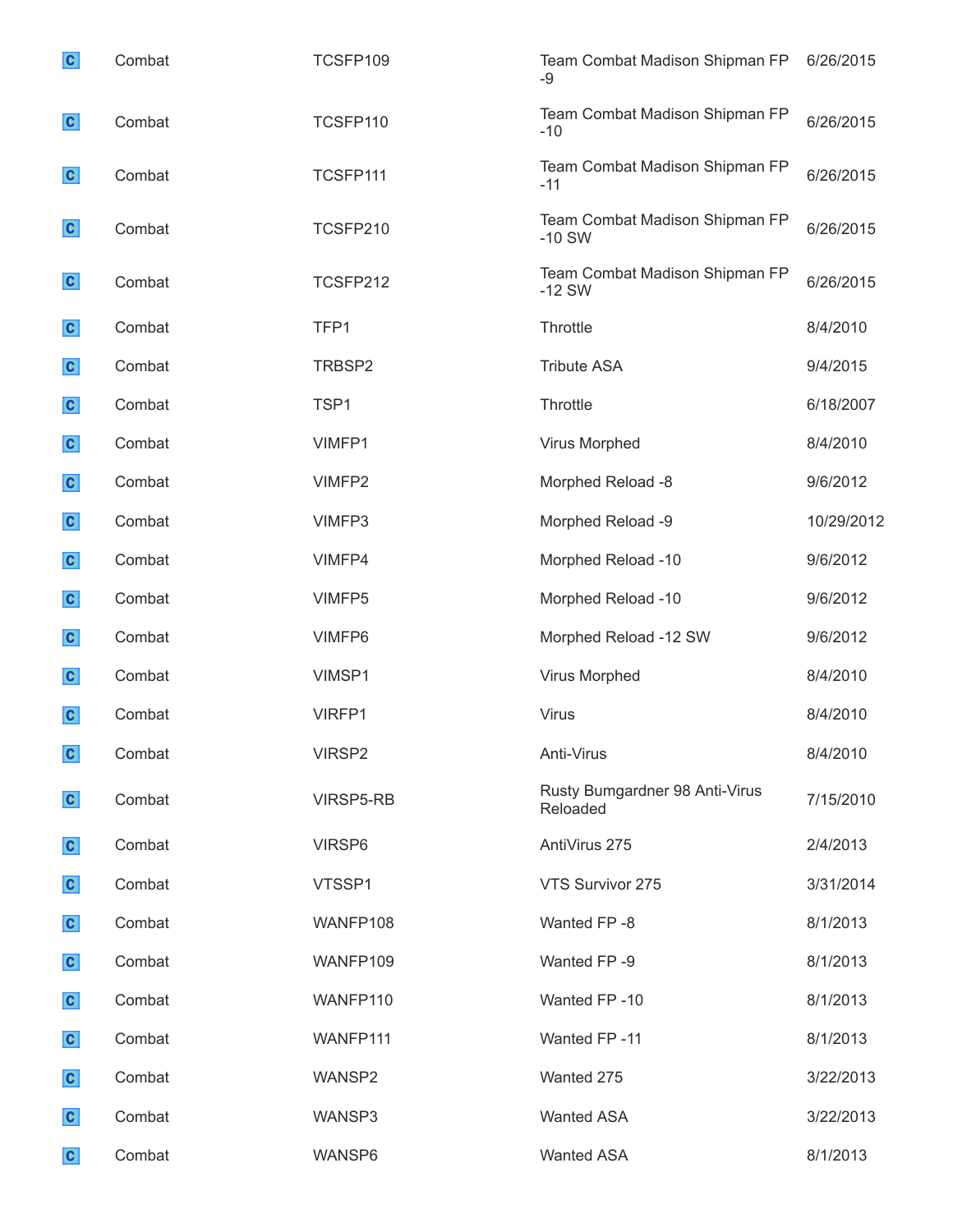| | | | | |
|---|---|---|---|---|
| C | Combat | TCSFP109 | Team Combat Madison Shipman FP -9 | 6/26/2015 |
| C | Combat | TCSFP110 | Team Combat Madison Shipman FP -10 | 6/26/2015 |
| C | Combat | TCSFP111 | Team Combat Madison Shipman FP -11 | 6/26/2015 |
| C | Combat | TCSFP210 | Team Combat Madison Shipman FP -10 SW | 6/26/2015 |
| C | Combat | TCSFP212 | Team Combat Madison Shipman FP -12 SW | 6/26/2015 |
| C | Combat | TFP1 | Throttle | 8/4/2010 |
| C | Combat | TRBSP2 | Tribute ASA | 9/4/2015 |
| C | Combat | TSP1 | Throttle | 6/18/2007 |
| C | Combat | VIMFP1 | Virus Morphed | 8/4/2010 |
| C | Combat | VIMFP2 | Morphed Reload -8 | 9/6/2012 |
| C | Combat | VIMFP3 | Morphed Reload -9 | 10/29/2012 |
| C | Combat | VIMFP4 | Morphed Reload -10 | 9/6/2012 |
| C | Combat | VIMFP5 | Morphed Reload -10 | 9/6/2012 |
| C | Combat | VIMFP6 | Morphed Reload -12 SW | 9/6/2012 |
| C | Combat | VIMSP1 | Virus Morphed | 8/4/2010 |
| C | Combat | VIRFP1 | Virus | 8/4/2010 |
| C | Combat | VIRSP2 | Anti-Virus | 8/4/2010 |
| C | Combat | VIRSP5-RB | Rusty Bumgardner 98 Anti-Virus Reloaded | 7/15/2010 |
| C | Combat | VIRSP6 | AntiVirus 275 | 2/4/2013 |
| C | Combat | VTSSP1 | VTS Survivor 275 | 3/31/2014 |
| C | Combat | WANFP108 | Wanted FP -8 | 8/1/2013 |
| C | Combat | WANFP109 | Wanted FP -9 | 8/1/2013 |
| C | Combat | WANFP110 | Wanted FP -10 | 8/1/2013 |
| C | Combat | WANFP111 | Wanted FP -11 | 8/1/2013 |
| C | Combat | WANSP2 | Wanted 275 | 3/22/2013 |
| C | Combat | WANSP3 | Wanted ASA | 3/22/2013 |
| C | Combat | WANSP6 | Wanted ASA | 8/1/2013 |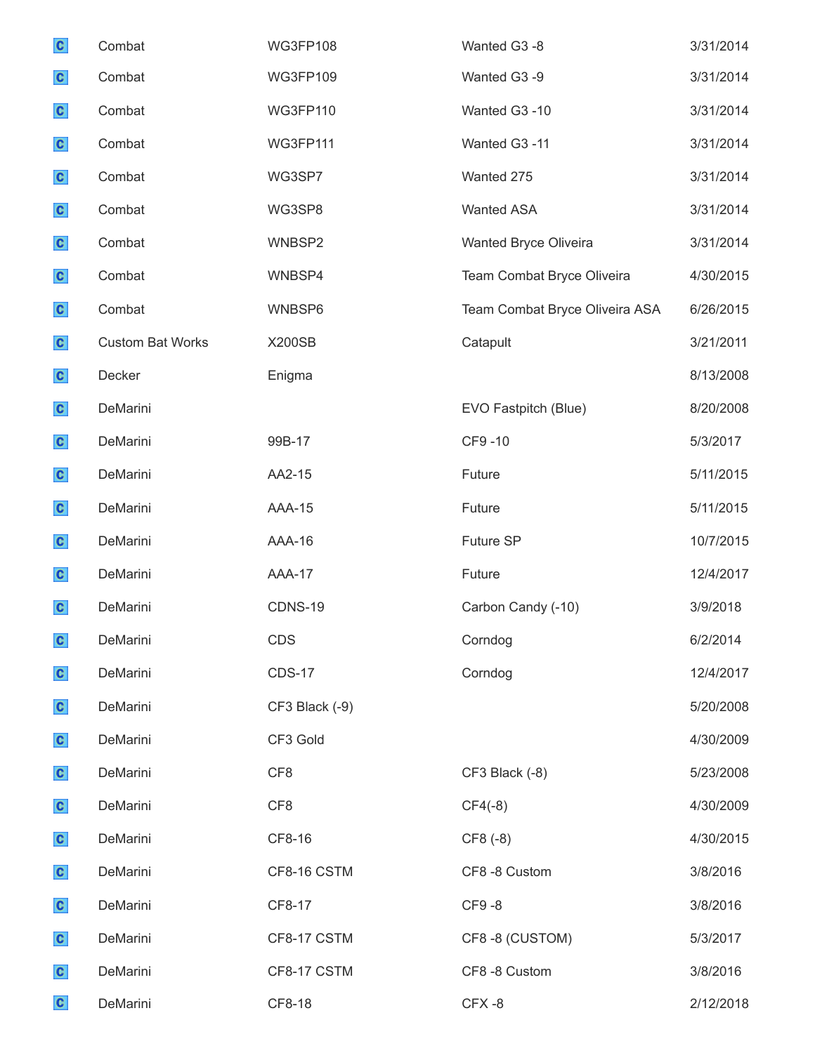| | | | | |
|---|---|---|---|---|
| C | Combat | WG3FP108 | Wanted G3 -8 | 3/31/2014 |
| C | Combat | WG3FP109 | Wanted G3 -9 | 3/31/2014 |
| C | Combat | WG3FP110 | Wanted G3 -10 | 3/31/2014 |
| C | Combat | WG3FP111 | Wanted G3 -11 | 3/31/2014 |
| C | Combat | WG3SP7 | Wanted 275 | 3/31/2014 |
| C | Combat | WG3SP8 | Wanted ASA | 3/31/2014 |
| C | Combat | WNBSP2 | Wanted Bryce Oliveira | 3/31/2014 |
| C | Combat | WNBSP4 | Team Combat Bryce Oliveira | 4/30/2015 |
| C | Combat | WNBSP6 | Team Combat Bryce Oliveira ASA | 6/26/2015 |
| C | Custom Bat Works | X200SB | Catapult | 3/21/2011 |
| C | Decker | Enigma | | 8/13/2008 |
| C | DeMarini | | EVO Fastpitch (Blue) | 8/20/2008 |
| C | DeMarini | 99B-17 | CF9 -10 | 5/3/2017 |
| C | DeMarini | AA2-15 | Future | 5/11/2015 |
| C | DeMarini | AAA-15 | Future | 5/11/2015 |
| C | DeMarini | AAA-16 | Future SP | 10/7/2015 |
| C | DeMarini | AAA-17 | Future | 12/4/2017 |
| C | DeMarini | CDNS-19 | Carbon Candy (-10) | 3/9/2018 |
| C | DeMarini | CDS | Corndog | 6/2/2014 |
| C | DeMarini | CDS-17 | Corndog | 12/4/2017 |
| C | DeMarini | CF3 Black (-9) | | 5/20/2008 |
| C | DeMarini | CF3 Gold | | 4/30/2009 |
| C | DeMarini | CF8 | CF3 Black (-8) | 5/23/2008 |
| C | DeMarini | CF8 | CF4(-8) | 4/30/2009 |
| C | DeMarini | CF8-16 | CF8 (-8) | 4/30/2015 |
| C | DeMarini | CF8-16 CSTM | CF8 -8 Custom | 3/8/2016 |
| C | DeMarini | CF8-17 | CF9 -8 | 3/8/2016 |
| C | DeMarini | CF8-17 CSTM | CF8 -8 (CUSTOM) | 5/3/2017 |
| C | DeMarini | CF8-17 CSTM | CF8 -8 Custom | 3/8/2016 |
| C | DeMarini | CF8-18 | CFX -8 | 2/12/2018 |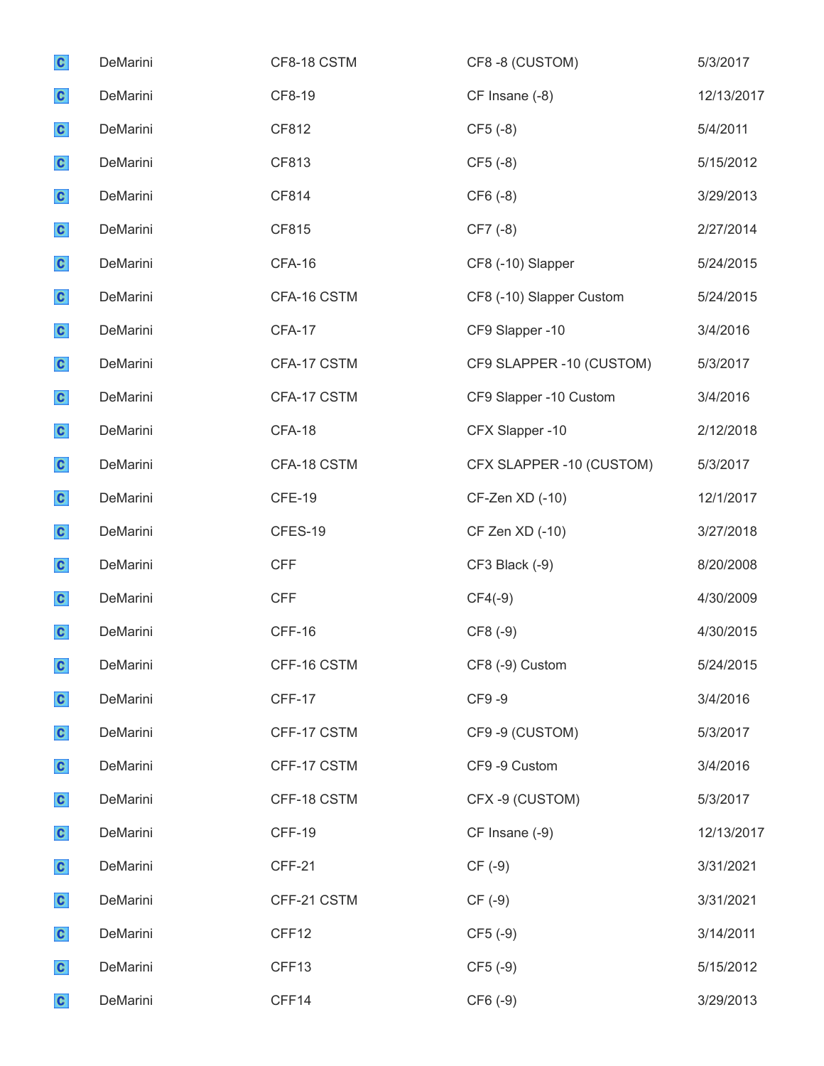| | | | | |
|---|---|---|---|---|
| C | DeMarini | CF8-18 CSTM | CF8 -8 (CUSTOM) | 5/3/2017 |
| C | DeMarini | CF8-19 | CF Insane (-8) | 12/13/2017 |
| C | DeMarini | CF812 | CF5 (-8) | 5/4/2011 |
| C | DeMarini | CF813 | CF5 (-8) | 5/15/2012 |
| C | DeMarini | CF814 | CF6 (-8) | 3/29/2013 |
| C | DeMarini | CF815 | CF7 (-8) | 2/27/2014 |
| C | DeMarini | CFA-16 | CF8 (-10) Slapper | 5/24/2015 |
| C | DeMarini | CFA-16 CSTM | CF8 (-10) Slapper Custom | 5/24/2015 |
| C | DeMarini | CFA-17 | CF9 Slapper -10 | 3/4/2016 |
| C | DeMarini | CFA-17 CSTM | CF9 SLAPPER -10 (CUSTOM) | 5/3/2017 |
| C | DeMarini | CFA-17 CSTM | CF9 Slapper -10 Custom | 3/4/2016 |
| C | DeMarini | CFA-18 | CFX Slapper -10 | 2/12/2018 |
| C | DeMarini | CFA-18 CSTM | CFX SLAPPER -10 (CUSTOM) | 5/3/2017 |
| C | DeMarini | CFE-19 | CF-Zen XD (-10) | 12/1/2017 |
| C | DeMarini | CFES-19 | CF Zen XD (-10) | 3/27/2018 |
| C | DeMarini | CFF | CF3 Black (-9) | 8/20/2008 |
| C | DeMarini | CFF | CF4(-9) | 4/30/2009 |
| C | DeMarini | CFF-16 | CF8 (-9) | 4/30/2015 |
| C | DeMarini | CFF-16 CSTM | CF8 (-9) Custom | 5/24/2015 |
| C | DeMarini | CFF-17 | CF9 -9 | 3/4/2016 |
| C | DeMarini | CFF-17 CSTM | CF9 -9 (CUSTOM) | 5/3/2017 |
| C | DeMarini | CFF-17 CSTM | CF9 -9 Custom | 3/4/2016 |
| C | DeMarini | CFF-18 CSTM | CFX -9 (CUSTOM) | 5/3/2017 |
| C | DeMarini | CFF-19 | CF Insane (-9) | 12/13/2017 |
| C | DeMarini | CFF-21 | CF (-9) | 3/31/2021 |
| C | DeMarini | CFF-21 CSTM | CF (-9) | 3/31/2021 |
| C | DeMarini | CFF12 | CF5 (-9) | 3/14/2011 |
| C | DeMarini | CFF13 | CF5 (-9) | 5/15/2012 |
| C | DeMarini | CFF14 | CF6 (-9) | 3/29/2013 |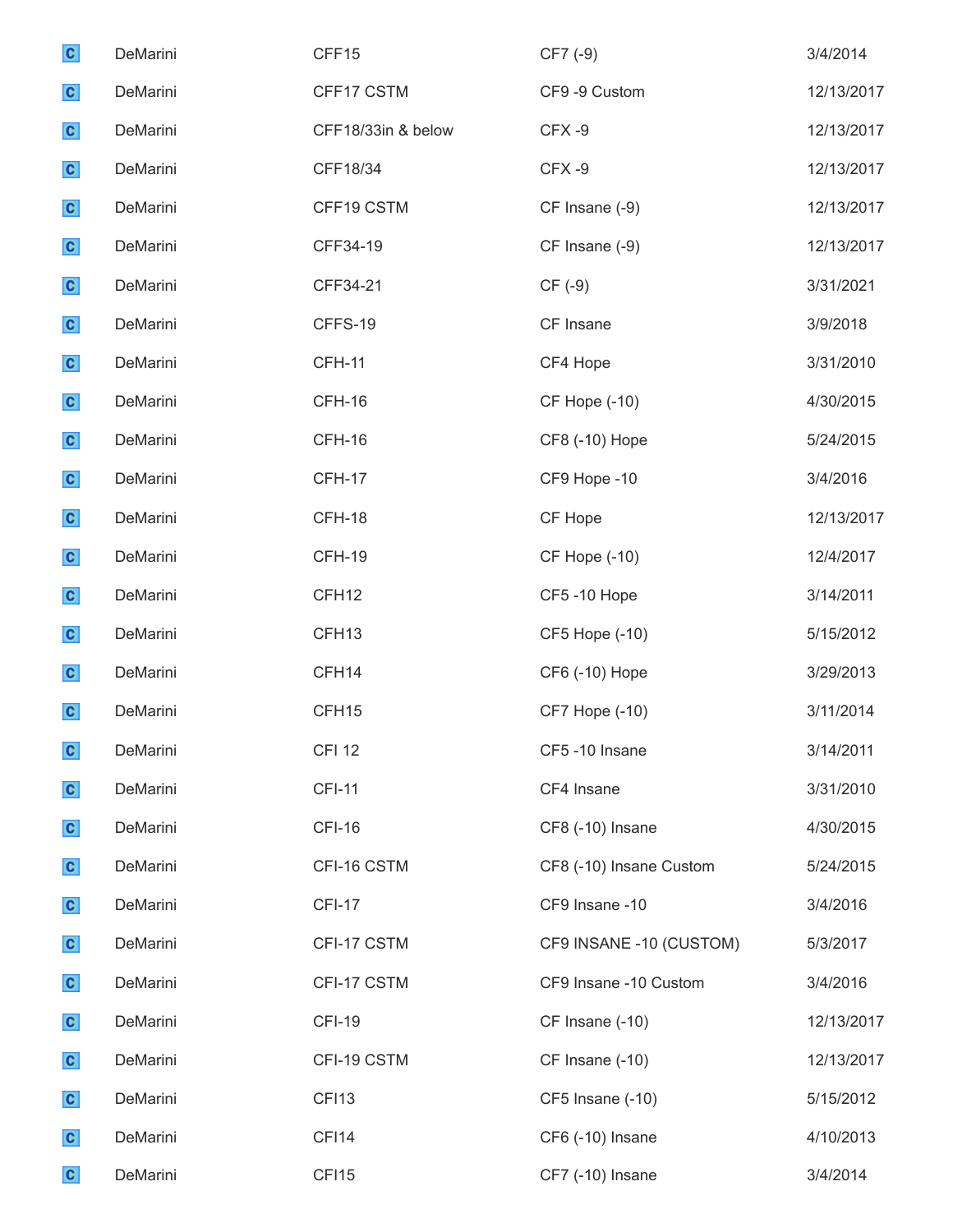| | | | | |
|---|---|---|---|---|
| C | DeMarini | CFF15 | CF7 (-9) | 3/4/2014 |
| C | DeMarini | CFF17 CSTM | CF9 -9 Custom | 12/13/2017 |
| C | DeMarini | CFF18/33in & below | CFX -9 | 12/13/2017 |
| C | DeMarini | CFF18/34 | CFX -9 | 12/13/2017 |
| C | DeMarini | CFF19 CSTM | CF Insane (-9) | 12/13/2017 |
| C | DeMarini | CFF34-19 | CF Insane (-9) | 12/13/2017 |
| C | DeMarini | CFF34-21 | CF (-9) | 3/31/2021 |
| C | DeMarini | CFFS-19 | CF Insane | 3/9/2018 |
| C | DeMarini | CFH-11 | CF4 Hope | 3/31/2010 |
| C | DeMarini | CFH-16 | CF Hope (-10) | 4/30/2015 |
| C | DeMarini | CFH-16 | CF8 (-10) Hope | 5/24/2015 |
| C | DeMarini | CFH-17 | CF9 Hope -10 | 3/4/2016 |
| C | DeMarini | CFH-18 | CF Hope | 12/13/2017 |
| C | DeMarini | CFH-19 | CF Hope (-10) | 12/4/2017 |
| C | DeMarini | CFH12 | CF5 -10 Hope | 3/14/2011 |
| C | DeMarini | CFH13 | CF5 Hope (-10) | 5/15/2012 |
| C | DeMarini | CFH14 | CF6 (-10) Hope | 3/29/2013 |
| C | DeMarini | CFH15 | CF7 Hope (-10) | 3/11/2014 |
| C | DeMarini | CFI 12 | CF5 -10 Insane | 3/14/2011 |
| C | DeMarini | CFI-11 | CF4 Insane | 3/31/2010 |
| C | DeMarini | CFI-16 | CF8 (-10) Insane | 4/30/2015 |
| C | DeMarini | CFI-16 CSTM | CF8 (-10) Insane Custom | 5/24/2015 |
| C | DeMarini | CFI-17 | CF9 Insane -10 | 3/4/2016 |
| C | DeMarini | CFI-17 CSTM | CF9 INSANE -10 (CUSTOM) | 5/3/2017 |
| C | DeMarini | CFI-17 CSTM | CF9 Insane -10 Custom | 3/4/2016 |
| C | DeMarini | CFI-19 | CF Insane (-10) | 12/13/2017 |
| C | DeMarini | CFI-19 CSTM | CF Insane (-10) | 12/13/2017 |
| C | DeMarini | CFI13 | CF5 Insane (-10) | 5/15/2012 |
| C | DeMarini | CFI14 | CF6 (-10) Insane | 4/10/2013 |
| C | DeMarini | CFI15 | CF7 (-10) Insane | 3/4/2014 |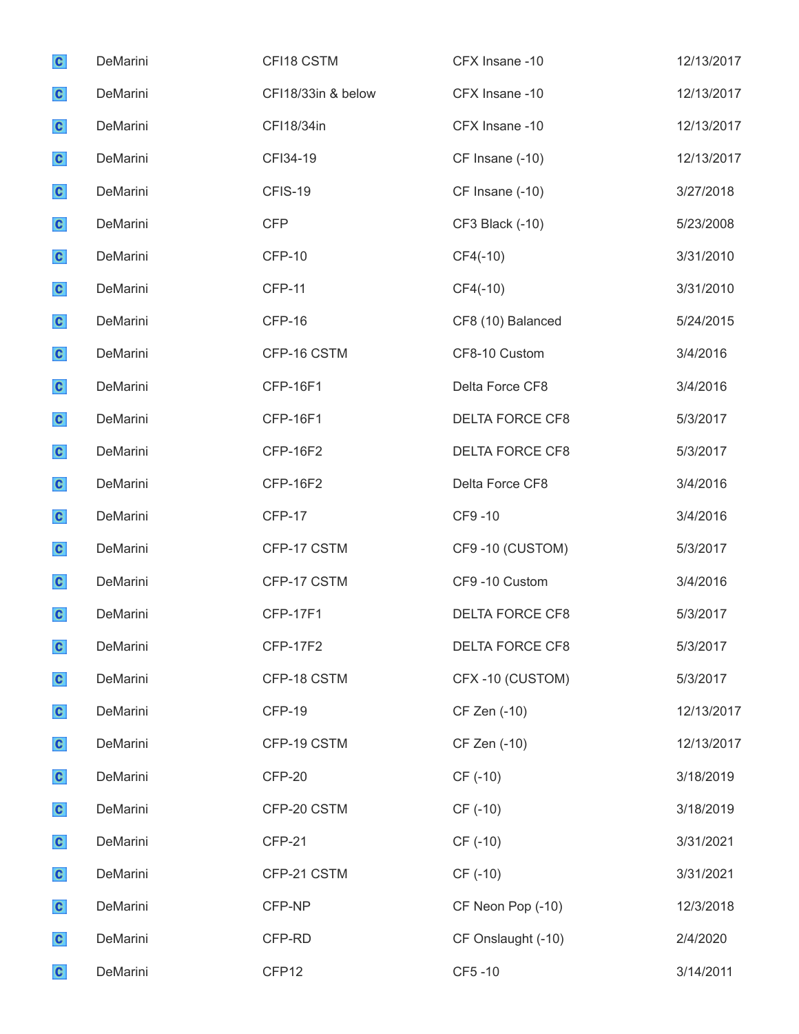| | | | | |
|---|---|---|---|---|
| C | DeMarini | CFI18 CSTM | CFX Insane -10 | 12/13/2017 |
| C | DeMarini | CFI18/33in & below | CFX Insane -10 | 12/13/2017 |
| C | DeMarini | CFI18/34in | CFX Insane -10 | 12/13/2017 |
| C | DeMarini | CFI34-19 | CF Insane (-10) | 12/13/2017 |
| C | DeMarini | CFIS-19 | CF Insane (-10) | 3/27/2018 |
| C | DeMarini | CFP | CF3 Black (-10) | 5/23/2008 |
| C | DeMarini | CFP-10 | CF4(-10) | 3/31/2010 |
| C | DeMarini | CFP-11 | CF4(-10) | 3/31/2010 |
| C | DeMarini | CFP-16 | CF8 (10) Balanced | 5/24/2015 |
| C | DeMarini | CFP-16 CSTM | CF8-10 Custom | 3/4/2016 |
| C | DeMarini | CFP-16F1 | Delta Force CF8 | 3/4/2016 |
| C | DeMarini | CFP-16F1 | DELTA FORCE CF8 | 5/3/2017 |
| C | DeMarini | CFP-16F2 | DELTA FORCE CF8 | 5/3/2017 |
| C | DeMarini | CFP-16F2 | Delta Force CF8 | 3/4/2016 |
| C | DeMarini | CFP-17 | CF9 -10 | 3/4/2016 |
| C | DeMarini | CFP-17 CSTM | CF9 -10 (CUSTOM) | 5/3/2017 |
| C | DeMarini | CFP-17 CSTM | CF9 -10 Custom | 3/4/2016 |
| C | DeMarini | CFP-17F1 | DELTA FORCE CF8 | 5/3/2017 |
| C | DeMarini | CFP-17F2 | DELTA FORCE CF8 | 5/3/2017 |
| C | DeMarini | CFP-18 CSTM | CFX -10 (CUSTOM) | 5/3/2017 |
| C | DeMarini | CFP-19 | CF Zen (-10) | 12/13/2017 |
| C | DeMarini | CFP-19 CSTM | CF Zen (-10) | 12/13/2017 |
| C | DeMarini | CFP-20 | CF (-10) | 3/18/2019 |
| C | DeMarini | CFP-20 CSTM | CF (-10) | 3/18/2019 |
| C | DeMarini | CFP-21 | CF (-10) | 3/31/2021 |
| C | DeMarini | CFP-21 CSTM | CF (-10) | 3/31/2021 |
| C | DeMarini | CFP-NP | CF Neon Pop (-10) | 12/3/2018 |
| C | DeMarini | CFP-RD | CF Onslaught (-10) | 2/4/2020 |
| C | DeMarini | CFP12 | CF5 -10 | 3/14/2011 |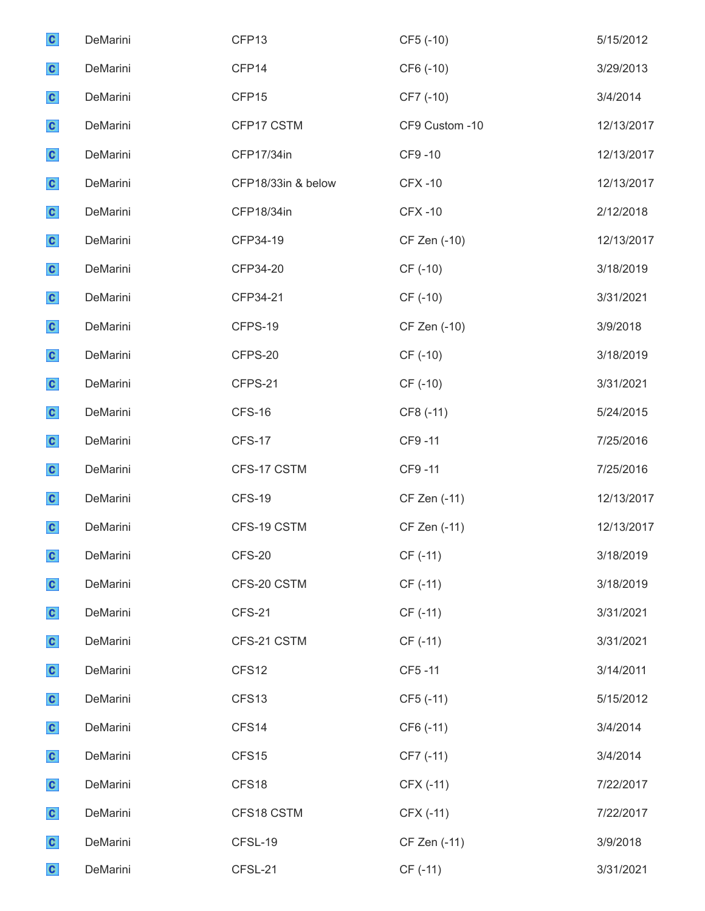| | | | | |
|---|---|---|---|---|
| C | DeMarini | CFP13 | CF5 (-10) | 5/15/2012 |
| C | DeMarini | CFP14 | CF6 (-10) | 3/29/2013 |
| C | DeMarini | CFP15 | CF7 (-10) | 3/4/2014 |
| C | DeMarini | CFP17 CSTM | CF9 Custom -10 | 12/13/2017 |
| C | DeMarini | CFP17/34in | CF9 -10 | 12/13/2017 |
| C | DeMarini | CFP18/33in & below | CFX -10 | 12/13/2017 |
| C | DeMarini | CFP18/34in | CFX -10 | 2/12/2018 |
| C | DeMarini | CFP34-19 | CF Zen (-10) | 12/13/2017 |
| C | DeMarini | CFP34-20 | CF (-10) | 3/18/2019 |
| C | DeMarini | CFP34-21 | CF (-10) | 3/31/2021 |
| C | DeMarini | CFPS-19 | CF Zen (-10) | 3/9/2018 |
| C | DeMarini | CFPS-20 | CF (-10) | 3/18/2019 |
| C | DeMarini | CFPS-21 | CF (-10) | 3/31/2021 |
| C | DeMarini | CFS-16 | CF8 (-11) | 5/24/2015 |
| C | DeMarini | CFS-17 | CF9 -11 | 7/25/2016 |
| C | DeMarini | CFS-17 CSTM | CF9 -11 | 7/25/2016 |
| C | DeMarini | CFS-19 | CF Zen (-11) | 12/13/2017 |
| C | DeMarini | CFS-19 CSTM | CF Zen (-11) | 12/13/2017 |
| C | DeMarini | CFS-20 | CF (-11) | 3/18/2019 |
| C | DeMarini | CFS-20 CSTM | CF (-11) | 3/18/2019 |
| C | DeMarini | CFS-21 | CF (-11) | 3/31/2021 |
| C | DeMarini | CFS-21 CSTM | CF (-11) | 3/31/2021 |
| C | DeMarini | CFS12 | CF5 -11 | 3/14/2011 |
| C | DeMarini | CFS13 | CF5 (-11) | 5/15/2012 |
| C | DeMarini | CFS14 | CF6 (-11) | 3/4/2014 |
| C | DeMarini | CFS15 | CF7 (-11) | 3/4/2014 |
| C | DeMarini | CFS18 | CFX (-11) | 7/22/2017 |
| C | DeMarini | CFS18 CSTM | CFX (-11) | 7/22/2017 |
| C | DeMarini | CFSL-19 | CF Zen (-11) | 3/9/2018 |
| C | DeMarini | CFSL-21 | CF (-11) | 3/31/2021 |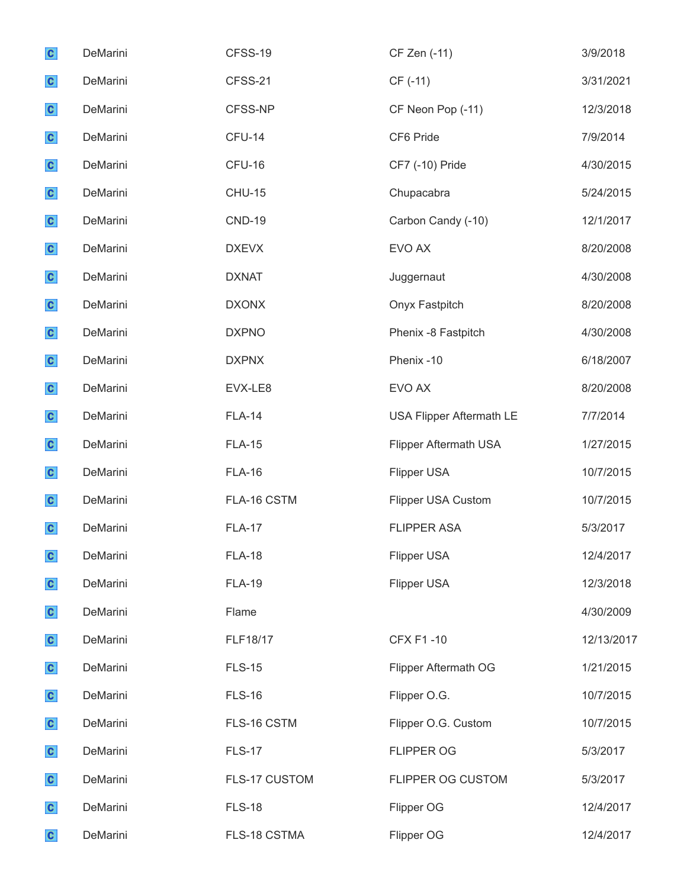| | | | | |
|---|---|---|---|---|
| C | DeMarini | CFSS-19 | CF Zen (-11) | 3/9/2018 |
| C | DeMarini | CFSS-21 | CF (-11) | 3/31/2021 |
| C | DeMarini | CFSS-NP | CF Neon Pop (-11) | 12/3/2018 |
| C | DeMarini | CFU-14 | CF6 Pride | 7/9/2014 |
| C | DeMarini | CFU-16 | CF7 (-10) Pride | 4/30/2015 |
| C | DeMarini | CHU-15 | Chupacabra | 5/24/2015 |
| C | DeMarini | CND-19 | Carbon Candy (-10) | 12/1/2017 |
| C | DeMarini | DXEVX | EVO AX | 8/20/2008 |
| C | DeMarini | DXNAT | Juggernaut | 4/30/2008 |
| C | DeMarini | DXONX | Onyx Fastpitch | 8/20/2008 |
| C | DeMarini | DXPNO | Phenix -8 Fastpitch | 4/30/2008 |
| C | DeMarini | DXPNX | Phenix -10 | 6/18/2007 |
| C | DeMarini | EVX-LE8 | EVO AX | 8/20/2008 |
| C | DeMarini | FLA-14 | USA Flipper Aftermath LE | 7/7/2014 |
| C | DeMarini | FLA-15 | Flipper Aftermath USA | 1/27/2015 |
| C | DeMarini | FLA-16 | Flipper USA | 10/7/2015 |
| C | DeMarini | FLA-16 CSTM | Flipper USA Custom | 10/7/2015 |
| C | DeMarini | FLA-17 | FLIPPER ASA | 5/3/2017 |
| C | DeMarini | FLA-18 | Flipper USA | 12/4/2017 |
| C | DeMarini | FLA-19 | Flipper USA | 12/3/2018 |
| C | DeMarini | Flame | | 4/30/2009 |
| C | DeMarini | FLF18/17 | CFX F1 -10 | 12/13/2017 |
| C | DeMarini | FLS-15 | Flipper Aftermath OG | 1/21/2015 |
| C | DeMarini | FLS-16 | Flipper O.G. | 10/7/2015 |
| C | DeMarini | FLS-16 CSTM | Flipper O.G. Custom | 10/7/2015 |
| C | DeMarini | FLS-17 | FLIPPER OG | 5/3/2017 |
| C | DeMarini | FLS-17 CUSTOM | FLIPPER OG CUSTOM | 5/3/2017 |
| C | DeMarini | FLS-18 | Flipper OG | 12/4/2017 |
| C | DeMarini | FLS-18 CSTMA | Flipper OG | 12/4/2017 |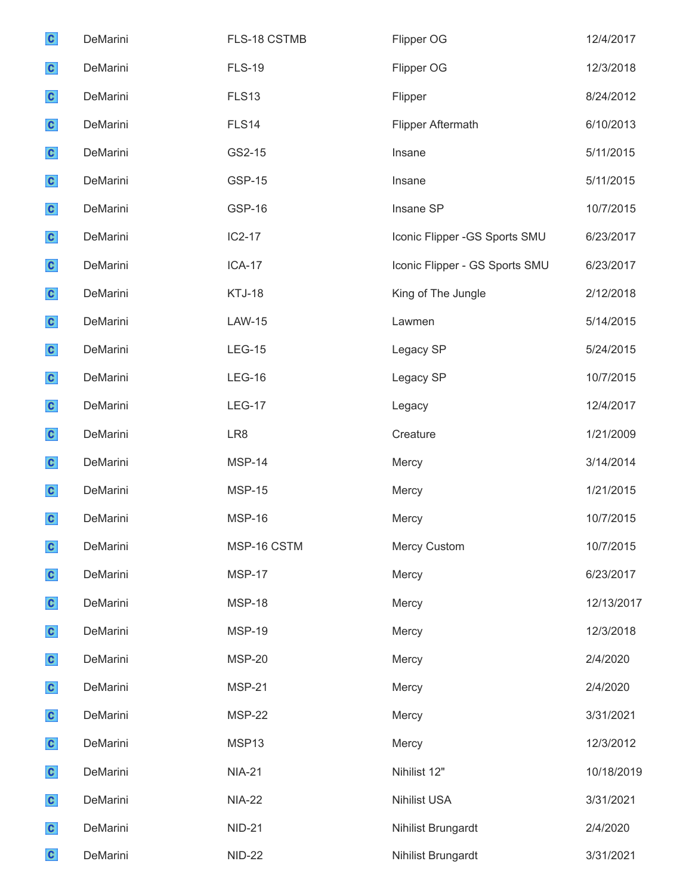| | | | | |
|---|---|---|---|---|
| C | DeMarini | FLS-18 CSTMB | Flipper OG | 12/4/2017 |
| C | DeMarini | FLS-19 | Flipper OG | 12/3/2018 |
| C | DeMarini | FLS13 | Flipper | 8/24/2012 |
| C | DeMarini | FLS14 | Flipper Aftermath | 6/10/2013 |
| C | DeMarini | GS2-15 | Insane | 5/11/2015 |
| C | DeMarini | GSP-15 | Insane | 5/11/2015 |
| C | DeMarini | GSP-16 | Insane SP | 10/7/2015 |
| C | DeMarini | IC2-17 | Iconic Flipper -GS Sports SMU | 6/23/2017 |
| C | DeMarini | ICA-17 | Iconic Flipper - GS Sports SMU | 6/23/2017 |
| C | DeMarini | KTJ-18 | King of The Jungle | 2/12/2018 |
| C | DeMarini | LAW-15 | Lawmen | 5/14/2015 |
| C | DeMarini | LEG-15 | Legacy SP | 5/24/2015 |
| C | DeMarini | LEG-16 | Legacy SP | 10/7/2015 |
| C | DeMarini | LEG-17 | Legacy | 12/4/2017 |
| C | DeMarini | LR8 | Creature | 1/21/2009 |
| C | DeMarini | MSP-14 | Mercy | 3/14/2014 |
| C | DeMarini | MSP-15 | Mercy | 1/21/2015 |
| C | DeMarini | MSP-16 | Mercy | 10/7/2015 |
| C | DeMarini | MSP-16 CSTM | Mercy Custom | 10/7/2015 |
| C | DeMarini | MSP-17 | Mercy | 6/23/2017 |
| C | DeMarini | MSP-18 | Mercy | 12/13/2017 |
| C | DeMarini | MSP-19 | Mercy | 12/3/2018 |
| C | DeMarini | MSP-20 | Mercy | 2/4/2020 |
| C | DeMarini | MSP-21 | Mercy | 2/4/2020 |
| C | DeMarini | MSP-22 | Mercy | 3/31/2021 |
| C | DeMarini | MSP13 | Mercy | 12/3/2012 |
| C | DeMarini | NIA-21 | Nihilist 12" | 10/18/2019 |
| C | DeMarini | NIA-22 | Nihilist USA | 3/31/2021 |
| C | DeMarini | NID-21 | Nihilist Brungardt | 2/4/2020 |
| C | DeMarini | NID-22 | Nihilist Brungardt | 3/31/2021 |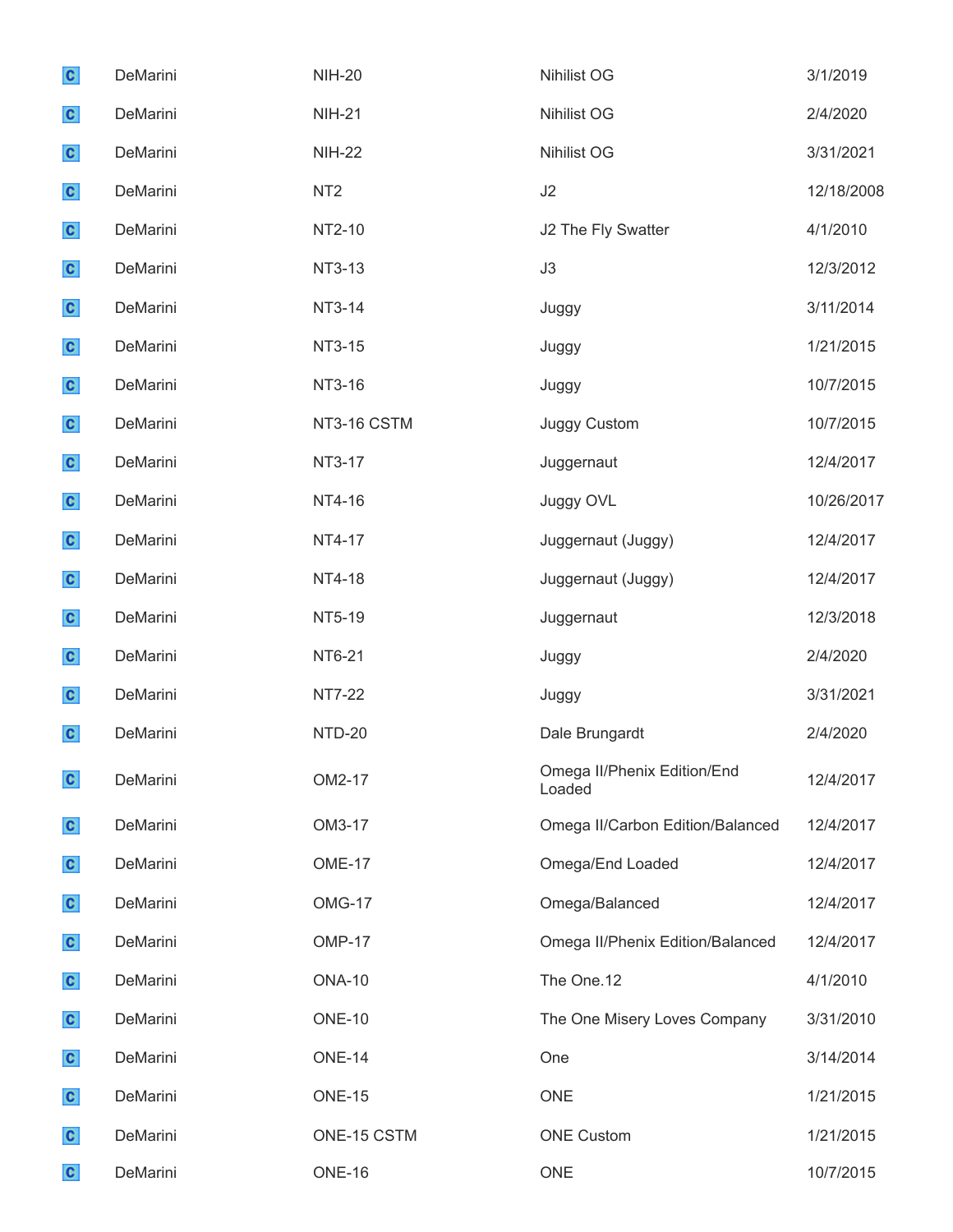| | | | | |
|---|---|---|---|---|
| C | DeMarini | NIH-20 | Nihilist OG | 3/1/2019 |
| C | DeMarini | NIH-21 | Nihilist OG | 2/4/2020 |
| C | DeMarini | NIH-22 | Nihilist OG | 3/31/2021 |
| C | DeMarini | NT2 | J2 | 12/18/2008 |
| C | DeMarini | NT2-10 | J2 The Fly Swatter | 4/1/2010 |
| C | DeMarini | NT3-13 | J3 | 12/3/2012 |
| C | DeMarini | NT3-14 | Juggy | 3/11/2014 |
| C | DeMarini | NT3-15 | Juggy | 1/21/2015 |
| C | DeMarini | NT3-16 | Juggy | 10/7/2015 |
| C | DeMarini | NT3-16 CSTM | Juggy Custom | 10/7/2015 |
| C | DeMarini | NT3-17 | Juggernaut | 12/4/2017 |
| C | DeMarini | NT4-16 | Juggy OVL | 10/26/2017 |
| C | DeMarini | NT4-17 | Juggernaut (Juggy) | 12/4/2017 |
| C | DeMarini | NT4-18 | Juggernaut (Juggy) | 12/4/2017 |
| C | DeMarini | NT5-19 | Juggernaut | 12/3/2018 |
| C | DeMarini | NT6-21 | Juggy | 2/4/2020 |
| C | DeMarini | NT7-22 | Juggy | 3/31/2021 |
| C | DeMarini | NTD-20 | Dale Brungardt | 2/4/2020 |
| C | DeMarini | OM2-17 | Omega II/Phenix Edition/End Loaded | 12/4/2017 |
| C | DeMarini | OM3-17 | Omega II/Carbon Edition/Balanced | 12/4/2017 |
| C | DeMarini | OME-17 | Omega/End Loaded | 12/4/2017 |
| C | DeMarini | OMG-17 | Omega/Balanced | 12/4/2017 |
| C | DeMarini | OMP-17 | Omega II/Phenix Edition/Balanced | 12/4/2017 |
| C | DeMarini | ONA-10 | The One.12 | 4/1/2010 |
| C | DeMarini | ONE-10 | The One Misery Loves Company | 3/31/2010 |
| C | DeMarini | ONE-14 | One | 3/14/2014 |
| C | DeMarini | ONE-15 | ONE | 1/21/2015 |
| C | DeMarini | ONE-15 CSTM | ONE Custom | 1/21/2015 |
| C | DeMarini | ONE-16 | ONE | 10/7/2015 |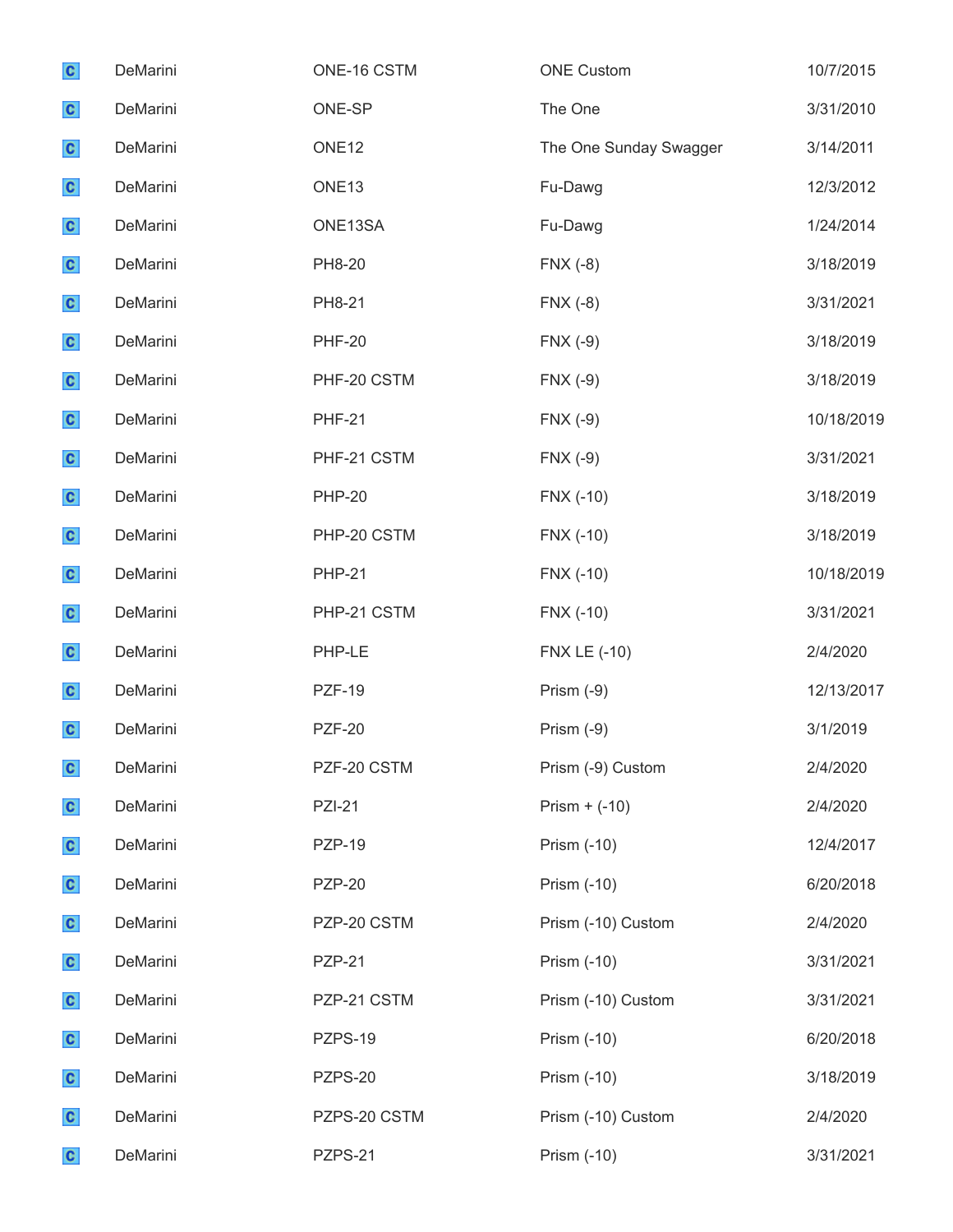| | | | | |
|---|---|---|---|---|
| C | DeMarini | ONE-16 CSTM | ONE Custom | 10/7/2015 |
| C | DeMarini | ONE-SP | The One | 3/31/2010 |
| C | DeMarini | ONE12 | The One Sunday Swagger | 3/14/2011 |
| C | DeMarini | ONE13 | Fu-Dawg | 12/3/2012 |
| C | DeMarini | ONE13SA | Fu-Dawg | 1/24/2014 |
| C | DeMarini | PH8-20 | FNX (-8) | 3/18/2019 |
| C | DeMarini | PH8-21 | FNX (-8) | 3/31/2021 |
| C | DeMarini | PHF-20 | FNX (-9) | 3/18/2019 |
| C | DeMarini | PHF-20 CSTM | FNX (-9) | 3/18/2019 |
| C | DeMarini | PHF-21 | FNX (-9) | 10/18/2019 |
| C | DeMarini | PHF-21 CSTM | FNX (-9) | 3/31/2021 |
| C | DeMarini | PHP-20 | FNX (-10) | 3/18/2019 |
| C | DeMarini | PHP-20 CSTM | FNX (-10) | 3/18/2019 |
| C | DeMarini | PHP-21 | FNX (-10) | 10/18/2019 |
| C | DeMarini | PHP-21 CSTM | FNX (-10) | 3/31/2021 |
| C | DeMarini | PHP-LE | FNX LE (-10) | 2/4/2020 |
| C | DeMarini | PZF-19 | Prism (-9) | 12/13/2017 |
| C | DeMarini | PZF-20 | Prism (-9) | 3/1/2019 |
| C | DeMarini | PZF-20 CSTM | Prism (-9) Custom | 2/4/2020 |
| C | DeMarini | PZI-21 | Prism + (-10) | 2/4/2020 |
| C | DeMarini | PZP-19 | Prism (-10) | 12/4/2017 |
| C | DeMarini | PZP-20 | Prism (-10) | 6/20/2018 |
| C | DeMarini | PZP-20 CSTM | Prism (-10) Custom | 2/4/2020 |
| C | DeMarini | PZP-21 | Prism (-10) | 3/31/2021 |
| C | DeMarini | PZP-21 CSTM | Prism (-10) Custom | 3/31/2021 |
| C | DeMarini | PZPS-19 | Prism (-10) | 6/20/2018 |
| C | DeMarini | PZPS-20 | Prism (-10) | 3/18/2019 |
| C | DeMarini | PZPS-20 CSTM | Prism (-10) Custom | 2/4/2020 |
| C | DeMarini | PZPS-21 | Prism (-10) | 3/31/2021 |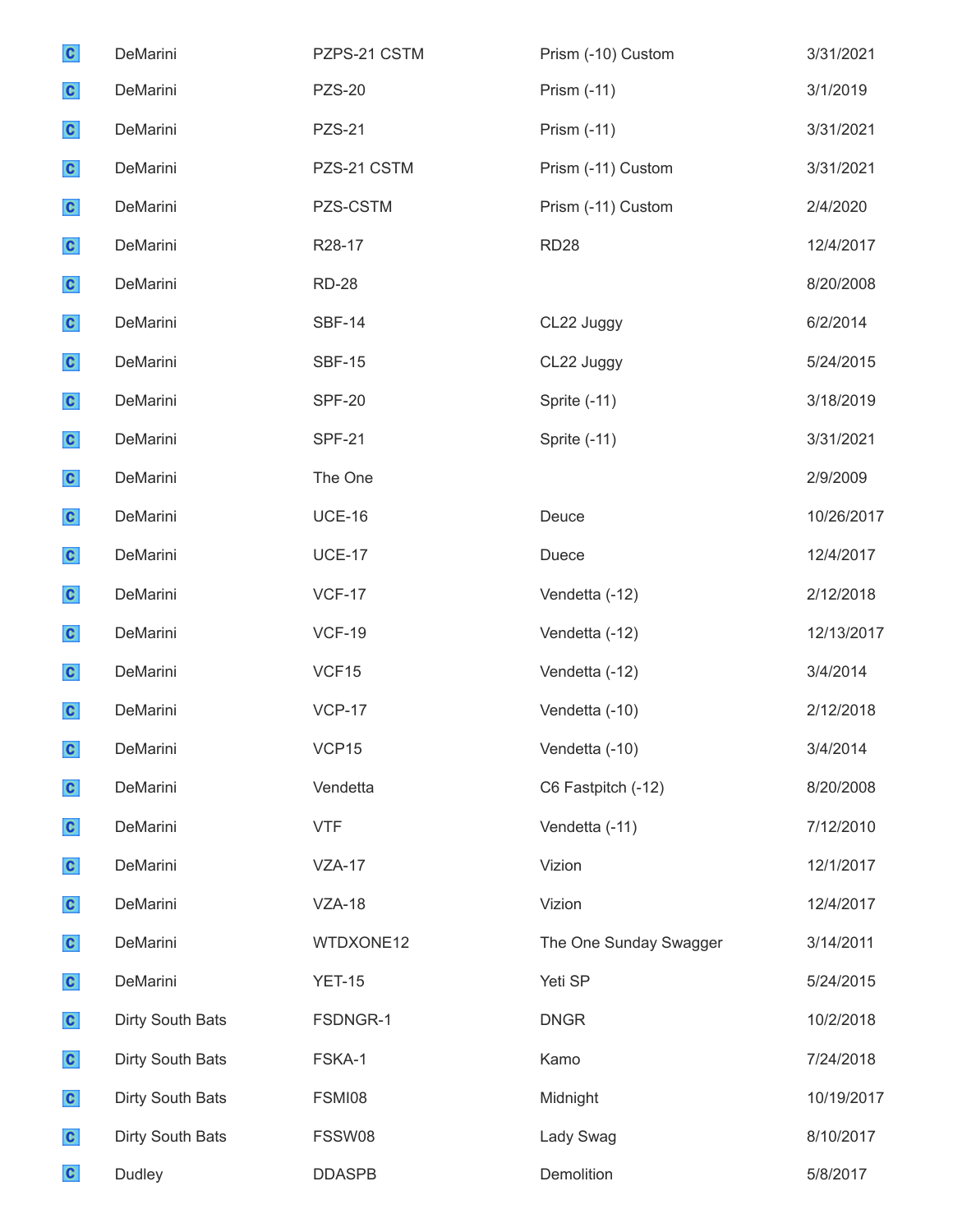| | | | | |
|---|---|---|---|---|
| C | DeMarini | PZPS-21 CSTM | Prism (-10) Custom | 3/31/2021 |
| C | DeMarini | PZS-20 | Prism (-11) | 3/1/2019 |
| C | DeMarini | PZS-21 | Prism (-11) | 3/31/2021 |
| C | DeMarini | PZS-21 CSTM | Prism (-11) Custom | 3/31/2021 |
| C | DeMarini | PZS-CSTM | Prism (-11) Custom | 2/4/2020 |
| C | DeMarini | R28-17 | RD28 | 12/4/2017 |
| C | DeMarini | RD-28 | | 8/20/2008 |
| C | DeMarini | SBF-14 | CL22 Juggy | 6/2/2014 |
| C | DeMarini | SBF-15 | CL22 Juggy | 5/24/2015 |
| C | DeMarini | SPF-20 | Sprite (-11) | 3/18/2019 |
| C | DeMarini | SPF-21 | Sprite (-11) | 3/31/2021 |
| C | DeMarini | The One | | 2/9/2009 |
| C | DeMarini | UCE-16 | Deuce | 10/26/2017 |
| C | DeMarini | UCE-17 | Duece | 12/4/2017 |
| C | DeMarini | VCF-17 | Vendetta (-12) | 2/12/2018 |
| C | DeMarini | VCF-19 | Vendetta (-12) | 12/13/2017 |
| C | DeMarini | VCF15 | Vendetta (-12) | 3/4/2014 |
| C | DeMarini | VCP-17 | Vendetta (-10) | 2/12/2018 |
| C | DeMarini | VCP15 | Vendetta (-10) | 3/4/2014 |
| C | DeMarini | Vendetta | C6 Fastpitch (-12) | 8/20/2008 |
| C | DeMarini | VTF | Vendetta (-11) | 7/12/2010 |
| C | DeMarini | VZA-17 | Vizion | 12/1/2017 |
| C | DeMarini | VZA-18 | Vizion | 12/4/2017 |
| C | DeMarini | WTDXONE12 | The One Sunday Swagger | 3/14/2011 |
| C | DeMarini | YET-15 | Yeti SP | 5/24/2015 |
| C | Dirty South Bats | FSDNGR-1 | DNGR | 10/2/2018 |
| C | Dirty South Bats | FSKA-1 | Kamo | 7/24/2018 |
| C | Dirty South Bats | FSMI08 | Midnight | 10/19/2017 |
| C | Dirty South Bats | FSSW08 | Lady Swag | 8/10/2017 |
| C | Dudley | DDASPB | Demolition | 5/8/2017 |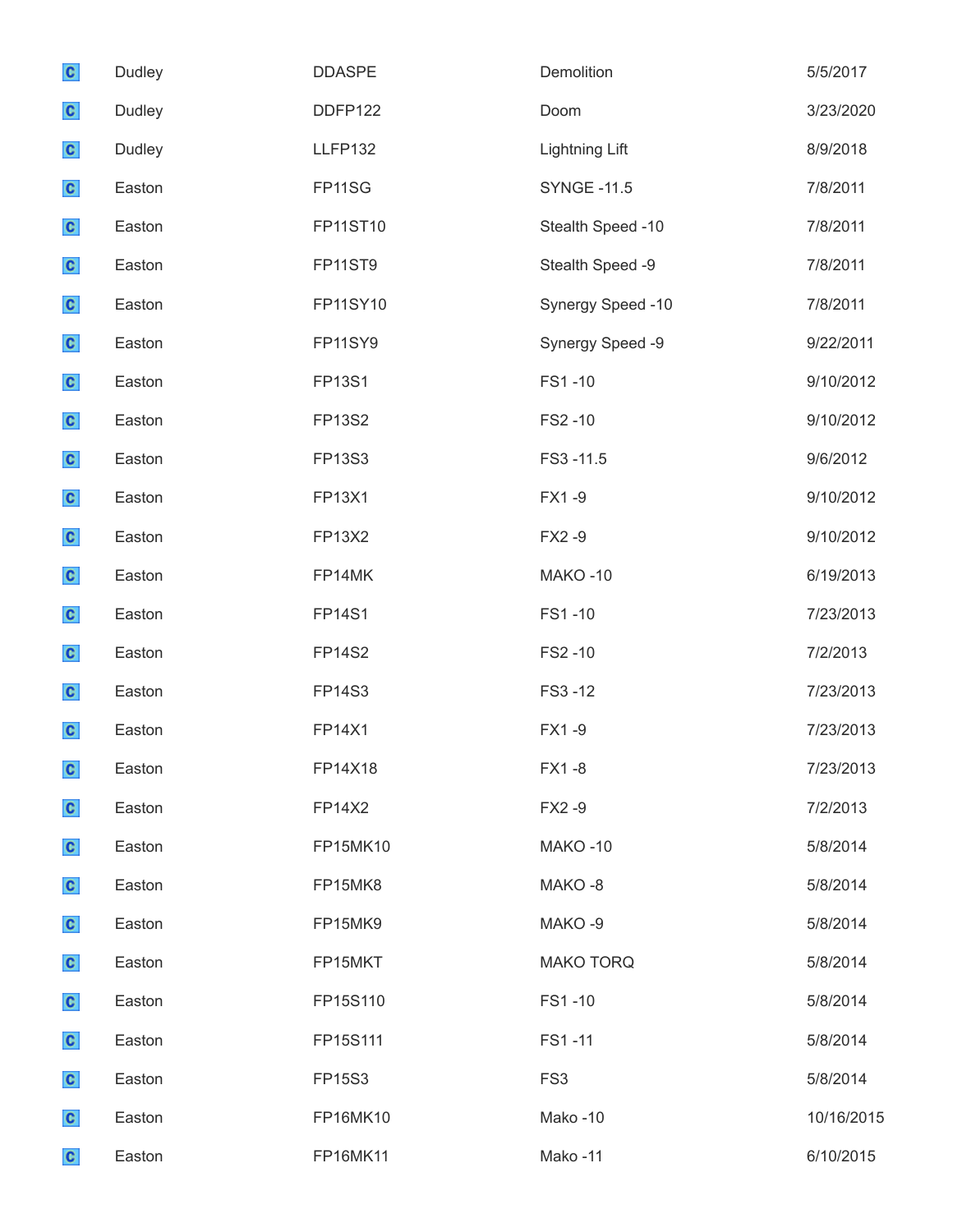| | | | | |
|---|---|---|---|---|
| C | Dudley | DDASPE | Demolition | 5/5/2017 |
| C | Dudley | DDFP122 | Doom | 3/23/2020 |
| C | Dudley | LLFP132 | Lightning Lift | 8/9/2018 |
| C | Easton | FP11SG | SYNGE -11.5 | 7/8/2011 |
| C | Easton | FP11ST10 | Stealth Speed -10 | 7/8/2011 |
| C | Easton | FP11ST9 | Stealth Speed -9 | 7/8/2011 |
| C | Easton | FP11SY10 | Synergy Speed -10 | 7/8/2011 |
| C | Easton | FP11SY9 | Synergy Speed -9 | 9/22/2011 |
| C | Easton | FP13S1 | FS1 -10 | 9/10/2012 |
| C | Easton | FP13S2 | FS2 -10 | 9/10/2012 |
| C | Easton | FP13S3 | FS3 -11.5 | 9/6/2012 |
| C | Easton | FP13X1 | FX1 -9 | 9/10/2012 |
| C | Easton | FP13X2 | FX2 -9 | 9/10/2012 |
| C | Easton | FP14MK | MAKO -10 | 6/19/2013 |
| C | Easton | FP14S1 | FS1 -10 | 7/23/2013 |
| C | Easton | FP14S2 | FS2 -10 | 7/2/2013 |
| C | Easton | FP14S3 | FS3 -12 | 7/23/2013 |
| C | Easton | FP14X1 | FX1 -9 | 7/23/2013 |
| C | Easton | FP14X18 | FX1 -8 | 7/23/2013 |
| C | Easton | FP14X2 | FX2 -9 | 7/2/2013 |
| C | Easton | FP15MK10 | MAKO -10 | 5/8/2014 |
| C | Easton | FP15MK8 | MAKO -8 | 5/8/2014 |
| C | Easton | FP15MK9 | MAKO -9 | 5/8/2014 |
| C | Easton | FP15MKT | MAKO TORQ | 5/8/2014 |
| C | Easton | FP15S110 | FS1 -10 | 5/8/2014 |
| C | Easton | FP15S111 | FS1 -11 | 5/8/2014 |
| C | Easton | FP15S3 | FS3 | 5/8/2014 |
| C | Easton | FP16MK10 | Mako -10 | 10/16/2015 |
| C | Easton | FP16MK11 | Mako -11 | 6/10/2015 |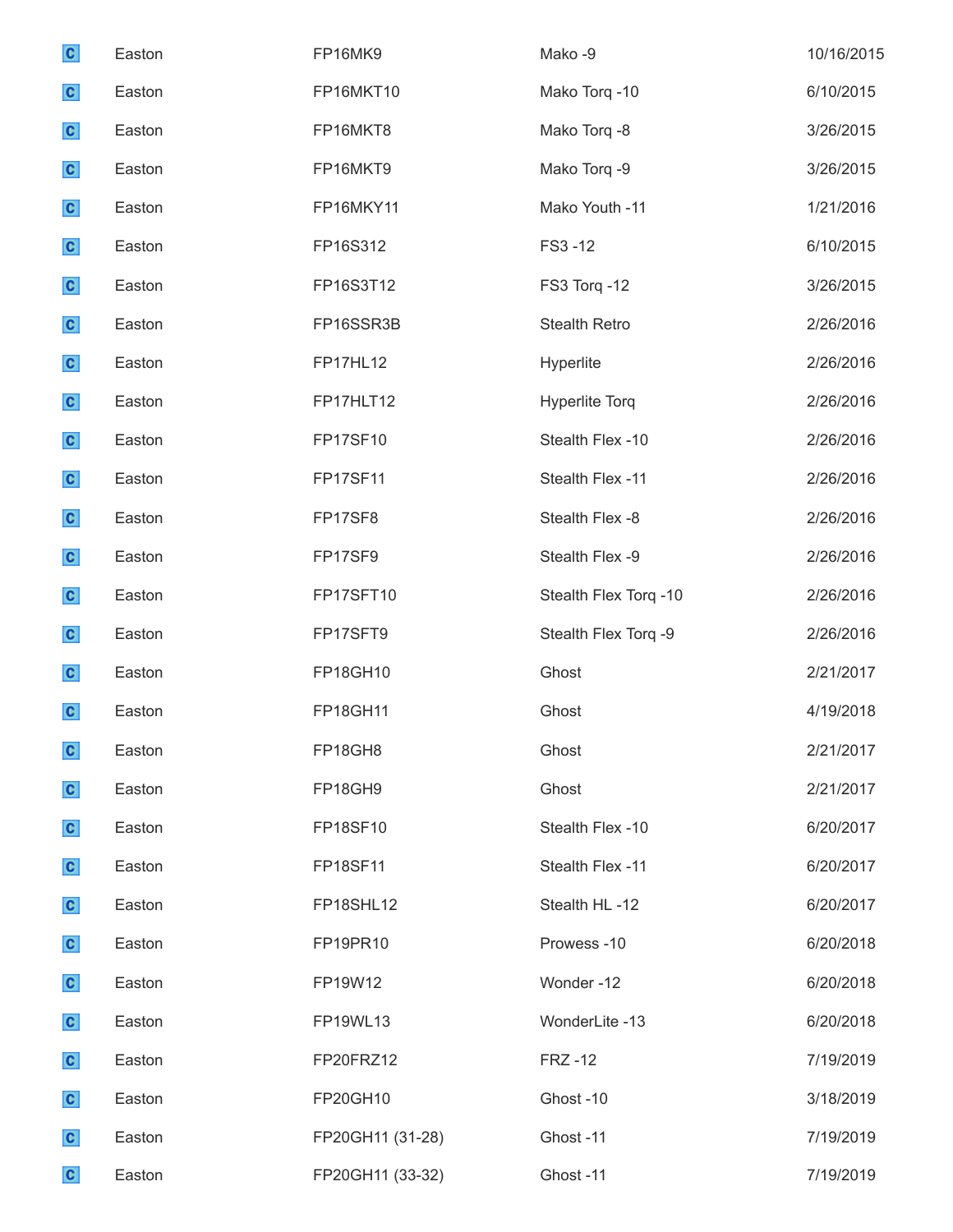| | | | | |
|---|---|---|---|---|
| C | Easton | FP16MK9 | Mako -9 | 10/16/2015 |
| C | Easton | FP16MKT10 | Mako Torq -10 | 6/10/2015 |
| C | Easton | FP16MKT8 | Mako Torq -8 | 3/26/2015 |
| C | Easton | FP16MKT9 | Mako Torq -9 | 3/26/2015 |
| C | Easton | FP16MKY11 | Mako Youth -11 | 1/21/2016 |
| C | Easton | FP16S312 | FS3 -12 | 6/10/2015 |
| C | Easton | FP16S3T12 | FS3 Torq -12 | 3/26/2015 |
| C | Easton | FP16SSR3B | Stealth Retro | 2/26/2016 |
| C | Easton | FP17HL12 | Hyperlite | 2/26/2016 |
| C | Easton | FP17HLT12 | Hyperlite Torq | 2/26/2016 |
| C | Easton | FP17SF10 | Stealth Flex -10 | 2/26/2016 |
| C | Easton | FP17SF11 | Stealth Flex -11 | 2/26/2016 |
| C | Easton | FP17SF8 | Stealth Flex -8 | 2/26/2016 |
| C | Easton | FP17SF9 | Stealth Flex -9 | 2/26/2016 |
| C | Easton | FP17SFT10 | Stealth Flex Torq -10 | 2/26/2016 |
| C | Easton | FP17SFT9 | Stealth Flex Torq -9 | 2/26/2016 |
| C | Easton | FP18GH10 | Ghost | 2/21/2017 |
| C | Easton | FP18GH11 | Ghost | 4/19/2018 |
| C | Easton | FP18GH8 | Ghost | 2/21/2017 |
| C | Easton | FP18GH9 | Ghost | 2/21/2017 |
| C | Easton | FP18SF10 | Stealth Flex -10 | 6/20/2017 |
| C | Easton | FP18SF11 | Stealth Flex -11 | 6/20/2017 |
| C | Easton | FP18SHL12 | Stealth HL -12 | 6/20/2017 |
| C | Easton | FP19PR10 | Prowess -10 | 6/20/2018 |
| C | Easton | FP19W12 | Wonder -12 | 6/20/2018 |
| C | Easton | FP19WL13 | WonderLite -13 | 6/20/2018 |
| C | Easton | FP20FRZ12 | FRZ -12 | 7/19/2019 |
| C | Easton | FP20GH10 | Ghost -10 | 3/18/2019 |
| C | Easton | FP20GH11 (31-28) | Ghost -11 | 7/19/2019 |
| C | Easton | FP20GH11 (33-32) | Ghost -11 | 7/19/2019 |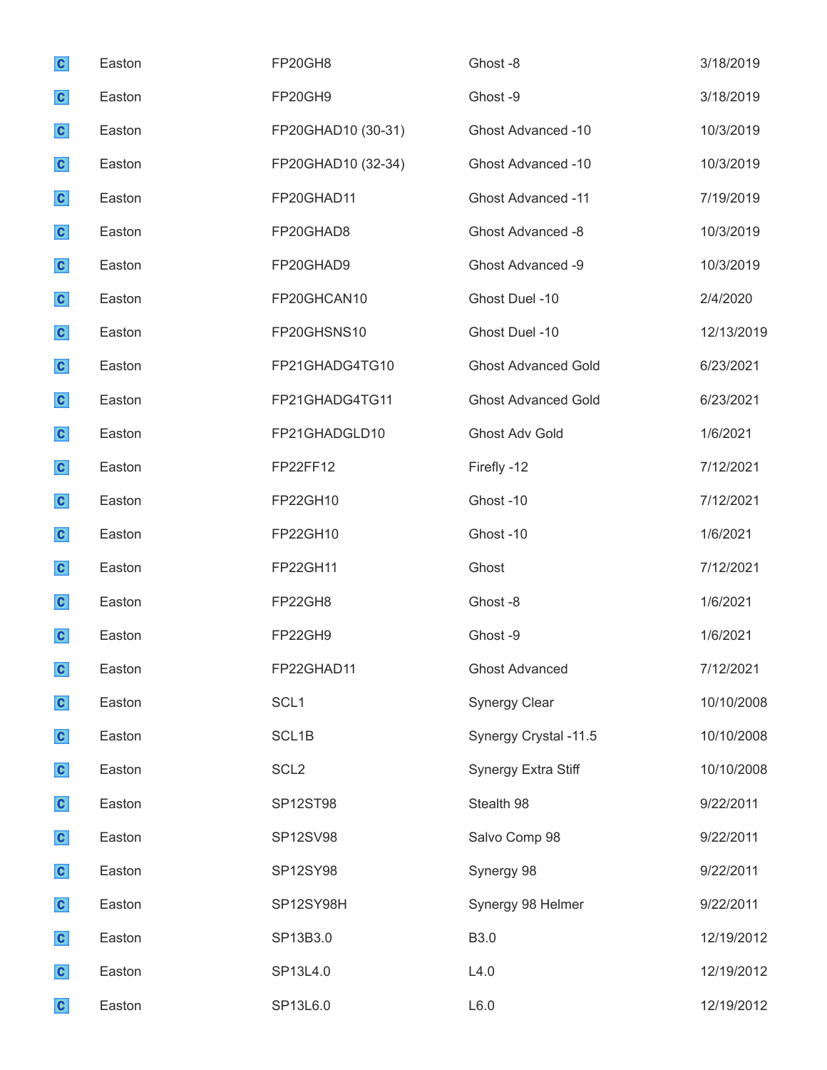| | | | | |
|---|---|---|---|---|
| C | Easton | FP20GH8 | Ghost -8 | 3/18/2019 |
| C | Easton | FP20GH9 | Ghost -9 | 3/18/2019 |
| C | Easton | FP20GHAD10 (30-31) | Ghost Advanced -10 | 10/3/2019 |
| C | Easton | FP20GHAD10 (32-34) | Ghost Advanced -10 | 10/3/2019 |
| C | Easton | FP20GHAD11 | Ghost Advanced -11 | 7/19/2019 |
| C | Easton | FP20GHAD8 | Ghost Advanced -8 | 10/3/2019 |
| C | Easton | FP20GHAD9 | Ghost Advanced -9 | 10/3/2019 |
| C | Easton | FP20GHCAN10 | Ghost Duel -10 | 2/4/2020 |
| C | Easton | FP20GHSNS10 | Ghost Duel -10 | 12/13/2019 |
| C | Easton | FP21GHADG4TG10 | Ghost Advanced Gold | 6/23/2021 |
| C | Easton | FP21GHADG4TG11 | Ghost Advanced Gold | 6/23/2021 |
| C | Easton | FP21GHADGLD10 | Ghost Adv Gold | 1/6/2021 |
| C | Easton | FP22FF12 | Firefly -12 | 7/12/2021 |
| C | Easton | FP22GH10 | Ghost -10 | 7/12/2021 |
| C | Easton | FP22GH10 | Ghost -10 | 1/6/2021 |
| C | Easton | FP22GH11 | Ghost | 7/12/2021 |
| C | Easton | FP22GH8 | Ghost -8 | 1/6/2021 |
| C | Easton | FP22GH9 | Ghost -9 | 1/6/2021 |
| C | Easton | FP22GHAD11 | Ghost Advanced | 7/12/2021 |
| C | Easton | SCL1 | Synergy Clear | 10/10/2008 |
| C | Easton | SCL1B | Synergy Crystal -11.5 | 10/10/2008 |
| C | Easton | SCL2 | Synergy Extra Stiff | 10/10/2008 |
| C | Easton | SP12ST98 | Stealth 98 | 9/22/2011 |
| C | Easton | SP12SV98 | Salvo Comp 98 | 9/22/2011 |
| C | Easton | SP12SY98 | Synergy 98 | 9/22/2011 |
| C | Easton | SP12SY98H | Synergy 98 Helmer | 9/22/2011 |
| C | Easton | SP13B3.0 | B3.0 | 12/19/2012 |
| C | Easton | SP13L4.0 | L4.0 | 12/19/2012 |
| C | Easton | SP13L6.0 | L6.0 | 12/19/2012 |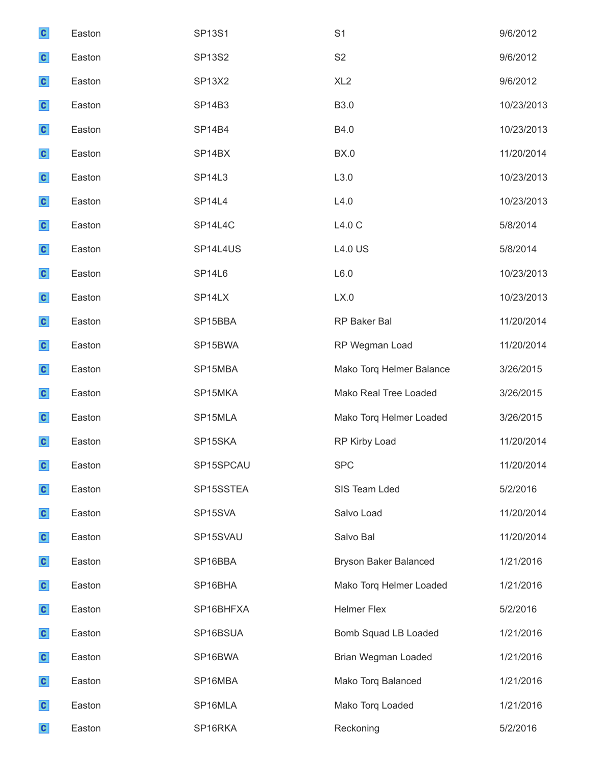| | | | | |
|---|---|---|---|---|
| C | Easton | SP13S1 | S1 | 9/6/2012 |
| C | Easton | SP13S2 | S2 | 9/6/2012 |
| C | Easton | SP13X2 | XL2 | 9/6/2012 |
| C | Easton | SP14B3 | B3.0 | 10/23/2013 |
| C | Easton | SP14B4 | B4.0 | 10/23/2013 |
| C | Easton | SP14BX | BX.0 | 11/20/2014 |
| C | Easton | SP14L3 | L3.0 | 10/23/2013 |
| C | Easton | SP14L4 | L4.0 | 10/23/2013 |
| C | Easton | SP14L4C | L4.0 C | 5/8/2014 |
| C | Easton | SP14L4US | L4.0 US | 5/8/2014 |
| C | Easton | SP14L6 | L6.0 | 10/23/2013 |
| C | Easton | SP14LX | LX.0 | 10/23/2013 |
| C | Easton | SP15BBA | RP Baker Bal | 11/20/2014 |
| C | Easton | SP15BWA | RP Wegman Load | 11/20/2014 |
| C | Easton | SP15MBA | Mako Torq Helmer Balance | 3/26/2015 |
| C | Easton | SP15MKA | Mako Real Tree Loaded | 3/26/2015 |
| C | Easton | SP15MLA | Mako Torq Helmer Loaded | 3/26/2015 |
| C | Easton | SP15SKA | RP Kirby Load | 11/20/2014 |
| C | Easton | SP15SPCAU | SPC | 11/20/2014 |
| C | Easton | SP15SSTEA | SIS Team Lded | 5/2/2016 |
| C | Easton | SP15SVA | Salvo Load | 11/20/2014 |
| C | Easton | SP15SVAU | Salvo Bal | 11/20/2014 |
| C | Easton | SP16BBA | Bryson Baker Balanced | 1/21/2016 |
| C | Easton | SP16BHA | Mako Torq Helmer Loaded | 1/21/2016 |
| C | Easton | SP16BHFXA | Helmer Flex | 5/2/2016 |
| C | Easton | SP16BSUA | Bomb Squad LB Loaded | 1/21/2016 |
| C | Easton | SP16BWA | Brian Wegman Loaded | 1/21/2016 |
| C | Easton | SP16MBA | Mako Torq Balanced | 1/21/2016 |
| C | Easton | SP16MLA | Mako Torq Loaded | 1/21/2016 |
| C | Easton | SP16RKA | Reckoning | 5/2/2016 |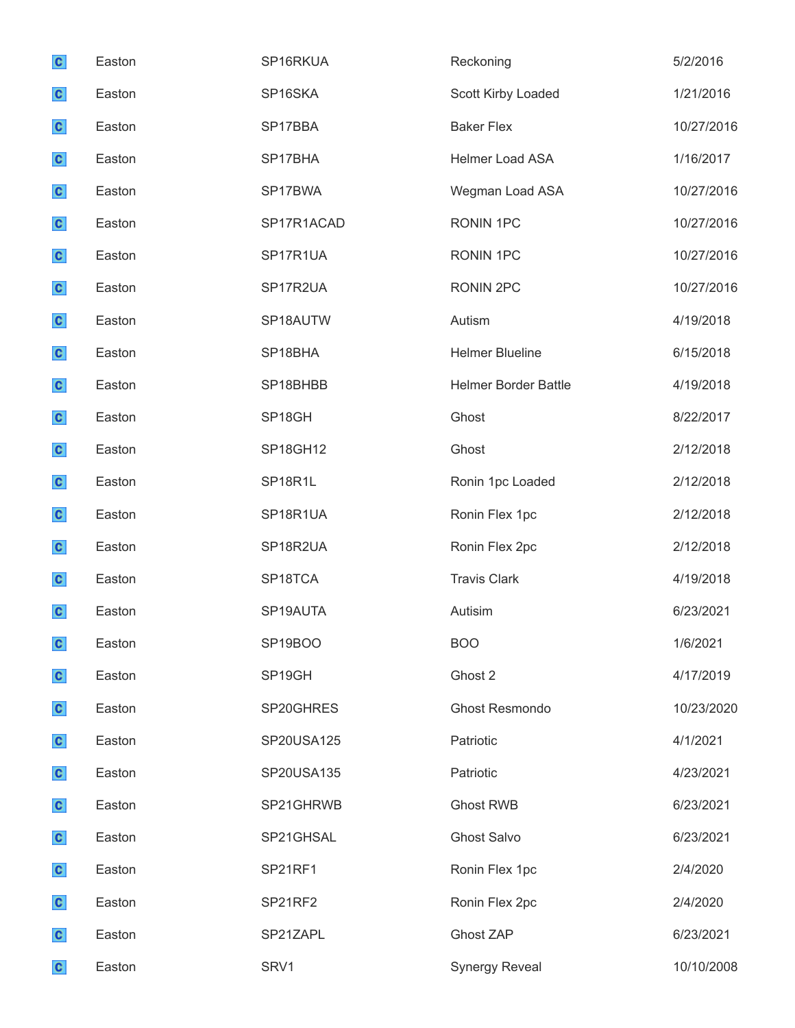| | | | | |
|---|---|---|---|---|
| C | Easton | SP16RKUA | Reckoning | 5/2/2016 |
| C | Easton | SP16SKA | Scott Kirby Loaded | 1/21/2016 |
| C | Easton | SP17BBA | Baker Flex | 10/27/2016 |
| C | Easton | SP17BHA | Helmer Load ASA | 1/16/2017 |
| C | Easton | SP17BWA | Wegman Load ASA | 10/27/2016 |
| C | Easton | SP17R1ACAD | RONIN 1PC | 10/27/2016 |
| C | Easton | SP17R1UA | RONIN 1PC | 10/27/2016 |
| C | Easton | SP17R2UA | RONIN 2PC | 10/27/2016 |
| C | Easton | SP18AUTW | Autism | 4/19/2018 |
| C | Easton | SP18BHA | Helmer Blueline | 6/15/2018 |
| C | Easton | SP18BHBB | Helmer Border Battle | 4/19/2018 |
| C | Easton | SP18GH | Ghost | 8/22/2017 |
| C | Easton | SP18GH12 | Ghost | 2/12/2018 |
| C | Easton | SP18R1L | Ronin 1pc Loaded | 2/12/2018 |
| C | Easton | SP18R1UA | Ronin Flex 1pc | 2/12/2018 |
| C | Easton | SP18R2UA | Ronin Flex 2pc | 2/12/2018 |
| C | Easton | SP18TCA | Travis Clark | 4/19/2018 |
| C | Easton | SP19AUTA | Autisim | 6/23/2021 |
| C | Easton | SP19BOO | BOO | 1/6/2021 |
| C | Easton | SP19GH | Ghost 2 | 4/17/2019 |
| C | Easton | SP20GHRES | Ghost Resmondo | 10/23/2020 |
| C | Easton | SP20USA125 | Patriotic | 4/1/2021 |
| C | Easton | SP20USA135 | Patriotic | 4/23/2021 |
| C | Easton | SP21GHRWB | Ghost RWB | 6/23/2021 |
| C | Easton | SP21GHSAL | Ghost Salvo | 6/23/2021 |
| C | Easton | SP21RF1 | Ronin Flex 1pc | 2/4/2020 |
| C | Easton | SP21RF2 | Ronin Flex 2pc | 2/4/2020 |
| C | Easton | SP21ZAPL | Ghost ZAP | 6/23/2021 |
| C | Easton | SRV1 | Synergy Reveal | 10/10/2008 |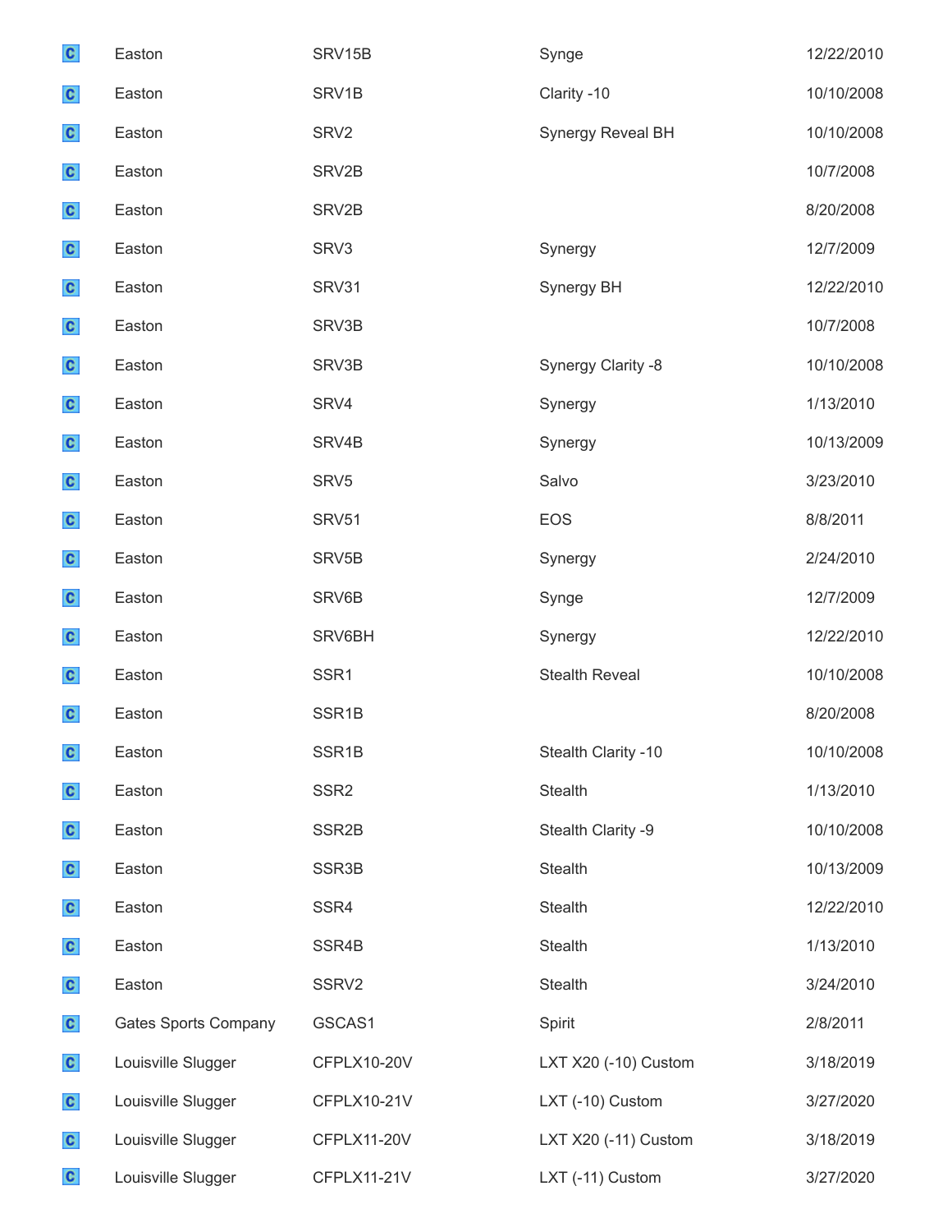| | | | | |
|---|---|---|---|---|
| C | Easton | SRV15B | Synge | 12/22/2010 |
| C | Easton | SRV1B | Clarity -10 | 10/10/2008 |
| C | Easton | SRV2 | Synergy Reveal BH | 10/10/2008 |
| C | Easton | SRV2B | | 10/7/2008 |
| C | Easton | SRV2B | | 8/20/2008 |
| C | Easton | SRV3 | Synergy | 12/7/2009 |
| C | Easton | SRV31 | Synergy BH | 12/22/2010 |
| C | Easton | SRV3B | | 10/7/2008 |
| C | Easton | SRV3B | Synergy Clarity -8 | 10/10/2008 |
| C | Easton | SRV4 | Synergy | 1/13/2010 |
| C | Easton | SRV4B | Synergy | 10/13/2009 |
| C | Easton | SRV5 | Salvo | 3/23/2010 |
| C | Easton | SRV51 | EOS | 8/8/2011 |
| C | Easton | SRV5B | Synergy | 2/24/2010 |
| C | Easton | SRV6B | Synge | 12/7/2009 |
| C | Easton | SRV6BH | Synergy | 12/22/2010 |
| C | Easton | SSR1 | Stealth Reveal | 10/10/2008 |
| C | Easton | SSR1B | | 8/20/2008 |
| C | Easton | SSR1B | Stealth Clarity -10 | 10/10/2008 |
| C | Easton | SSR2 | Stealth | 1/13/2010 |
| C | Easton | SSR2B | Stealth Clarity -9 | 10/10/2008 |
| C | Easton | SSR3B | Stealth | 10/13/2009 |
| C | Easton | SSR4 | Stealth | 12/22/2010 |
| C | Easton | SSR4B | Stealth | 1/13/2010 |
| C | Easton | SSRV2 | Stealth | 3/24/2010 |
| C | Gates Sports Company | GSCAS1 | Spirit | 2/8/2011 |
| C | Louisville Slugger | CFPLX10-20V | LXT X20 (-10) Custom | 3/18/2019 |
| C | Louisville Slugger | CFPLX10-21V | LXT (-10) Custom | 3/27/2020 |
| C | Louisville Slugger | CFPLX11-20V | LXT X20 (-11) Custom | 3/18/2019 |
| C | Louisville Slugger | CFPLX11-21V | LXT (-11) Custom | 3/27/2020 |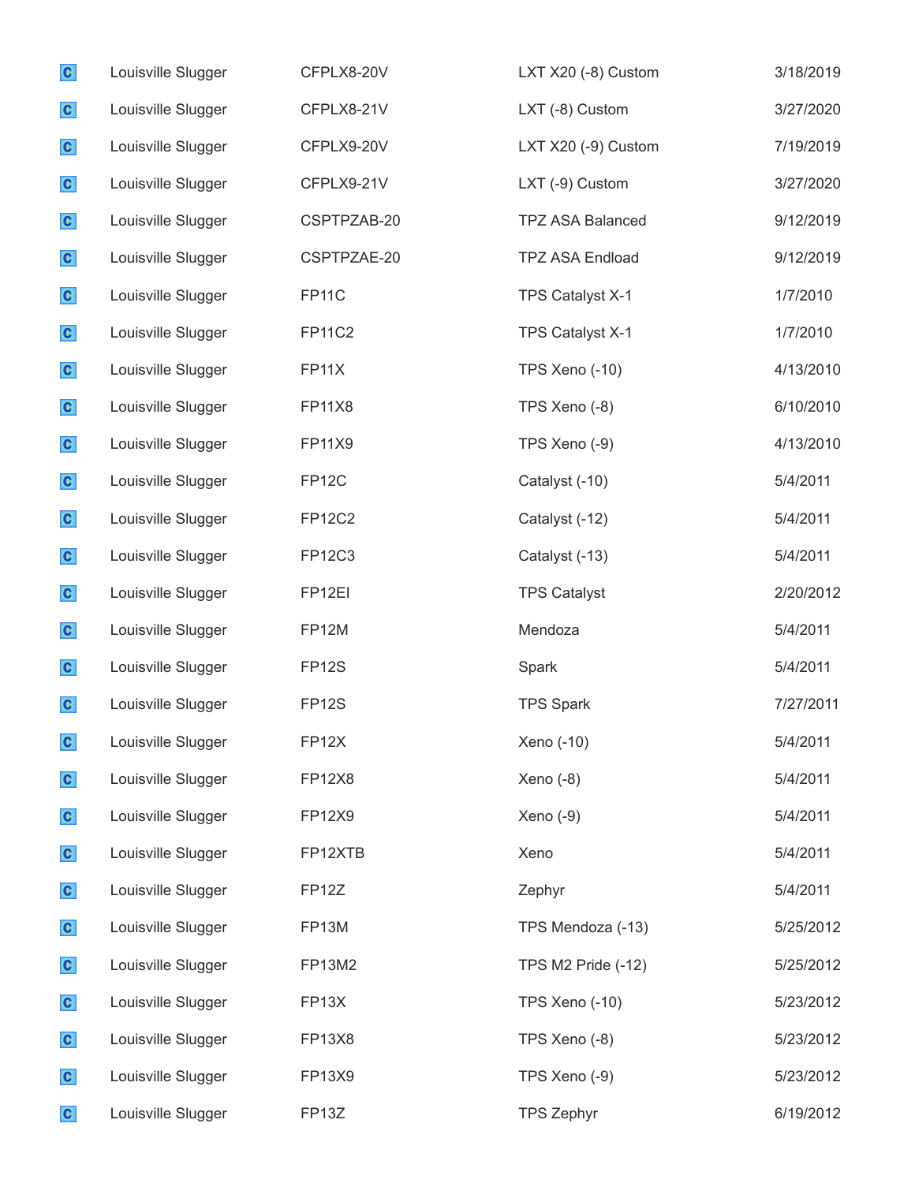| | | | | |
|---|---|---|---|---|
| C | Louisville Slugger | CFPLX8-20V | LXT X20 (-8) Custom | 3/18/2019 |
| C | Louisville Slugger | CFPLX8-21V | LXT (-8) Custom | 3/27/2020 |
| C | Louisville Slugger | CFPLX9-20V | LXT X20 (-9) Custom | 7/19/2019 |
| C | Louisville Slugger | CFPLX9-21V | LXT (-9) Custom | 3/27/2020 |
| C | Louisville Slugger | CSPTPZAB-20 | TPZ ASA Balanced | 9/12/2019 |
| C | Louisville Slugger | CSPTPZAE-20 | TPZ ASA Endload | 9/12/2019 |
| C | Louisville Slugger | FP11C | TPS Catalyst X-1 | 1/7/2010 |
| C | Louisville Slugger | FP11C2 | TPS Catalyst X-1 | 1/7/2010 |
| C | Louisville Slugger | FP11X | TPS Xeno (-10) | 4/13/2010 |
| C | Louisville Slugger | FP11X8 | TPS Xeno (-8) | 6/10/2010 |
| C | Louisville Slugger | FP11X9 | TPS Xeno (-9) | 4/13/2010 |
| C | Louisville Slugger | FP12C | Catalyst (-10) | 5/4/2011 |
| C | Louisville Slugger | FP12C2 | Catalyst (-12) | 5/4/2011 |
| C | Louisville Slugger | FP12C3 | Catalyst (-13) | 5/4/2011 |
| C | Louisville Slugger | FP12EI | TPS Catalyst | 2/20/2012 |
| C | Louisville Slugger | FP12M | Mendoza | 5/4/2011 |
| C | Louisville Slugger | FP12S | Spark | 5/4/2011 |
| C | Louisville Slugger | FP12S | TPS Spark | 7/27/2011 |
| C | Louisville Slugger | FP12X | Xeno (-10) | 5/4/2011 |
| C | Louisville Slugger | FP12X8 | Xeno (-8) | 5/4/2011 |
| C | Louisville Slugger | FP12X9 | Xeno (-9) | 5/4/2011 |
| C | Louisville Slugger | FP12XTB | Xeno | 5/4/2011 |
| C | Louisville Slugger | FP12Z | Zephyr | 5/4/2011 |
| C | Louisville Slugger | FP13M | TPS Mendoza (-13) | 5/25/2012 |
| C | Louisville Slugger | FP13M2 | TPS M2 Pride (-12) | 5/25/2012 |
| C | Louisville Slugger | FP13X | TPS Xeno (-10) | 5/23/2012 |
| C | Louisville Slugger | FP13X8 | TPS Xeno (-8) | 5/23/2012 |
| C | Louisville Slugger | FP13X9 | TPS Xeno (-9) | 5/23/2012 |
| C | Louisville Slugger | FP13Z | TPS Zephyr | 6/19/2012 |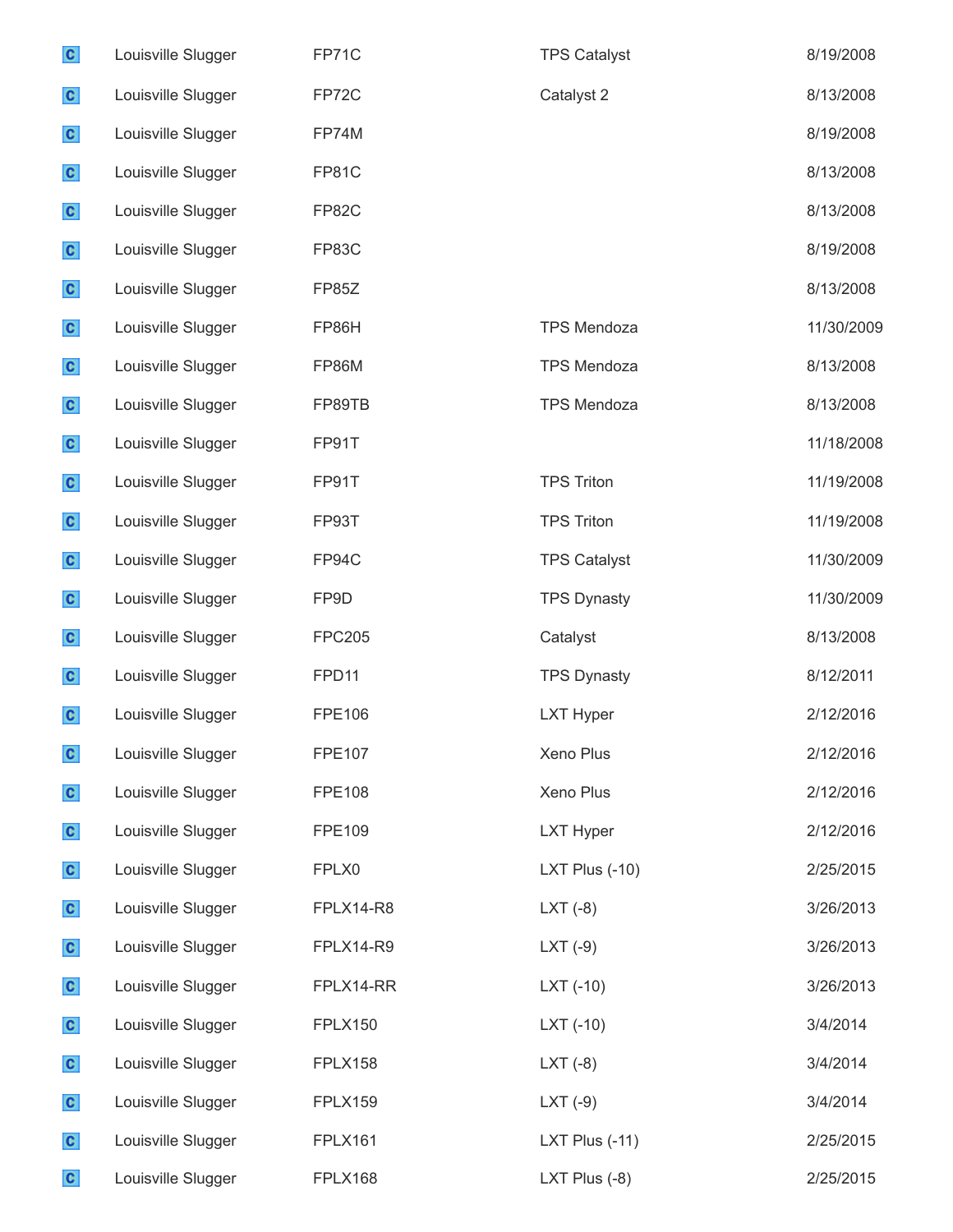| | | | | |
|---|---|---|---|---|
| C | Louisville Slugger | FP71C | TPS Catalyst | 8/19/2008 |
| C | Louisville Slugger | FP72C | Catalyst 2 | 8/13/2008 |
| C | Louisville Slugger | FP74M | | 8/19/2008 |
| C | Louisville Slugger | FP81C | | 8/13/2008 |
| C | Louisville Slugger | FP82C | | 8/13/2008 |
| C | Louisville Slugger | FP83C | | 8/19/2008 |
| C | Louisville Slugger | FP85Z | | 8/13/2008 |
| C | Louisville Slugger | FP86H | TPS Mendoza | 11/30/2009 |
| C | Louisville Slugger | FP86M | TPS Mendoza | 8/13/2008 |
| C | Louisville Slugger | FP89TB | TPS Mendoza | 8/13/2008 |
| C | Louisville Slugger | FP91T | | 11/18/2008 |
| C | Louisville Slugger | FP91T | TPS Triton | 11/19/2008 |
| C | Louisville Slugger | FP93T | TPS Triton | 11/19/2008 |
| C | Louisville Slugger | FP94C | TPS Catalyst | 11/30/2009 |
| C | Louisville Slugger | FP9D | TPS Dynasty | 11/30/2009 |
| C | Louisville Slugger | FPC205 | Catalyst | 8/13/2008 |
| C | Louisville Slugger | FPD11 | TPS Dynasty | 8/12/2011 |
| C | Louisville Slugger | FPE106 | LXT Hyper | 2/12/2016 |
| C | Louisville Slugger | FPE107 | Xeno Plus | 2/12/2016 |
| C | Louisville Slugger | FPE108 | Xeno Plus | 2/12/2016 |
| C | Louisville Slugger | FPE109 | LXT Hyper | 2/12/2016 |
| C | Louisville Slugger | FPLX0 | LXT Plus (-10) | 2/25/2015 |
| C | Louisville Slugger | FPLX14-R8 | LXT (-8) | 3/26/2013 |
| C | Louisville Slugger | FPLX14-R9 | LXT (-9) | 3/26/2013 |
| C | Louisville Slugger | FPLX14-RR | LXT (-10) | 3/26/2013 |
| C | Louisville Slugger | FPLX150 | LXT (-10) | 3/4/2014 |
| C | Louisville Slugger | FPLX158 | LXT (-8) | 3/4/2014 |
| C | Louisville Slugger | FPLX159 | LXT (-9) | 3/4/2014 |
| C | Louisville Slugger | FPLX161 | LXT Plus (-11) | 2/25/2015 |
| C | Louisville Slugger | FPLX168 | LXT Plus (-8) | 2/25/2015 |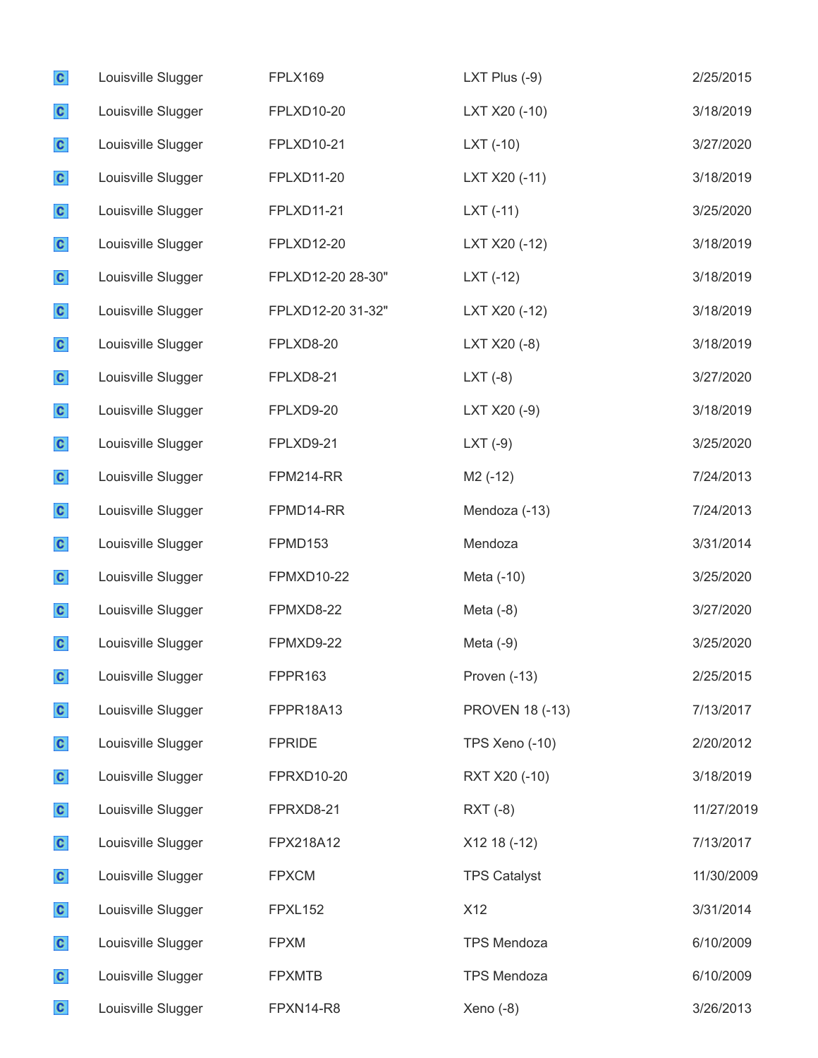| | | | | |
|---|---|---|---|---|
| C | Louisville Slugger | FPLX169 | LXT Plus (-9) | 2/25/2015 |
| C | Louisville Slugger | FPLXD10-20 | LXT X20 (-10) | 3/18/2019 |
| C | Louisville Slugger | FPLXD10-21 | LXT (-10) | 3/27/2020 |
| C | Louisville Slugger | FPLXD11-20 | LXT X20 (-11) | 3/18/2019 |
| C | Louisville Slugger | FPLXD11-21 | LXT (-11) | 3/25/2020 |
| C | Louisville Slugger | FPLXD12-20 | LXT X20 (-12) | 3/18/2019 |
| C | Louisville Slugger | FPLXD12-20 28-30" | LXT (-12) | 3/18/2019 |
| C | Louisville Slugger | FPLXD12-20 31-32" | LXT X20 (-12) | 3/18/2019 |
| C | Louisville Slugger | FPLXD8-20 | LXT X20 (-8) | 3/18/2019 |
| C | Louisville Slugger | FPLXD8-21 | LXT (-8) | 3/27/2020 |
| C | Louisville Slugger | FPLXD9-20 | LXT X20 (-9) | 3/18/2019 |
| C | Louisville Slugger | FPLXD9-21 | LXT (-9) | 3/25/2020 |
| C | Louisville Slugger | FPM214-RR | M2 (-12) | 7/24/2013 |
| C | Louisville Slugger | FPMD14-RR | Mendoza (-13) | 7/24/2013 |
| C | Louisville Slugger | FPMD153 | Mendoza | 3/31/2014 |
| C | Louisville Slugger | FPMXD10-22 | Meta (-10) | 3/25/2020 |
| C | Louisville Slugger | FPMXD8-22 | Meta (-8) | 3/27/2020 |
| C | Louisville Slugger | FPMXD9-22 | Meta (-9) | 3/25/2020 |
| C | Louisville Slugger | FPPR163 | Proven (-13) | 2/25/2015 |
| C | Louisville Slugger | FPPR18A13 | PROVEN 18 (-13) | 7/13/2017 |
| C | Louisville Slugger | FPRIDE | TPS Xeno (-10) | 2/20/2012 |
| C | Louisville Slugger | FPRXD10-20 | RXT X20 (-10) | 3/18/2019 |
| C | Louisville Slugger | FPRXD8-21 | RXT (-8) | 11/27/2019 |
| C | Louisville Slugger | FPX218A12 | X12 18 (-12) | 7/13/2017 |
| C | Louisville Slugger | FPXCM | TPS Catalyst | 11/30/2009 |
| C | Louisville Slugger | FPXL152 | X12 | 3/31/2014 |
| C | Louisville Slugger | FPXM | TPS Mendoza | 6/10/2009 |
| C | Louisville Slugger | FPXMTB | TPS Mendoza | 6/10/2009 |
| C | Louisville Slugger | FPXN14-R8 | Xeno (-8) | 3/26/2013 |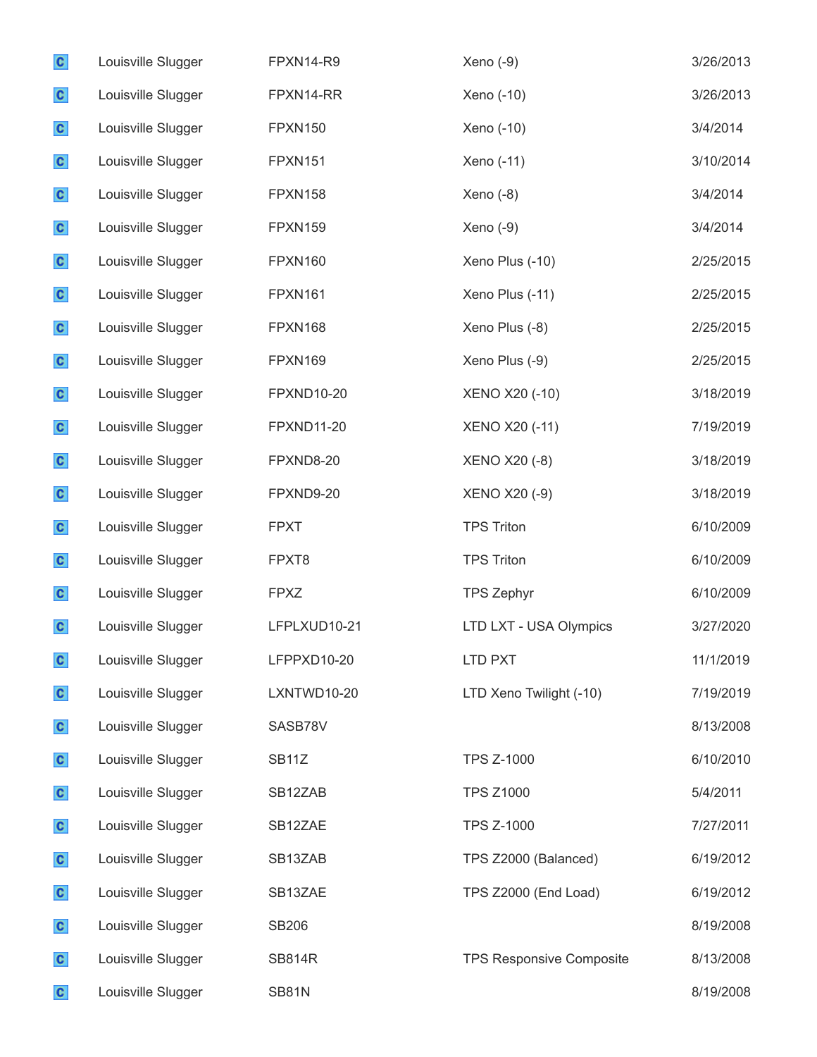| | | | | |
|---|---|---|---|---|
| C | Louisville Slugger | FPXN14-R9 | Xeno (-9) | 3/26/2013 |
| C | Louisville Slugger | FPXN14-RR | Xeno (-10) | 3/26/2013 |
| C | Louisville Slugger | FPXN150 | Xeno (-10) | 3/4/2014 |
| C | Louisville Slugger | FPXN151 | Xeno (-11) | 3/10/2014 |
| C | Louisville Slugger | FPXN158 | Xeno (-8) | 3/4/2014 |
| C | Louisville Slugger | FPXN159 | Xeno (-9) | 3/4/2014 |
| C | Louisville Slugger | FPXN160 | Xeno Plus (-10) | 2/25/2015 |
| C | Louisville Slugger | FPXN161 | Xeno Plus (-11) | 2/25/2015 |
| C | Louisville Slugger | FPXN168 | Xeno Plus (-8) | 2/25/2015 |
| C | Louisville Slugger | FPXN169 | Xeno Plus (-9) | 2/25/2015 |
| C | Louisville Slugger | FPXND10-20 | XENO X20 (-10) | 3/18/2019 |
| C | Louisville Slugger | FPXND11-20 | XENO X20 (-11) | 7/19/2019 |
| C | Louisville Slugger | FPXND8-20 | XENO X20 (-8) | 3/18/2019 |
| C | Louisville Slugger | FPXND9-20 | XENO X20 (-9) | 3/18/2019 |
| C | Louisville Slugger | FPXT | TPS Triton | 6/10/2009 |
| C | Louisville Slugger | FPXT8 | TPS Triton | 6/10/2009 |
| C | Louisville Slugger | FPXZ | TPS Zephyr | 6/10/2009 |
| C | Louisville Slugger | LFPLXUD10-21 | LTD LXT - USA Olympics | 3/27/2020 |
| C | Louisville Slugger | LFPPXD10-20 | LTD PXT | 11/1/2019 |
| C | Louisville Slugger | LXNTWD10-20 | LTD Xeno Twilight (-10) | 7/19/2019 |
| C | Louisville Slugger | SASB78V | | 8/13/2008 |
| C | Louisville Slugger | SB11Z | TPS Z-1000 | 6/10/2010 |
| C | Louisville Slugger | SB12ZAB | TPS Z1000 | 5/4/2011 |
| C | Louisville Slugger | SB12ZAE | TPS Z-1000 | 7/27/2011 |
| C | Louisville Slugger | SB13ZAB | TPS Z2000 (Balanced) | 6/19/2012 |
| C | Louisville Slugger | SB13ZAE | TPS Z2000 (End Load) | 6/19/2012 |
| C | Louisville Slugger | SB206 | | 8/19/2008 |
| C | Louisville Slugger | SB814R | TPS Responsive Composite | 8/13/2008 |
| C | Louisville Slugger | SB81N | | 8/19/2008 |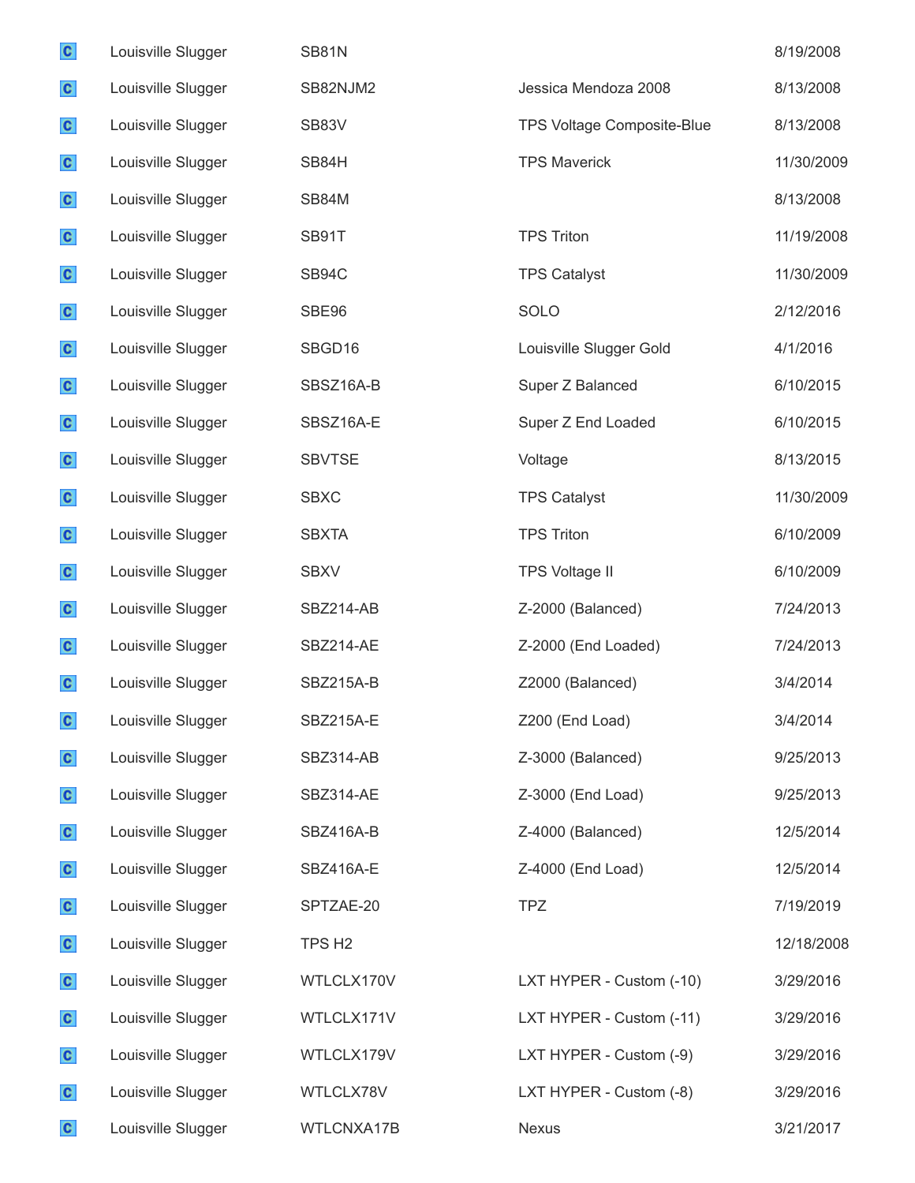| | | | | |
|---|---|---|---|---|
| C | Louisville Slugger | SB81N | | 8/19/2008 |
| C | Louisville Slugger | SB82NJM2 | Jessica Mendoza 2008 | 8/13/2008 |
| C | Louisville Slugger | SB83V | TPS Voltage Composite-Blue | 8/13/2008 |
| C | Louisville Slugger | SB84H | TPS Maverick | 11/30/2009 |
| C | Louisville Slugger | SB84M | | 8/13/2008 |
| C | Louisville Slugger | SB91T | TPS Triton | 11/19/2008 |
| C | Louisville Slugger | SB94C | TPS Catalyst | 11/30/2009 |
| C | Louisville Slugger | SBE96 | SOLO | 2/12/2016 |
| C | Louisville Slugger | SBGD16 | Louisville Slugger Gold | 4/1/2016 |
| C | Louisville Slugger | SBSZ16A-B | Super Z Balanced | 6/10/2015 |
| C | Louisville Slugger | SBSZ16A-E | Super Z End Loaded | 6/10/2015 |
| C | Louisville Slugger | SBVTSE | Voltage | 8/13/2015 |
| C | Louisville Slugger | SBXC | TPS Catalyst | 11/30/2009 |
| C | Louisville Slugger | SBXTA | TPS Triton | 6/10/2009 |
| C | Louisville Slugger | SBXV | TPS Voltage II | 6/10/2009 |
| C | Louisville Slugger | SBZ214-AB | Z-2000 (Balanced) | 7/24/2013 |
| C | Louisville Slugger | SBZ214-AE | Z-2000 (End Loaded) | 7/24/2013 |
| C | Louisville Slugger | SBZ215A-B | Z2000 (Balanced) | 3/4/2014 |
| C | Louisville Slugger | SBZ215A-E | Z200 (End Load) | 3/4/2014 |
| C | Louisville Slugger | SBZ314-AB | Z-3000 (Balanced) | 9/25/2013 |
| C | Louisville Slugger | SBZ314-AE | Z-3000 (End Load) | 9/25/2013 |
| C | Louisville Slugger | SBZ416A-B | Z-4000 (Balanced) | 12/5/2014 |
| C | Louisville Slugger | SBZ416A-E | Z-4000 (End Load) | 12/5/2014 |
| C | Louisville Slugger | SPTZAE-20 | TPZ | 7/19/2019 |
| C | Louisville Slugger | TPS H2 | | 12/18/2008 |
| C | Louisville Slugger | WTLCLX170V | LXT HYPER - Custom (-10) | 3/29/2016 |
| C | Louisville Slugger | WTLCLX171V | LXT HYPER - Custom (-11) | 3/29/2016 |
| C | Louisville Slugger | WTLCLX179V | LXT HYPER - Custom (-9) | 3/29/2016 |
| C | Louisville Slugger | WTLCLX78V | LXT HYPER - Custom (-8) | 3/29/2016 |
| C | Louisville Slugger | WTLCNXA17B | Nexus | 3/21/2017 |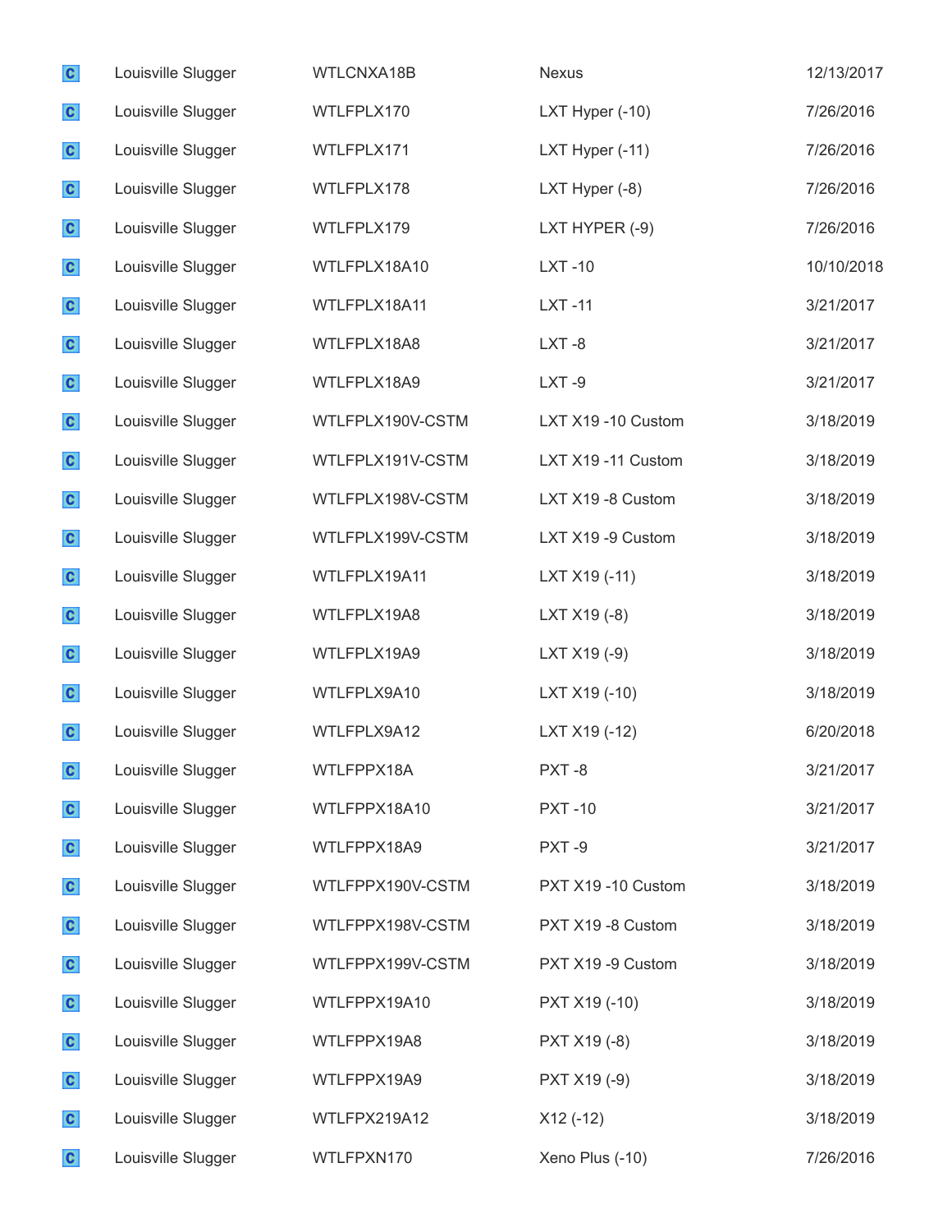| | | | | |
|---|---|---|---|---|
| C | Louisville Slugger | WTLCNXA18B | Nexus | 12/13/2017 |
| C | Louisville Slugger | WTLFPLX170 | LXT Hyper (-10) | 7/26/2016 |
| C | Louisville Slugger | WTLFPLX171 | LXT Hyper (-11) | 7/26/2016 |
| C | Louisville Slugger | WTLFPLX178 | LXT Hyper (-8) | 7/26/2016 |
| C | Louisville Slugger | WTLFPLX179 | LXT HYPER (-9) | 7/26/2016 |
| C | Louisville Slugger | WTLFPLX18A10 | LXT -10 | 10/10/2018 |
| C | Louisville Slugger | WTLFPLX18A11 | LXT -11 | 3/21/2017 |
| C | Louisville Slugger | WTLFPLX18A8 | LXT -8 | 3/21/2017 |
| C | Louisville Slugger | WTLFPLX18A9 | LXT -9 | 3/21/2017 |
| C | Louisville Slugger | WTLFPLX190V-CSTM | LXT X19 -10 Custom | 3/18/2019 |
| C | Louisville Slugger | WTLFPLX191V-CSTM | LXT X19 -11 Custom | 3/18/2019 |
| C | Louisville Slugger | WTLFPLX198V-CSTM | LXT X19 -8 Custom | 3/18/2019 |
| C | Louisville Slugger | WTLFPLX199V-CSTM | LXT X19 -9 Custom | 3/18/2019 |
| C | Louisville Slugger | WTLFPLX19A11 | LXT X19 (-11) | 3/18/2019 |
| C | Louisville Slugger | WTLFPLX19A8 | LXT X19 (-8) | 3/18/2019 |
| C | Louisville Slugger | WTLFPLX19A9 | LXT X19 (-9) | 3/18/2019 |
| C | Louisville Slugger | WTLFPLX9A10 | LXT X19 (-10) | 3/18/2019 |
| C | Louisville Slugger | WTLFPLX9A12 | LXT X19 (-12) | 6/20/2018 |
| C | Louisville Slugger | WTLFPPX18A | PXT -8 | 3/21/2017 |
| C | Louisville Slugger | WTLFPPX18A10 | PXT -10 | 3/21/2017 |
| C | Louisville Slugger | WTLFPPX18A9 | PXT -9 | 3/21/2017 |
| C | Louisville Slugger | WTLFPPX190V-CSTM | PXT X19 -10 Custom | 3/18/2019 |
| C | Louisville Slugger | WTLFPPX198V-CSTM | PXT X19 -8 Custom | 3/18/2019 |
| C | Louisville Slugger | WTLFPPX199V-CSTM | PXT X19 -9 Custom | 3/18/2019 |
| C | Louisville Slugger | WTLFPPX19A10 | PXT X19 (-10) | 3/18/2019 |
| C | Louisville Slugger | WTLFPPX19A8 | PXT X19 (-8) | 3/18/2019 |
| C | Louisville Slugger | WTLFPPX19A9 | PXT X19 (-9) | 3/18/2019 |
| C | Louisville Slugger | WTLFPX219A12 | X12 (-12) | 3/18/2019 |
| C | Louisville Slugger | WTLFPXN170 | Xeno Plus (-10) | 7/26/2016 |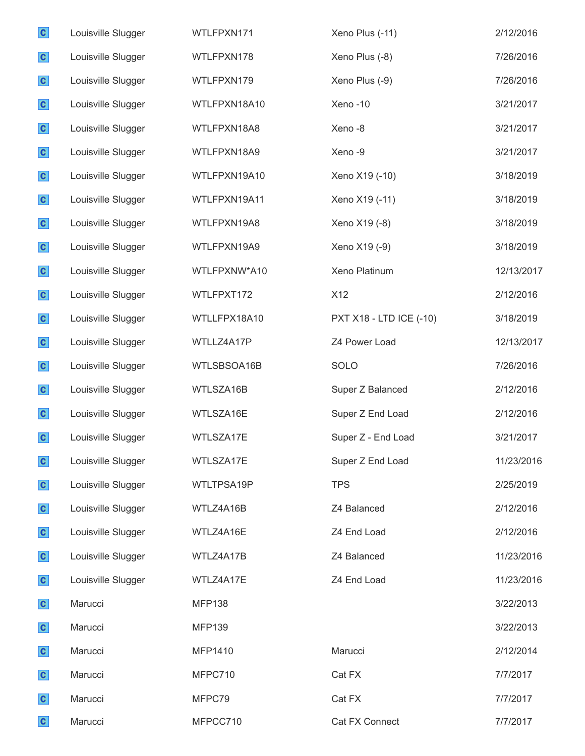| | | | | |
|---|---|---|---|---|
| C | Louisville Slugger | WTLFPXN171 | Xeno Plus (-11) | 2/12/2016 |
| C | Louisville Slugger | WTLFPXN178 | Xeno Plus (-8) | 7/26/2016 |
| C | Louisville Slugger | WTLFPXN179 | Xeno Plus (-9) | 7/26/2016 |
| C | Louisville Slugger | WTLFPXN18A10 | Xeno -10 | 3/21/2017 |
| C | Louisville Slugger | WTLFPXN18A8 | Xeno -8 | 3/21/2017 |
| C | Louisville Slugger | WTLFPXN18A9 | Xeno -9 | 3/21/2017 |
| C | Louisville Slugger | WTLFPXN19A10 | Xeno X19 (-10) | 3/18/2019 |
| C | Louisville Slugger | WTLFPXN19A11 | Xeno X19 (-11) | 3/18/2019 |
| C | Louisville Slugger | WTLFPXN19A8 | Xeno X19 (-8) | 3/18/2019 |
| C | Louisville Slugger | WTLFPXN19A9 | Xeno X19 (-9) | 3/18/2019 |
| C | Louisville Slugger | WTLFPXNW*A10 | Xeno Platinum | 12/13/2017 |
| C | Louisville Slugger | WTLFPXT172 | X12 | 2/12/2016 |
| C | Louisville Slugger | WTLLFPX18A10 | PXT X18 - LTD ICE (-10) | 3/18/2019 |
| C | Louisville Slugger | WTLLZ4A17P | Z4 Power Load | 12/13/2017 |
| C | Louisville Slugger | WTLSBSOA16B | SOLO | 7/26/2016 |
| C | Louisville Slugger | WTLSZA16B | Super Z Balanced | 2/12/2016 |
| C | Louisville Slugger | WTLSZA16E | Super Z End Load | 2/12/2016 |
| C | Louisville Slugger | WTLSZA17E | Super Z - End Load | 3/21/2017 |
| C | Louisville Slugger | WTLSZA17E | Super Z End Load | 11/23/2016 |
| C | Louisville Slugger | WTLTPSA19P | TPS | 2/25/2019 |
| C | Louisville Slugger | WTLZ4A16B | Z4 Balanced | 2/12/2016 |
| C | Louisville Slugger | WTLZ4A16E | Z4 End Load | 2/12/2016 |
| C | Louisville Slugger | WTLZ4A17B | Z4 Balanced | 11/23/2016 |
| C | Louisville Slugger | WTLZ4A17E | Z4 End Load | 11/23/2016 |
| C | Marucci | MFP138 | | 3/22/2013 |
| C | Marucci | MFP139 | | 3/22/2013 |
| C | Marucci | MFP1410 | Marucci | 2/12/2014 |
| C | Marucci | MFPC710 | Cat FX | 7/7/2017 |
| C | Marucci | MFPC79 | Cat FX | 7/7/2017 |
| C | Marucci | MFPCC710 | Cat FX Connect | 7/7/2017 |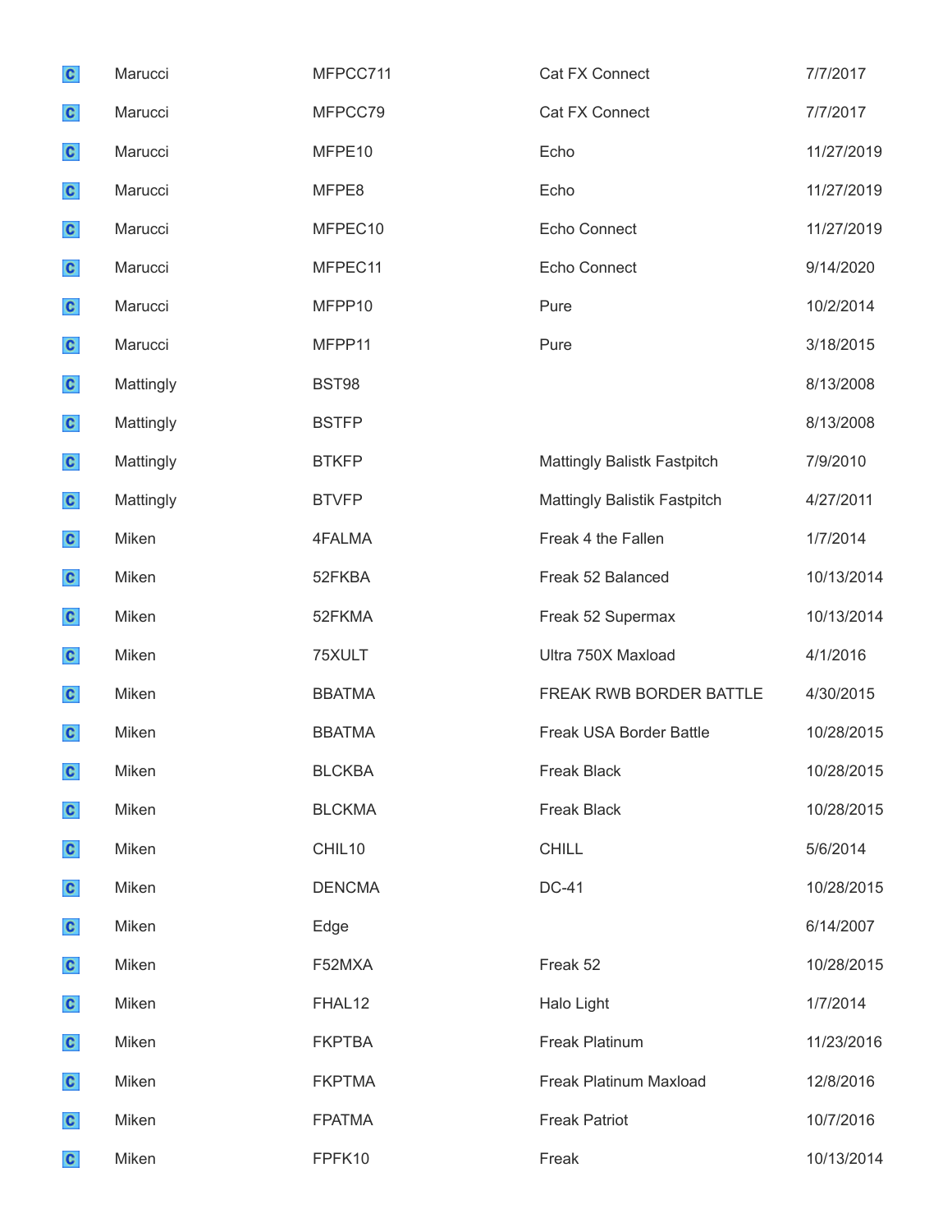| | | | | |
|---|---|---|---|---|
| C | Marucci | MFPCC711 | Cat FX Connect | 7/7/2017 |
| C | Marucci | MFPCC79 | Cat FX Connect | 7/7/2017 |
| C | Marucci | MFPE10 | Echo | 11/27/2019 |
| C | Marucci | MFPE8 | Echo | 11/27/2019 |
| C | Marucci | MFPEC10 | Echo Connect | 11/27/2019 |
| C | Marucci | MFPEC11 | Echo Connect | 9/14/2020 |
| C | Marucci | MFPP10 | Pure | 10/2/2014 |
| C | Marucci | MFPP11 | Pure | 3/18/2015 |
| C | Mattingly | BST98 | | 8/13/2008 |
| C | Mattingly | BSTFP | | 8/13/2008 |
| C | Mattingly | BTKFP | Mattingly Balistk Fastpitch | 7/9/2010 |
| C | Mattingly | BTVFP | Mattingly Balistik Fastpitch | 4/27/2011 |
| C | Miken | 4FALMA | Freak 4 the Fallen | 1/7/2014 |
| C | Miken | 52FKBA | Freak 52 Balanced | 10/13/2014 |
| C | Miken | 52FKMA | Freak 52 Supermax | 10/13/2014 |
| C | Miken | 75XULT | Ultra 750X Maxload | 4/1/2016 |
| C | Miken | BBATMA | FREAK RWB BORDER BATTLE | 4/30/2015 |
| C | Miken | BBATMA | Freak USA Border Battle | 10/28/2015 |
| C | Miken | BLCKBA | Freak Black | 10/28/2015 |
| C | Miken | BLCKMA | Freak Black | 10/28/2015 |
| C | Miken | CHIL10 | CHILL | 5/6/2014 |
| C | Miken | DENCMA | DC-41 | 10/28/2015 |
| C | Miken | Edge | | 6/14/2007 |
| C | Miken | F52MXA | Freak 52 | 10/28/2015 |
| C | Miken | FHAL12 | Halo Light | 1/7/2014 |
| C | Miken | FKPTBA | Freak Platinum | 11/23/2016 |
| C | Miken | FKPTMA | Freak Platinum Maxload | 12/8/2016 |
| C | Miken | FPATMA | Freak Patriot | 10/7/2016 |
| C | Miken | FPFK10 | Freak | 10/13/2014 |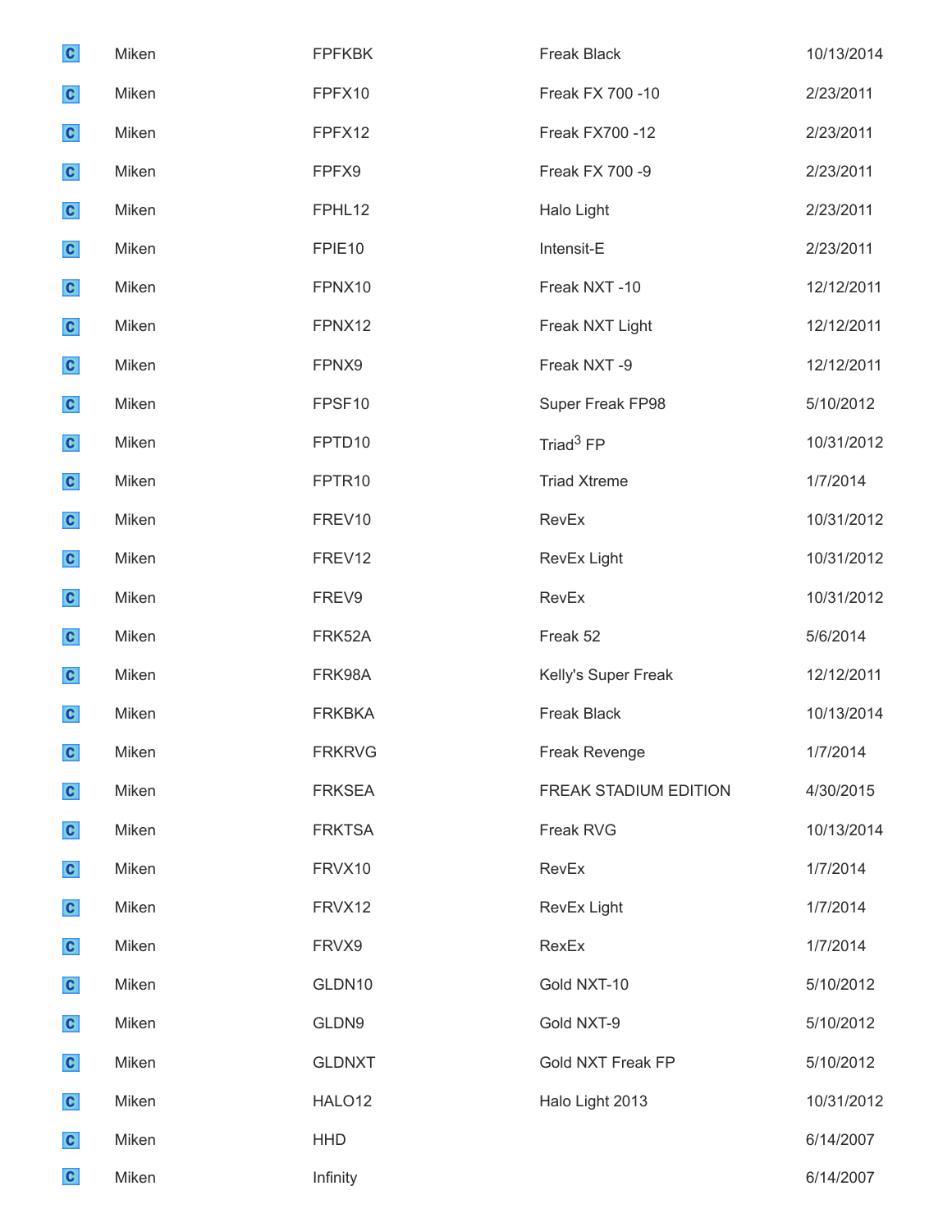| | | | | |
|---|---|---|---|---|
| C | Miken | FPFKBK | Freak Black | 10/13/2014 |
| C | Miken | FPFX10 | Freak FX 700 -10 | 2/23/2011 |
| C | Miken | FPFX12 | Freak FX700 -12 | 2/23/2011 |
| C | Miken | FPFX9 | Freak FX 700 -9 | 2/23/2011 |
| C | Miken | FPHL12 | Halo Light | 2/23/2011 |
| C | Miken | FPIE10 | Intensit-E | 2/23/2011 |
| C | Miken | FPNX10 | Freak NXT -10 | 12/12/2011 |
| C | Miken | FPNX12 | Freak NXT Light | 12/12/2011 |
| C | Miken | FPNX9 | Freak NXT -9 | 12/12/2011 |
| C | Miken | FPSF10 | Super Freak FP98 | 5/10/2012 |
| C | Miken | FPTD10 | Triad$^3$ FP | 10/31/2012 |
| C | Miken | FPTR10 | Triad Xtreme | 1/7/2014 |
| C | Miken | FREV10 | RevEx | 10/31/2012 |
| C | Miken | FREV12 | RevEx Light | 10/31/2012 |
| C | Miken | FREV9 | RevEx | 10/31/2012 |
| C | Miken | FRK52A | Freak 52 | 5/6/2014 |
| C | Miken | FRK98A | Kelly's Super Freak | 12/12/2011 |
| C | Miken | FRKBKA | Freak Black | 10/13/2014 |
| C | Miken | FRKRVG | Freak Revenge | 1/7/2014 |
| C | Miken | FRKSEA | FREAK STADIUM EDITION | 4/30/2015 |
| C | Miken | FRKTSA | Freak RVG | 10/13/2014 |
| C | Miken | FRVX10 | RevEx | 1/7/2014 |
| C | Miken | FRVX12 | RevEx Light | 1/7/2014 |
| C | Miken | FRVX9 | RexEx | 1/7/2014 |
| C | Miken | GLDN10 | Gold NXT-10 | 5/10/2012 |
| C | Miken | GLDN9 | Gold NXT-9 | 5/10/2012 |
| C | Miken | GLDNXT | Gold NXT Freak FP | 5/10/2012 |
| C | Miken | HALO12 | Halo Light 2013 | 10/31/2012 |
| C | Miken | HHD | | 6/14/2007 |
| C | Miken | Infinity | | 6/14/2007 |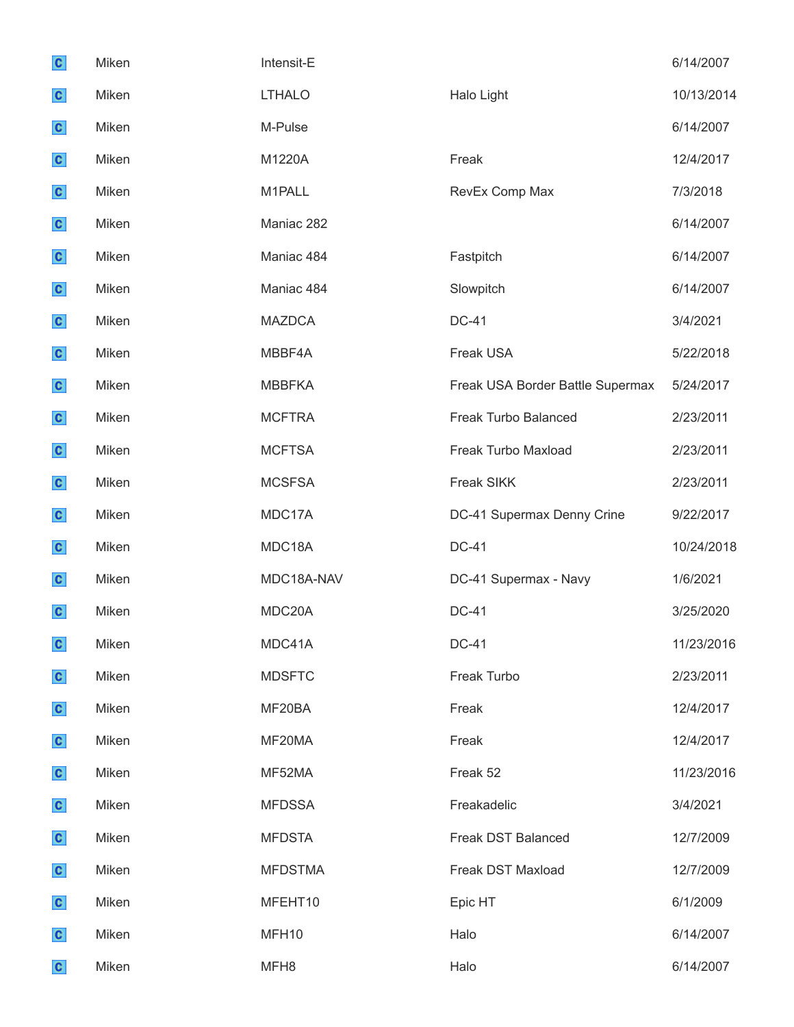| | | | | |
|---|---|---|---|---|
| C | Miken | Intensit-E | | 6/14/2007 |
| C | Miken | LTHALO | Halo Light | 10/13/2014 |
| C | Miken | M-Pulse | | 6/14/2007 |
| C | Miken | M1220A | Freak | 12/4/2017 |
| C | Miken | M1PALL | RevEx Comp Max | 7/3/2018 |
| C | Miken | Maniac 282 | | 6/14/2007 |
| C | Miken | Maniac 484 | Fastpitch | 6/14/2007 |
| C | Miken | Maniac 484 | Slowpitch | 6/14/2007 |
| C | Miken | MAZDCA | DC-41 | 3/4/2021 |
| C | Miken | MBBF4A | Freak USA | 5/22/2018 |
| C | Miken | MBBFKA | Freak USA Border Battle Supermax | 5/24/2017 |
| C | Miken | MCFTRA | Freak Turbo Balanced | 2/23/2011 |
| C | Miken | MCFTSA | Freak Turbo Maxload | 2/23/2011 |
| C | Miken | MCSFSA | Freak SIKK | 2/23/2011 |
| C | Miken | MDC17A | DC-41 Supermax Denny Crine | 9/22/2017 |
| C | Miken | MDC18A | DC-41 | 10/24/2018 |
| C | Miken | MDC18A-NAV | DC-41 Supermax - Navy | 1/6/2021 |
| C | Miken | MDC20A | DC-41 | 3/25/2020 |
| C | Miken | MDC41A | DC-41 | 11/23/2016 |
| C | Miken | MDSFTC | Freak Turbo | 2/23/2011 |
| C | Miken | MF20BA | Freak | 12/4/2017 |
| C | Miken | MF20MA | Freak | 12/4/2017 |
| C | Miken | MF52MA | Freak 52 | 11/23/2016 |
| C | Miken | MFDSSA | Freakadelic | 3/4/2021 |
| C | Miken | MFDSTA | Freak DST Balanced | 12/7/2009 |
| C | Miken | MFDSTMA | Freak DST Maxload | 12/7/2009 |
| C | Miken | MFEHT10 | Epic HT | 6/1/2009 |
| C | Miken | MFH10 | Halo | 6/14/2007 |
| C | Miken | MFH8 | Halo | 6/14/2007 |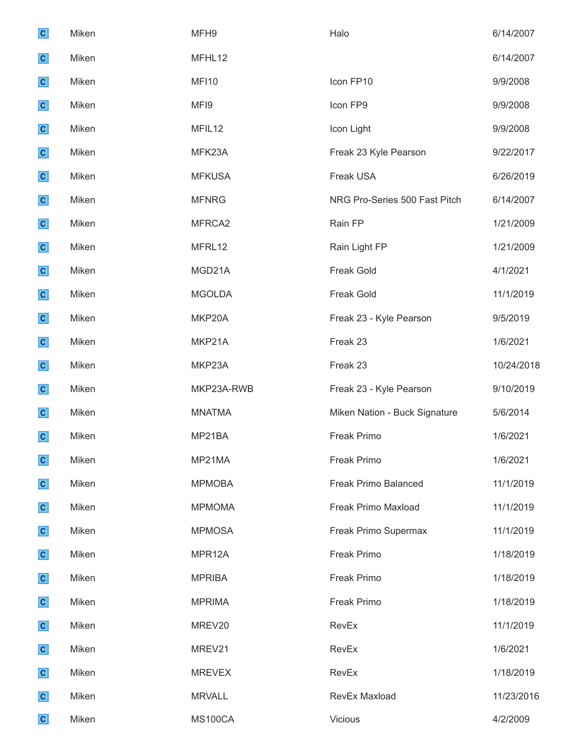| | | | | |
|---|---|---|---|---|
| C | Miken | MFH9 | Halo | 6/14/2007 |
| C | Miken | MFHL12 | | 6/14/2007 |
| C | Miken | MFI10 | Icon FP10 | 9/9/2008 |
| C | Miken | MFI9 | Icon FP9 | 9/9/2008 |
| C | Miken | MFIL12 | Icon Light | 9/9/2008 |
| C | Miken | MFK23A | Freak 23 Kyle Pearson | 9/22/2017 |
| C | Miken | MFKUSA | Freak USA | 6/26/2019 |
| C | Miken | MFNRG | NRG Pro-Series 500 Fast Pitch | 6/14/2007 |
| C | Miken | MFRCA2 | Rain FP | 1/21/2009 |
| C | Miken | MFRL12 | Rain Light FP | 1/21/2009 |
| C | Miken | MGD21A | Freak Gold | 4/1/2021 |
| C | Miken | MGOLDA | Freak Gold | 11/1/2019 |
| C | Miken | MKP20A | Freak 23 - Kyle Pearson | 9/5/2019 |
| C | Miken | MKP21A | Freak 23 | 1/6/2021 |
| C | Miken | MKP23A | Freak 23 | 10/24/2018 |
| C | Miken | MKP23A-RWB | Freak 23 - Kyle Pearson | 9/10/2019 |
| C | Miken | MNATMA | Miken Nation - Buck Signature | 5/6/2014 |
| C | Miken | MP21BA | Freak Primo | 1/6/2021 |
| C | Miken | MP21MA | Freak Primo | 1/6/2021 |
| C | Miken | MPMOBA | Freak Primo Balanced | 11/1/2019 |
| C | Miken | MPMOMA | Freak Primo Maxload | 11/1/2019 |
| C | Miken | MPMOSA | Freak Primo Supermax | 11/1/2019 |
| C | Miken | MPR12A | Freak Primo | 1/18/2019 |
| C | Miken | MPRIBA | Freak Primo | 1/18/2019 |
| C | Miken | MPRIMA | Freak Primo | 1/18/2019 |
| C | Miken | MREV20 | RevEx | 11/1/2019 |
| C | Miken | MREV21 | RevEx | 1/6/2021 |
| C | Miken | MREVEX | RevEx | 1/18/2019 |
| C | Miken | MRVALL | RevEx Maxload | 11/23/2016 |
| C | Miken | MS100CA | Vicious | 4/2/2009 |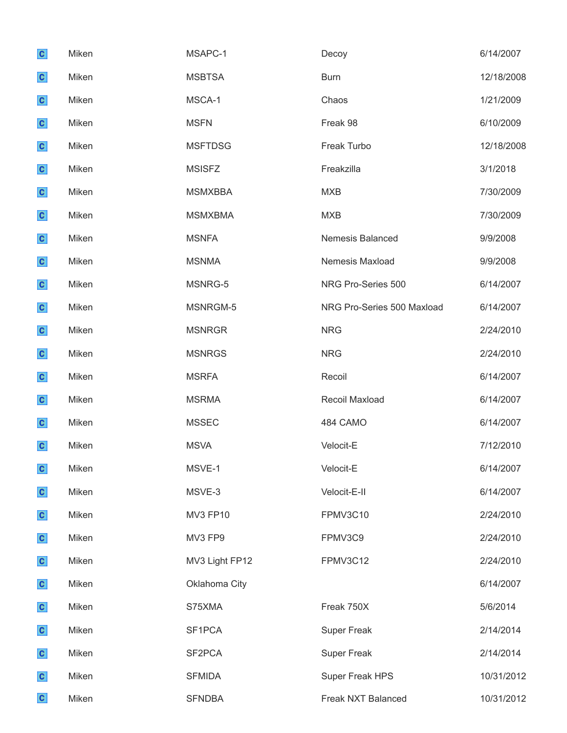| | | | | |
|---|---|---|---|---|
| C | Miken | MSAPC-1 | Decoy | 6/14/2007 |
| C | Miken | MSBTSA | Burn | 12/18/2008 |
| C | Miken | MSCA-1 | Chaos | 1/21/2009 |
| C | Miken | MSFN | Freak 98 | 6/10/2009 |
| C | Miken | MSFTDSG | Freak Turbo | 12/18/2008 |
| C | Miken | MSISFZ | Freakzilla | 3/1/2018 |
| C | Miken | MSMXBBA | MXB | 7/30/2009 |
| C | Miken | MSMXBMA | MXB | 7/30/2009 |
| C | Miken | MSNFA | Nemesis Balanced | 9/9/2008 |
| C | Miken | MSNMA | Nemesis Maxload | 9/9/2008 |
| C | Miken | MSNRG-5 | NRG Pro-Series 500 | 6/14/2007 |
| C | Miken | MSNRGM-5 | NRG Pro-Series 500 Maxload | 6/14/2007 |
| C | Miken | MSNRGR | NRG | 2/24/2010 |
| C | Miken | MSNRGS | NRG | 2/24/2010 |
| C | Miken | MSRFA | Recoil | 6/14/2007 |
| C | Miken | MSRMA | Recoil Maxload | 6/14/2007 |
| C | Miken | MSSEC | 484 CAMO | 6/14/2007 |
| C | Miken | MSVA | Velocit-E | 7/12/2010 |
| C | Miken | MSVE-1 | Velocit-E | 6/14/2007 |
| C | Miken | MSVE-3 | Velocit-E-II | 6/14/2007 |
| C | Miken | MV3 FP10 | FPMV3C10 | 2/24/2010 |
| C | Miken | MV3 FP9 | FPMV3C9 | 2/24/2010 |
| C | Miken | MV3 Light FP12 | FPMV3C12 | 2/24/2010 |
| C | Miken | Oklahoma City | | 6/14/2007 |
| C | Miken | S75XMA | Freak 750X | 5/6/2014 |
| C | Miken | SF1PCA | Super Freak | 2/14/2014 |
| C | Miken | SF2PCA | Super Freak | 2/14/2014 |
| C | Miken | SFMIDA | Super Freak HPS | 10/31/2012 |
| C | Miken | SFNDBA | Freak NXT Balanced | 10/31/2012 |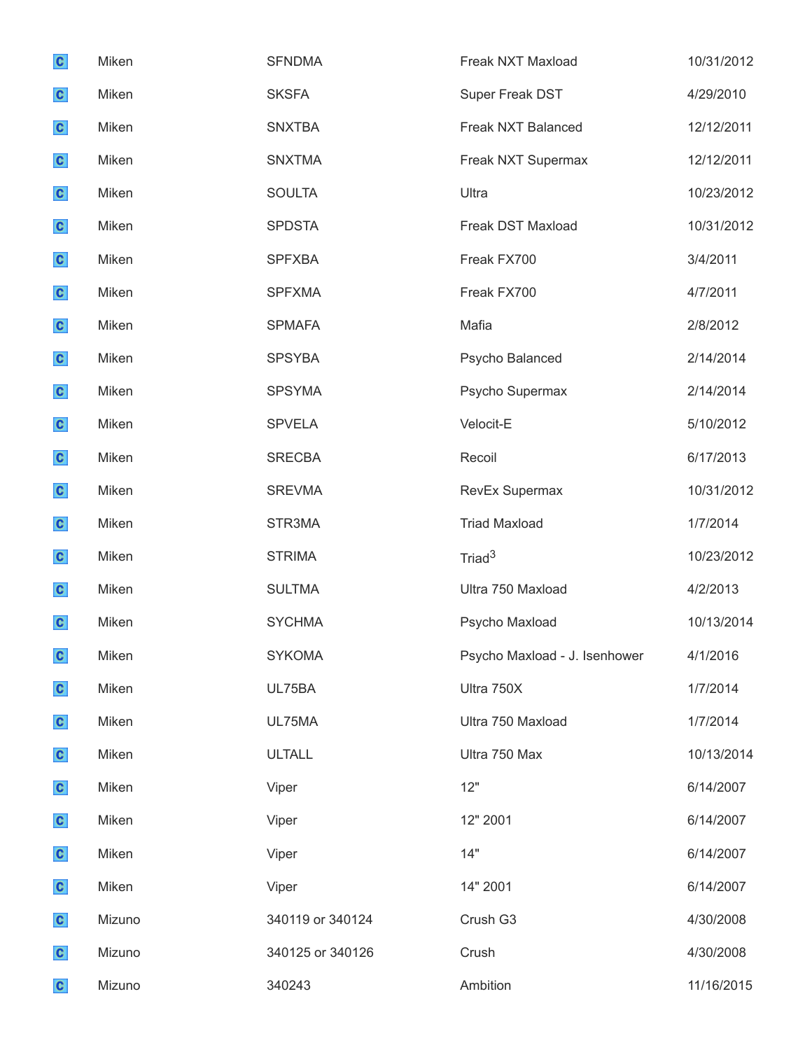| | | | | |
|---|---|---|---|---|
| C | Miken | SFNDMA | Freak NXT Maxload | 10/31/2012 |
| C | Miken | SKSFA | Super Freak DST | 4/29/2010 |
| C | Miken | SNXTBA | Freak NXT Balanced | 12/12/2011 |
| C | Miken | SNXTMA | Freak NXT Supermax | 12/12/2011 |
| C | Miken | SOULTA | Ultra | 10/23/2012 |
| C | Miken | SPDSTA | Freak DST Maxload | 10/31/2012 |
| C | Miken | SPFXBA | Freak FX700 | 3/4/2011 |
| C | Miken | SPFXMA | Freak FX700 | 4/7/2011 |
| C | Miken | SPMAFA | Mafia | 2/8/2012 |
| C | Miken | SPSYBA | Psycho Balanced | 2/14/2014 |
| C | Miken | SPSYMA | Psycho Supermax | 2/14/2014 |
| C | Miken | SPVELA | Velocit-E | 5/10/2012 |
| C | Miken | SRECBA | Recoil | 6/17/2013 |
| C | Miken | SREVMA | RevEx Supermax | 10/31/2012 |
| C | Miken | STR3MA | Triad Maxload | 1/7/2014 |
| C | Miken | STRIMA | Triad$^3$ | 10/23/2012 |
| C | Miken | SULTMA | Ultra 750 Maxload | 4/2/2013 |
| C | Miken | SYCHMA | Psycho Maxload | 10/13/2014 |
| C | Miken | SYKOMA | Psycho Maxload - J. Isenhower | 4/1/2016 |
| C | Miken | UL75BA | Ultra 750X | 1/7/2014 |
| C | Miken | UL75MA | Ultra 750 Maxload | 1/7/2014 |
| C | Miken | ULTALL | Ultra 750 Max | 10/13/2014 |
| C | Miken | Viper | 12" | 6/14/2007 |
| C | Miken | Viper | 12" 2001 | 6/14/2007 |
| C | Miken | Viper | 14" | 6/14/2007 |
| C | Miken | Viper | 14" 2001 | 6/14/2007 |
| C | Mizuno | 340119 or 340124 | Crush G3 | 4/30/2008 |
| C | Mizuno | 340125 or 340126 | Crush | 4/30/2008 |
| C | Mizuno | 340243 | Ambition | 11/16/2015 |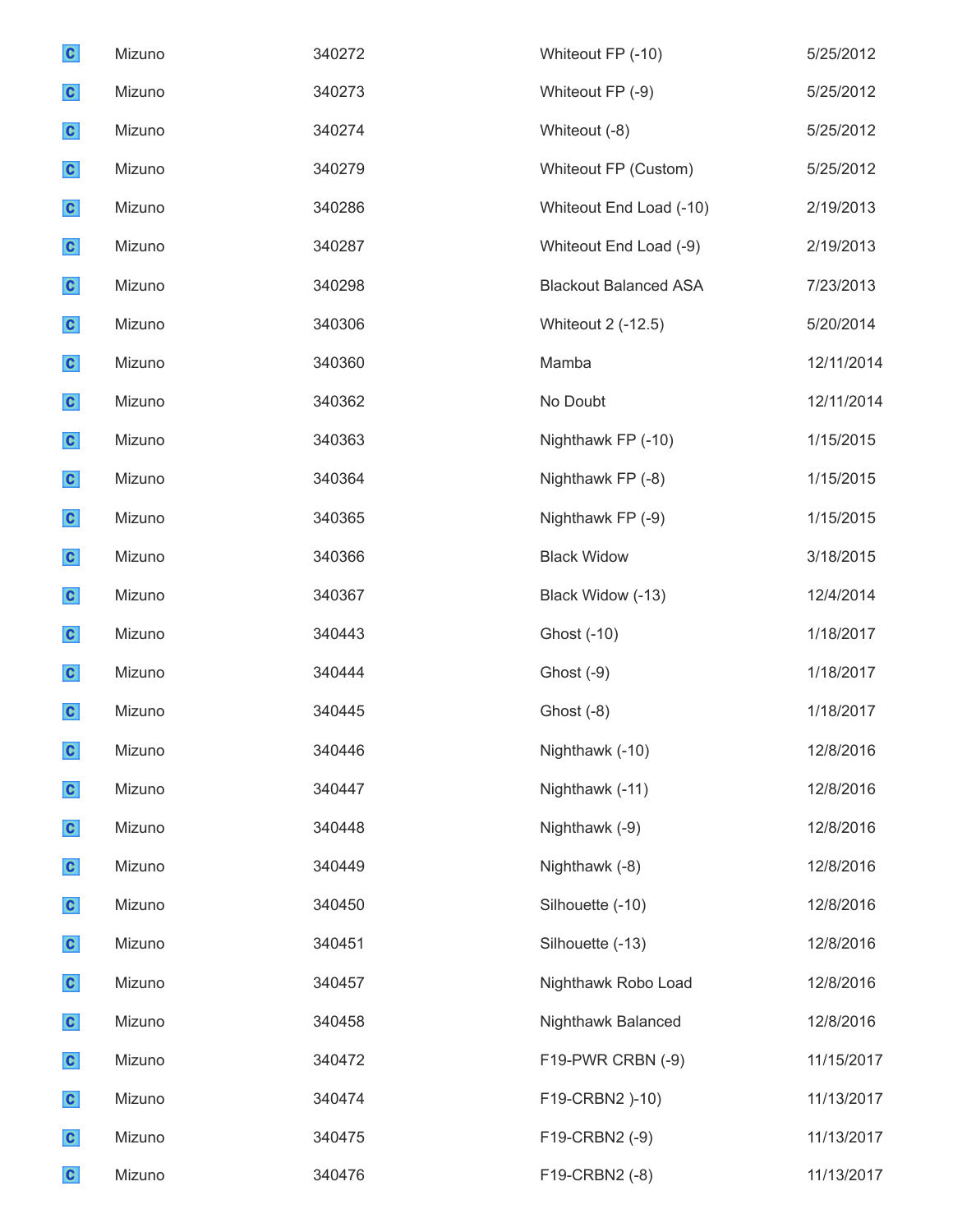| | | | | |
|---|---|---|---|---|
| C | Mizuno | 340272 | Whiteout FP (-10) | 5/25/2012 |
| C | Mizuno | 340273 | Whiteout FP (-9) | 5/25/2012 |
| C | Mizuno | 340274 | Whiteout (-8) | 5/25/2012 |
| C | Mizuno | 340279 | Whiteout FP (Custom) | 5/25/2012 |
| C | Mizuno | 340286 | Whiteout End Load (-10) | 2/19/2013 |
| C | Mizuno | 340287 | Whiteout End Load (-9) | 2/19/2013 |
| C | Mizuno | 340298 | Blackout Balanced ASA | 7/23/2013 |
| C | Mizuno | 340306 | Whiteout 2 (-12.5) | 5/20/2014 |
| C | Mizuno | 340360 | Mamba | 12/11/2014 |
| C | Mizuno | 340362 | No Doubt | 12/11/2014 |
| C | Mizuno | 340363 | Nighthawk FP (-10) | 1/15/2015 |
| C | Mizuno | 340364 | Nighthawk FP (-8) | 1/15/2015 |
| C | Mizuno | 340365 | Nighthawk FP (-9) | 1/15/2015 |
| C | Mizuno | 340366 | Black Widow | 3/18/2015 |
| C | Mizuno | 340367 | Black Widow (-13) | 12/4/2014 |
| C | Mizuno | 340443 | Ghost (-10) | 1/18/2017 |
| C | Mizuno | 340444 | Ghost (-9) | 1/18/2017 |
| C | Mizuno | 340445 | Ghost (-8) | 1/18/2017 |
| C | Mizuno | 340446 | Nighthawk (-10) | 12/8/2016 |
| C | Mizuno | 340447 | Nighthawk (-11) | 12/8/2016 |
| C | Mizuno | 340448 | Nighthawk (-9) | 12/8/2016 |
| C | Mizuno | 340449 | Nighthawk (-8) | 12/8/2016 |
| C | Mizuno | 340450 | Silhouette (-10) | 12/8/2016 |
| C | Mizuno | 340451 | Silhouette (-13) | 12/8/2016 |
| C | Mizuno | 340457 | Nighthawk Robo Load | 12/8/2016 |
| C | Mizuno | 340458 | Nighthawk Balanced | 12/8/2016 |
| C | Mizuno | 340472 | F19-PWR CRBN (-9) | 11/15/2017 |
| C | Mizuno | 340474 | F19-CRBN2 )-10) | 11/13/2017 |
| C | Mizuno | 340475 | F19-CRBN2 (-9) | 11/13/2017 |
| C | Mizuno | 340476 | F19-CRBN2 (-8) | 11/13/2017 |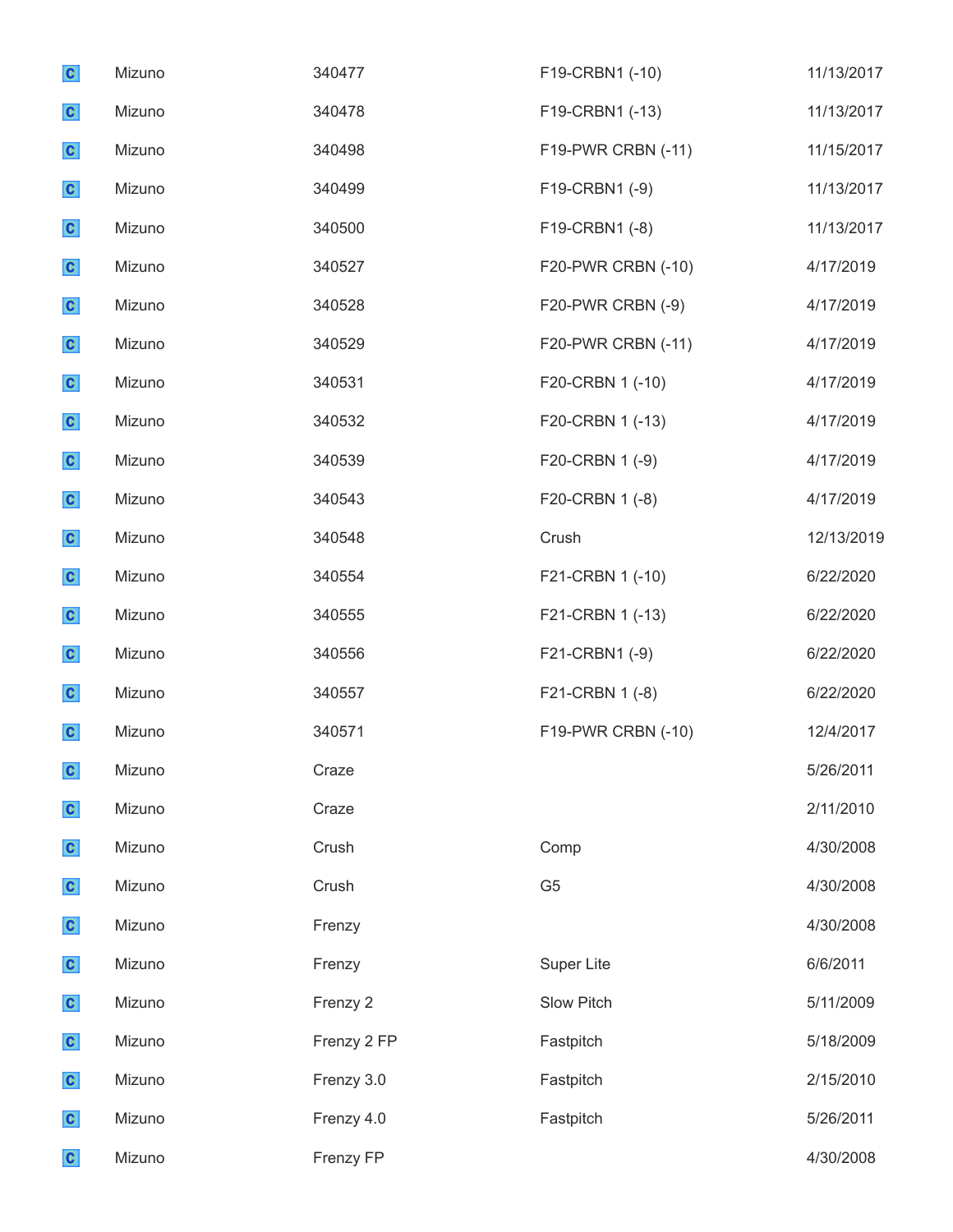| | | | | |
|---|---|---|---|---|
| C | Mizuno | 340477 | F19-CRBN1 (-10) | 11/13/2017 |
| C | Mizuno | 340478 | F19-CRBN1 (-13) | 11/13/2017 |
| C | Mizuno | 340498 | F19-PWR CRBN (-11) | 11/15/2017 |
| C | Mizuno | 340499 | F19-CRBN1 (-9) | 11/13/2017 |
| C | Mizuno | 340500 | F19-CRBN1 (-8) | 11/13/2017 |
| C | Mizuno | 340527 | F20-PWR CRBN (-10) | 4/17/2019 |
| C | Mizuno | 340528 | F20-PWR CRBN (-9) | 4/17/2019 |
| C | Mizuno | 340529 | F20-PWR CRBN (-11) | 4/17/2019 |
| C | Mizuno | 340531 | F20-CRBN 1 (-10) | 4/17/2019 |
| C | Mizuno | 340532 | F20-CRBN 1 (-13) | 4/17/2019 |
| C | Mizuno | 340539 | F20-CRBN 1 (-9) | 4/17/2019 |
| C | Mizuno | 340543 | F20-CRBN 1 (-8) | 4/17/2019 |
| C | Mizuno | 340548 | Crush | 12/13/2019 |
| C | Mizuno | 340554 | F21-CRBN 1 (-10) | 6/22/2020 |
| C | Mizuno | 340555 | F21-CRBN 1 (-13) | 6/22/2020 |
| C | Mizuno | 340556 | F21-CRBN1 (-9) | 6/22/2020 |
| C | Mizuno | 340557 | F21-CRBN 1 (-8) | 6/22/2020 |
| C | Mizuno | 340571 | F19-PWR CRBN (-10) | 12/4/2017 |
| C | Mizuno | Craze | | 5/26/2011 |
| C | Mizuno | Craze | | 2/11/2010 |
| C | Mizuno | Crush | Comp | 4/30/2008 |
| C | Mizuno | Crush | G5 | 4/30/2008 |
| C | Mizuno | Frenzy | | 4/30/2008 |
| C | Mizuno | Frenzy | Super Lite | 6/6/2011 |
| C | Mizuno | Frenzy 2 | Slow Pitch | 5/11/2009 |
| C | Mizuno | Frenzy 2 FP | Fastpitch | 5/18/2009 |
| C | Mizuno | Frenzy 3.0 | Fastpitch | 2/15/2010 |
| C | Mizuno | Frenzy 4.0 | Fastpitch | 5/26/2011 |
| C | Mizuno | Frenzy FP | | 4/30/2008 |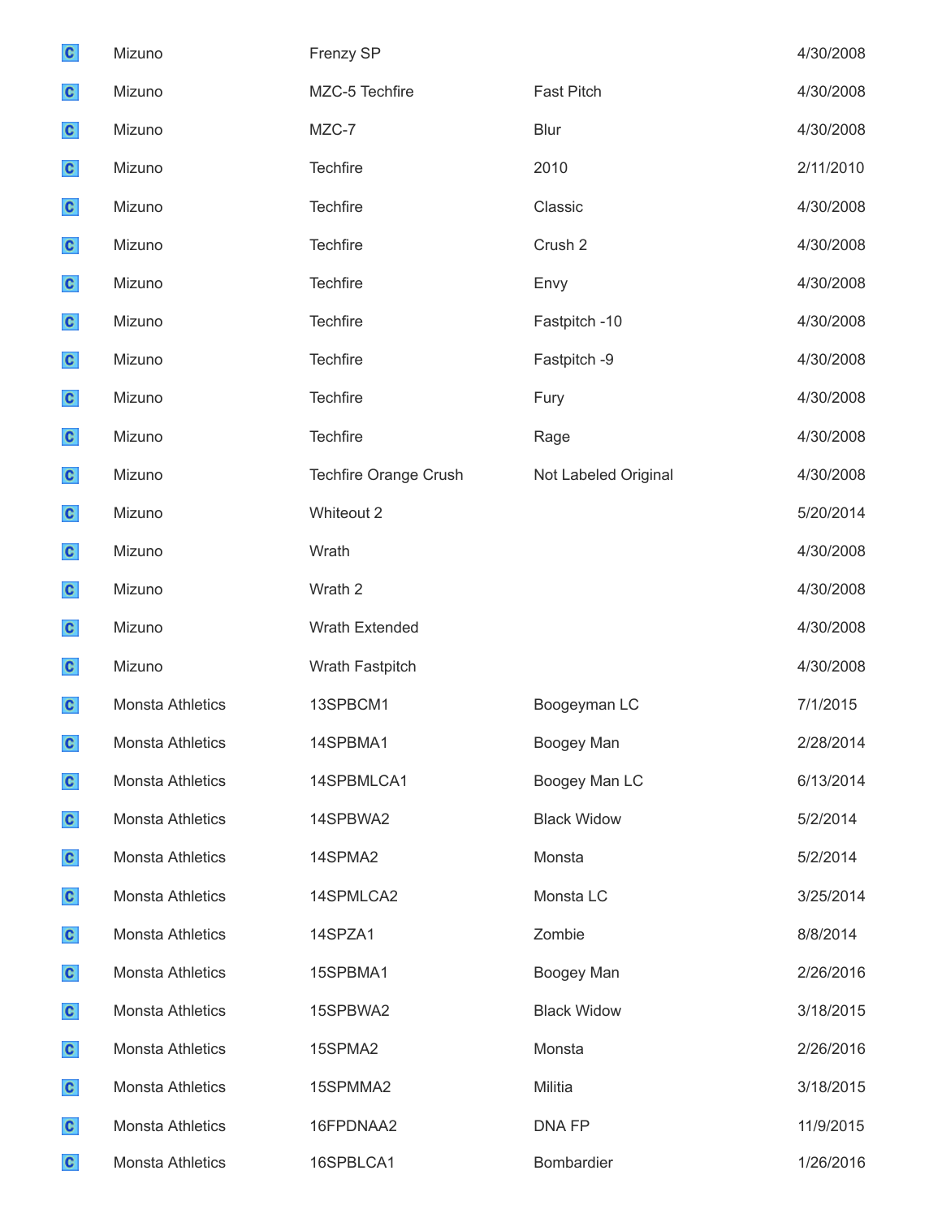| | | | | |
|---|---|---|---|---|
| C | Mizuno | Frenzy SP | | 4/30/2008 |
| C | Mizuno | MZC-5 Techfire | Fast Pitch | 4/30/2008 |
| C | Mizuno | MZC-7 | Blur | 4/30/2008 |
| C | Mizuno | Techfire | 2010 | 2/11/2010 |
| C | Mizuno | Techfire | Classic | 4/30/2008 |
| C | Mizuno | Techfire | Crush 2 | 4/30/2008 |
| C | Mizuno | Techfire | Envy | 4/30/2008 |
| C | Mizuno | Techfire | Fastpitch -10 | 4/30/2008 |
| C | Mizuno | Techfire | Fastpitch -9 | 4/30/2008 |
| C | Mizuno | Techfire | Fury | 4/30/2008 |
| C | Mizuno | Techfire | Rage | 4/30/2008 |
| C | Mizuno | Techfire Orange Crush | Not Labeled Original | 4/30/2008 |
| C | Mizuno | Whiteout 2 | | 5/20/2014 |
| C | Mizuno | Wrath | | 4/30/2008 |
| C | Mizuno | Wrath 2 | | 4/30/2008 |
| C | Mizuno | Wrath Extended | | 4/30/2008 |
| C | Mizuno | Wrath Fastpitch | | 4/30/2008 |
| C | Monsta Athletics | 13SPBCM1 | Boogeyman LC | 7/1/2015 |
| C | Monsta Athletics | 14SPBMA1 | Boogey Man | 2/28/2014 |
| C | Monsta Athletics | 14SPBMLCA1 | Boogey Man LC | 6/13/2014 |
| C | Monsta Athletics | 14SPBWA2 | Black Widow | 5/2/2014 |
| C | Monsta Athletics | 14SPMA2 | Monsta | 5/2/2014 |
| C | Monsta Athletics | 14SPMLCA2 | Monsta LC | 3/25/2014 |
| C | Monsta Athletics | 14SPZA1 | Zombie | 8/8/2014 |
| C | Monsta Athletics | 15SPBMA1 | Boogey Man | 2/26/2016 |
| C | Monsta Athletics | 15SPBWA2 | Black Widow | 3/18/2015 |
| C | Monsta Athletics | 15SPMA2 | Monsta | 2/26/2016 |
| C | Monsta Athletics | 15SPMMA2 | Militia | 3/18/2015 |
| C | Monsta Athletics | 16FPDNAA2 | DNA FP | 11/9/2015 |
| C | Monsta Athletics | 16SPBLCA1 | Bombardier | 1/26/2016 |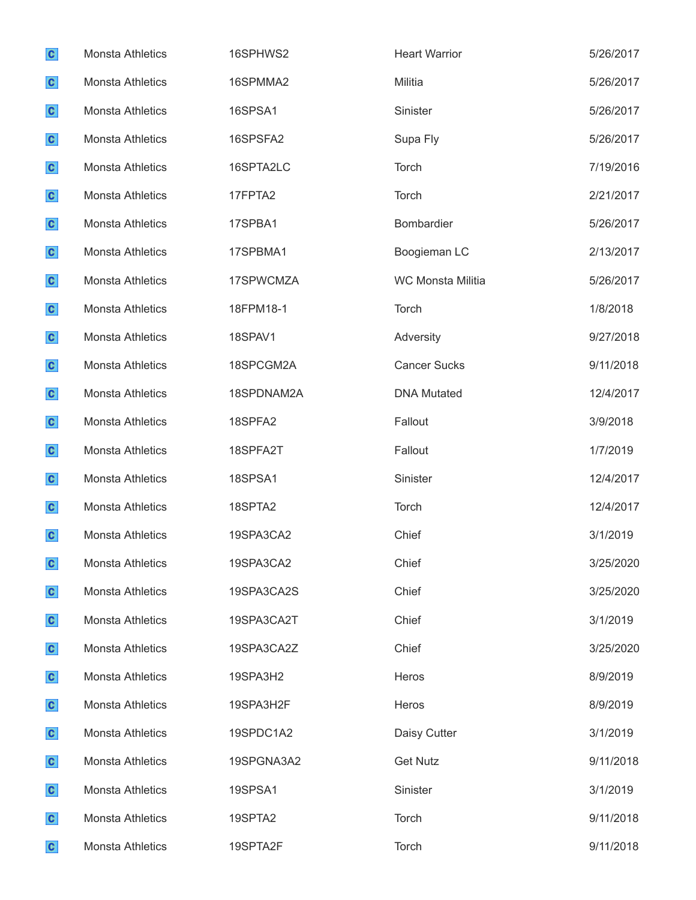| | | | | |
|---|---|---|---|---|
| C | Monsta Athletics | 16SPHWS2 | Heart Warrior | 5/26/2017 |
| C | Monsta Athletics | 16SPMMA2 | Militia | 5/26/2017 |
| C | Monsta Athletics | 16SPSA1 | Sinister | 5/26/2017 |
| C | Monsta Athletics | 16SPSFA2 | Supa Fly | 5/26/2017 |
| C | Monsta Athletics | 16SPTA2LC | Torch | 7/19/2016 |
| C | Monsta Athletics | 17FPTA2 | Torch | 2/21/2017 |
| C | Monsta Athletics | 17SPBA1 | Bombardier | 5/26/2017 |
| C | Monsta Athletics | 17SPBMA1 | Boogieman LC | 2/13/2017 |
| C | Monsta Athletics | 17SPWCMZA | WC Monsta Militia | 5/26/2017 |
| C | Monsta Athletics | 18FPM18-1 | Torch | 1/8/2018 |
| C | Monsta Athletics | 18SPAV1 | Adversity | 9/27/2018 |
| C | Monsta Athletics | 18SPCGM2A | Cancer Sucks | 9/11/2018 |
| C | Monsta Athletics | 18SPDNAM2A | DNA Mutated | 12/4/2017 |
| C | Monsta Athletics | 18SPFA2 | Fallout | 3/9/2018 |
| C | Monsta Athletics | 18SPFA2T | Fallout | 1/7/2019 |
| C | Monsta Athletics | 18SPSA1 | Sinister | 12/4/2017 |
| C | Monsta Athletics | 18SPTA2 | Torch | 12/4/2017 |
| C | Monsta Athletics | 19SPA3CA2 | Chief | 3/1/2019 |
| C | Monsta Athletics | 19SPA3CA2 | Chief | 3/25/2020 |
| C | Monsta Athletics | 19SPA3CA2S | Chief | 3/25/2020 |
| C | Monsta Athletics | 19SPA3CA2T | Chief | 3/1/2019 |
| C | Monsta Athletics | 19SPA3CA2Z | Chief | 3/25/2020 |
| C | Monsta Athletics | 19SPA3H2 | Heros | 8/9/2019 |
| C | Monsta Athletics | 19SPA3H2F | Heros | 8/9/2019 |
| C | Monsta Athletics | 19SPDC1A2 | Daisy Cutter | 3/1/2019 |
| C | Monsta Athletics | 19SPGNA3A2 | Get Nutz | 9/11/2018 |
| C | Monsta Athletics | 19SPSA1 | Sinister | 3/1/2019 |
| C | Monsta Athletics | 19SPTA2 | Torch | 9/11/2018 |
| C | Monsta Athletics | 19SPTA2F | Torch | 9/11/2018 |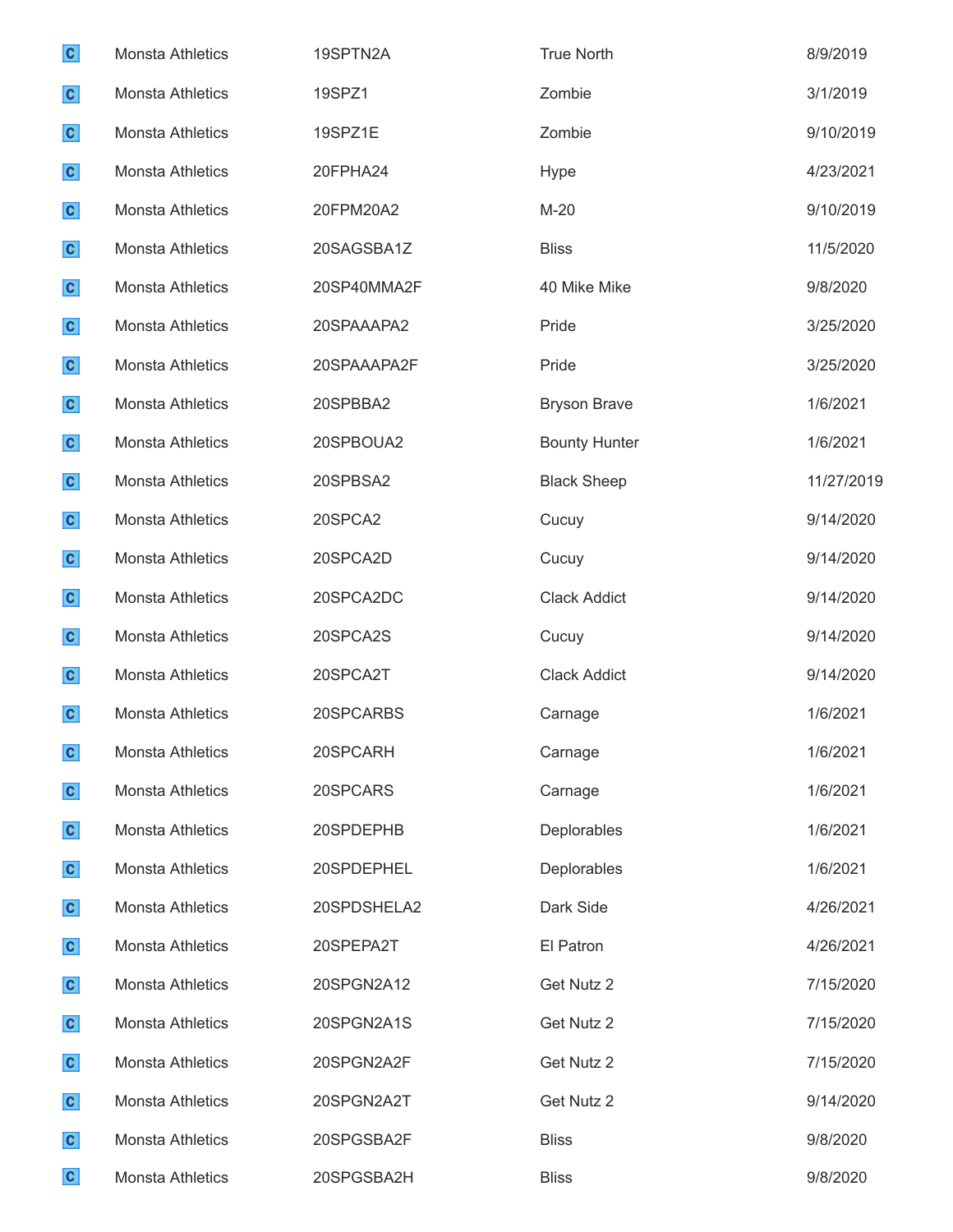| | | | | |
|---|---|---|---|---|
| C | Monsta Athletics | 19SPTN2A | True North | 8/9/2019 |
| C | Monsta Athletics | 19SPZ1 | Zombie | 3/1/2019 |
| C | Monsta Athletics | 19SPZ1E | Zombie | 9/10/2019 |
| C | Monsta Athletics | 20FPHA24 | Hype | 4/23/2021 |
| C | Monsta Athletics | 20FPM20A2 | M-20 | 9/10/2019 |
| C | Monsta Athletics | 20SAGSBA1Z | Bliss | 11/5/2020 |
| C | Monsta Athletics | 20SP40MMA2F | 40 Mike Mike | 9/8/2020 |
| C | Monsta Athletics | 20SPAAAPA2 | Pride | 3/25/2020 |
| C | Monsta Athletics | 20SPAAAPA2F | Pride | 3/25/2020 |
| C | Monsta Athletics | 20SPBBA2 | Bryson Brave | 1/6/2021 |
| C | Monsta Athletics | 20SPBOUA2 | Bounty Hunter | 1/6/2021 |
| C | Monsta Athletics | 20SPBSA2 | Black Sheep | 11/27/2019 |
| C | Monsta Athletics | 20SPCA2 | Cucuy | 9/14/2020 |
| C | Monsta Athletics | 20SPCA2D | Cucuy | 9/14/2020 |
| C | Monsta Athletics | 20SPCA2DC | Clack Addict | 9/14/2020 |
| C | Monsta Athletics | 20SPCA2S | Cucuy | 9/14/2020 |
| C | Monsta Athletics | 20SPCA2T | Clack Addict | 9/14/2020 |
| C | Monsta Athletics | 20SPCARBS | Carnage | 1/6/2021 |
| C | Monsta Athletics | 20SPCARH | Carnage | 1/6/2021 |
| C | Monsta Athletics | 20SPCARS | Carnage | 1/6/2021 |
| C | Monsta Athletics | 20SPDEPHB | Deplorables | 1/6/2021 |
| C | Monsta Athletics | 20SPDEPHEL | Deplorables | 1/6/2021 |
| C | Monsta Athletics | 20SPDSHELA2 | Dark Side | 4/26/2021 |
| C | Monsta Athletics | 20SPEPA2T | El Patron | 4/26/2021 |
| C | Monsta Athletics | 20SPGN2A12 | Get Nutz 2 | 7/15/2020 |
| C | Monsta Athletics | 20SPGN2A1S | Get Nutz 2 | 7/15/2020 |
| C | Monsta Athletics | 20SPGN2A2F | Get Nutz 2 | 7/15/2020 |
| C | Monsta Athletics | 20SPGN2A2T | Get Nutz 2 | 9/14/2020 |
| C | Monsta Athletics | 20SPGSBA2F | Bliss | 9/8/2020 |
| C | Monsta Athletics | 20SPGSBA2H | Bliss | 9/8/2020 |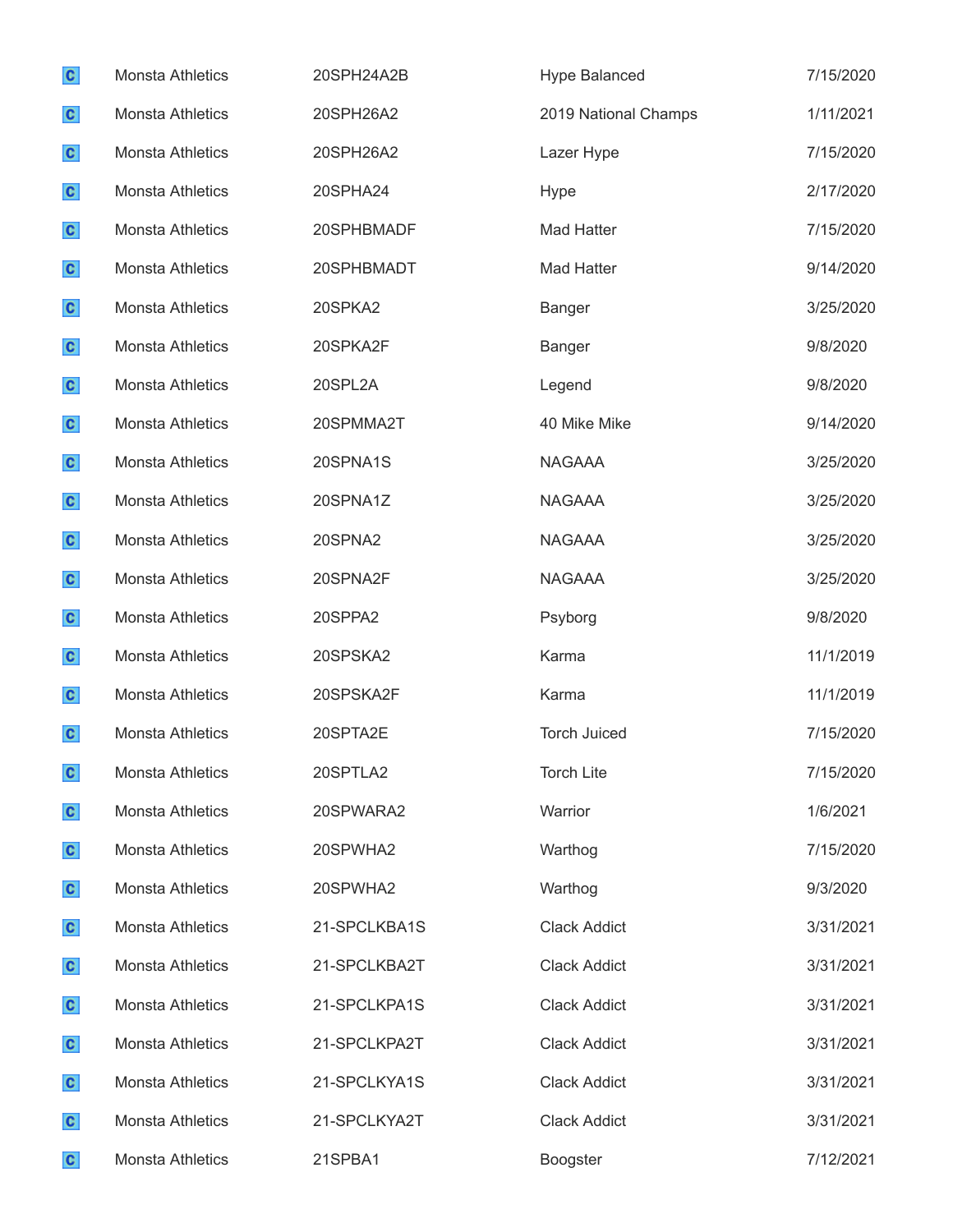| | | | | |
|---|---|---|---|---|
| C | Monsta Athletics | 20SPH24A2B | Hype Balanced | 7/15/2020 |
| C | Monsta Athletics | 20SPH26A2 | 2019 National Champs | 1/11/2021 |
| C | Monsta Athletics | 20SPH26A2 | Lazer Hype | 7/15/2020 |
| C | Monsta Athletics | 20SPHA24 | Hype | 2/17/2020 |
| C | Monsta Athletics | 20SPHBMADF | Mad Hatter | 7/15/2020 |
| C | Monsta Athletics | 20SPHBMADT | Mad Hatter | 9/14/2020 |
| C | Monsta Athletics | 20SPKA2 | Banger | 3/25/2020 |
| C | Monsta Athletics | 20SPKA2F | Banger | 9/8/2020 |
| C | Monsta Athletics | 20SPL2A | Legend | 9/8/2020 |
| C | Monsta Athletics | 20SPMMA2T | 40 Mike Mike | 9/14/2020 |
| C | Monsta Athletics | 20SPNA1S | NAGAAA | 3/25/2020 |
| C | Monsta Athletics | 20SPNA1Z | NAGAAA | 3/25/2020 |
| C | Monsta Athletics | 20SPNA2 | NAGAAA | 3/25/2020 |
| C | Monsta Athletics | 20SPNA2F | NAGAAA | 3/25/2020 |
| C | Monsta Athletics | 20SPPA2 | Psyborg | 9/8/2020 |
| C | Monsta Athletics | 20SPSKA2 | Karma | 11/1/2019 |
| C | Monsta Athletics | 20SPSKA2F | Karma | 11/1/2019 |
| C | Monsta Athletics | 20SPTA2E | Torch Juiced | 7/15/2020 |
| C | Monsta Athletics | 20SPTLA2 | Torch Lite | 7/15/2020 |
| C | Monsta Athletics | 20SPWARA2 | Warrior | 1/6/2021 |
| C | Monsta Athletics | 20SPWHA2 | Warthog | 7/15/2020 |
| C | Monsta Athletics | 20SPWHA2 | Warthog | 9/3/2020 |
| C | Monsta Athletics | 21-SPCLKBA1S | Clack Addict | 3/31/2021 |
| C | Monsta Athletics | 21-SPCLKBA2T | Clack Addict | 3/31/2021 |
| C | Monsta Athletics | 21-SPCLKPA1S | Clack Addict | 3/31/2021 |
| C | Monsta Athletics | 21-SPCLKPA2T | Clack Addict | 3/31/2021 |
| C | Monsta Athletics | 21-SPCLKYA1S | Clack Addict | 3/31/2021 |
| C | Monsta Athletics | 21-SPCLKYA2T | Clack Addict | 3/31/2021 |
| C | Monsta Athletics | 21SPBA1 | Boogster | 7/12/2021 |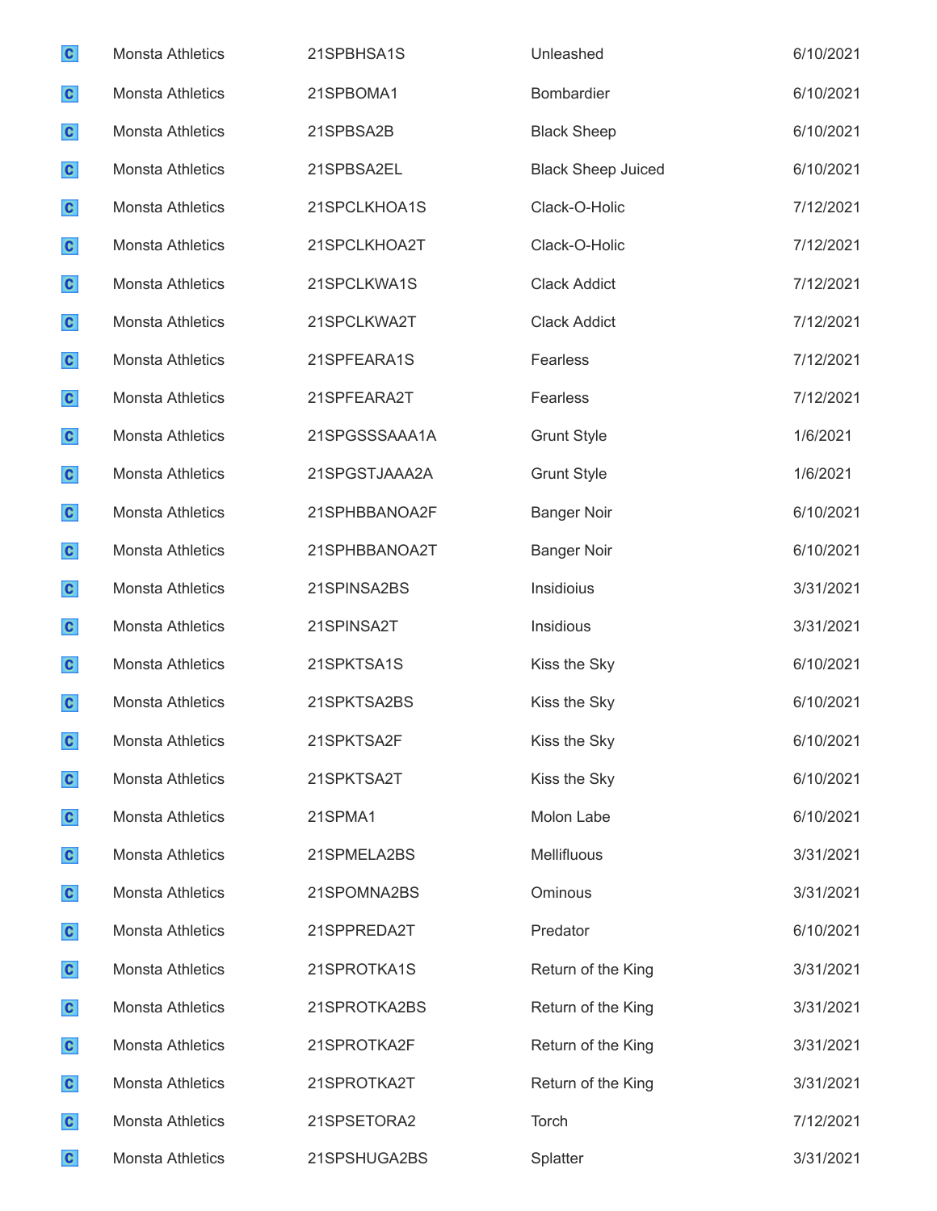| | | | | |
|---|---|---|---|---|
| C | Monsta Athletics | 21SPBHSA1S | Unleashed | 6/10/2021 |
| C | Monsta Athletics | 21SPBOMA1 | Bombardier | 6/10/2021 |
| C | Monsta Athletics | 21SPBSA2B | Black Sheep | 6/10/2021 |
| C | Monsta Athletics | 21SPBSA2EL | Black Sheep Juiced | 6/10/2021 |
| C | Monsta Athletics | 21SPCLKHOA1S | Clack-O-Holic | 7/12/2021 |
| C | Monsta Athletics | 21SPCLKHOA2T | Clack-O-Holic | 7/12/2021 |
| C | Monsta Athletics | 21SPCLKWA1S | Clack Addict | 7/12/2021 |
| C | Monsta Athletics | 21SPCLKWA2T | Clack Addict | 7/12/2021 |
| C | Monsta Athletics | 21SPFEARA1S | Fearless | 7/12/2021 |
| C | Monsta Athletics | 21SPFEARA2T | Fearless | 7/12/2021 |
| C | Monsta Athletics | 21SPGSSSAAA1A | Grunt Style | 1/6/2021 |
| C | Monsta Athletics | 21SPGSTJAAA2A | Grunt Style | 1/6/2021 |
| C | Monsta Athletics | 21SPHBBANOA2F | Banger Noir | 6/10/2021 |
| C | Monsta Athletics | 21SPHBBANOA2T | Banger Noir | 6/10/2021 |
| C | Monsta Athletics | 21SPINSA2BS | Insidioius | 3/31/2021 |
| C | Monsta Athletics | 21SPINSA2T | Insidious | 3/31/2021 |
| C | Monsta Athletics | 21SPKTSA1S | Kiss the Sky | 6/10/2021 |
| C | Monsta Athletics | 21SPKTSA2BS | Kiss the Sky | 6/10/2021 |
| C | Monsta Athletics | 21SPKTSA2F | Kiss the Sky | 6/10/2021 |
| C | Monsta Athletics | 21SPKTSA2T | Kiss the Sky | 6/10/2021 |
| C | Monsta Athletics | 21SPMA1 | Molon Labe | 6/10/2021 |
| C | Monsta Athletics | 21SPMELA2BS | Mellifluous | 3/31/2021 |
| C | Monsta Athletics | 21SPOMNA2BS | Ominous | 3/31/2021 |
| C | Monsta Athletics | 21SPPREDA2T | Predator | 6/10/2021 |
| C | Monsta Athletics | 21SPROTKA1S | Return of the King | 3/31/2021 |
| C | Monsta Athletics | 21SPROTKA2BS | Return of the King | 3/31/2021 |
| C | Monsta Athletics | 21SPROTKA2F | Return of the King | 3/31/2021 |
| C | Monsta Athletics | 21SPROTKA2T | Return of the King | 3/31/2021 |
| C | Monsta Athletics | 21SPSETORA2 | Torch | 7/12/2021 |
| C | Monsta Athletics | 21SPSHUGA2BS | Splatter | 3/31/2021 |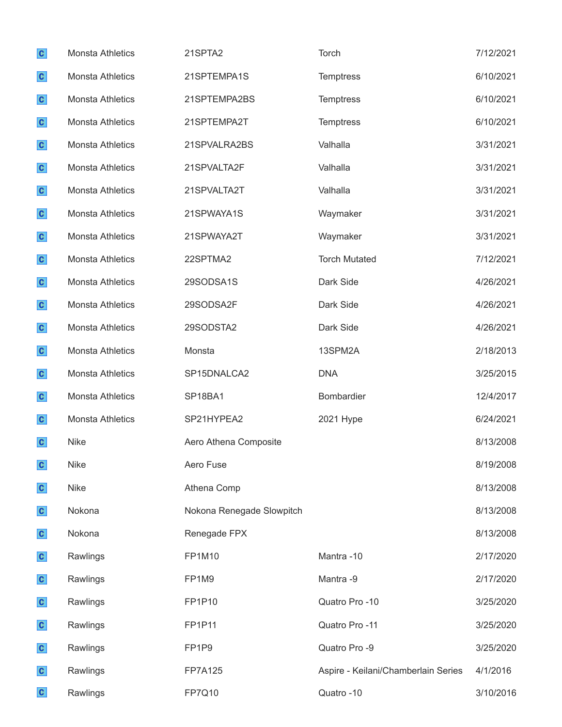| | | | | |
|---|---|---|---|---|
| C | Monsta Athletics | 21SPTA2 | Torch | 7/12/2021 |
| C | Monsta Athletics | 21SPTEMPA1S | Temptress | 6/10/2021 |
| C | Monsta Athletics | 21SPTEMPA2BS | Temptress | 6/10/2021 |
| C | Monsta Athletics | 21SPTEMPA2T | Temptress | 6/10/2021 |
| C | Monsta Athletics | 21SPVALRA2BS | Valhalla | 3/31/2021 |
| C | Monsta Athletics | 21SPVALTA2F | Valhalla | 3/31/2021 |
| C | Monsta Athletics | 21SPVALTA2T | Valhalla | 3/31/2021 |
| C | Monsta Athletics | 21SPWAYA1S | Waymaker | 3/31/2021 |
| C | Monsta Athletics | 21SPWAYA2T | Waymaker | 3/31/2021 |
| C | Monsta Athletics | 22SPTMA2 | Torch Mutated | 7/12/2021 |
| C | Monsta Athletics | 29SODSA1S | Dark Side | 4/26/2021 |
| C | Monsta Athletics | 29SODSA2F | Dark Side | 4/26/2021 |
| C | Monsta Athletics | 29SODSTA2 | Dark Side | 4/26/2021 |
| C | Monsta Athletics | Monsta | 13SPM2A | 2/18/2013 |
| C | Monsta Athletics | SP15DNALCA2 | DNA | 3/25/2015 |
| C | Monsta Athletics | SP18BA1 | Bombardier | 12/4/2017 |
| C | Monsta Athletics | SP21HYPEA2 | 2021 Hype | 6/24/2021 |
| C | Nike | Aero Athena Composite | | 8/13/2008 |
| C | Nike | Aero Fuse | | 8/19/2008 |
| C | Nike | Athena Comp | | 8/13/2008 |
| C | Nokona | Nokona Renegade Slowpitch | | 8/13/2008 |
| C | Nokona | Renegade FPX | | 8/13/2008 |
| C | Rawlings | FP1M10 | Mantra -10 | 2/17/2020 |
| C | Rawlings | FP1M9 | Mantra -9 | 2/17/2020 |
| C | Rawlings | FP1P10 | Quatro Pro -10 | 3/25/2020 |
| C | Rawlings | FP1P11 | Quatro Pro -11 | 3/25/2020 |
| C | Rawlings | FP1P9 | Quatro Pro -9 | 3/25/2020 |
| C | Rawlings | FP7A125 | Aspire - Keilani/Chamberlain Series | 4/1/2016 |
| C | Rawlings | FP7Q10 | Quatro -10 | 3/10/2016 |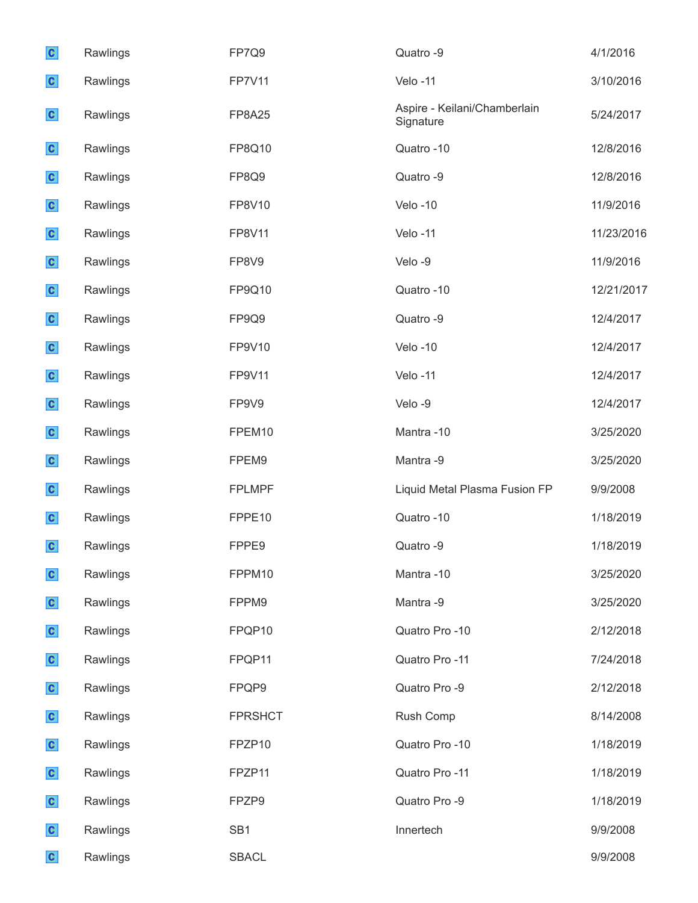| | | | | |
|---|---|---|---|---|
| C | Rawlings | FP7Q9 | Quatro -9 | 4/1/2016 |
| C | Rawlings | FP7V11 | Velo -11 | 3/10/2016 |
| C | Rawlings | FP8A25 | Aspire - Keilani/Chamberlain Signature | 5/24/2017 |
| C | Rawlings | FP8Q10 | Quatro -10 | 12/8/2016 |
| C | Rawlings | FP8Q9 | Quatro -9 | 12/8/2016 |
| C | Rawlings | FP8V10 | Velo -10 | 11/9/2016 |
| C | Rawlings | FP8V11 | Velo -11 | 11/23/2016 |
| C | Rawlings | FP8V9 | Velo -9 | 11/9/2016 |
| C | Rawlings | FP9Q10 | Quatro -10 | 12/21/2017 |
| C | Rawlings | FP9Q9 | Quatro -9 | 12/4/2017 |
| C | Rawlings | FP9V10 | Velo -10 | 12/4/2017 |
| C | Rawlings | FP9V11 | Velo -11 | 12/4/2017 |
| C | Rawlings | FP9V9 | Velo -9 | 12/4/2017 |
| C | Rawlings | FPEM10 | Mantra -10 | 3/25/2020 |
| C | Rawlings | FPEM9 | Mantra -9 | 3/25/2020 |
| C | Rawlings | FPLMPF | Liquid Metal Plasma Fusion FP | 9/9/2008 |
| C | Rawlings | FPPE10 | Quatro -10 | 1/18/2019 |
| C | Rawlings | FPPE9 | Quatro -9 | 1/18/2019 |
| C | Rawlings | FPPM10 | Mantra -10 | 3/25/2020 |
| C | Rawlings | FPPM9 | Mantra -9 | 3/25/2020 |
| C | Rawlings | FPQP10 | Quatro Pro -10 | 2/12/2018 |
| C | Rawlings | FPQP11 | Quatro Pro -11 | 7/24/2018 |
| C | Rawlings | FPQP9 | Quatro Pro -9 | 2/12/2018 |
| C | Rawlings | FPRSHCT | Rush Comp | 8/14/2008 |
| C | Rawlings | FPZP10 | Quatro Pro -10 | 1/18/2019 |
| C | Rawlings | FPZP11 | Quatro Pro -11 | 1/18/2019 |
| C | Rawlings | FPZP9 | Quatro Pro -9 | 1/18/2019 |
| C | Rawlings | SB1 | Innertech | 9/9/2008 |
| C | Rawlings | SBACL | | 9/9/2008 |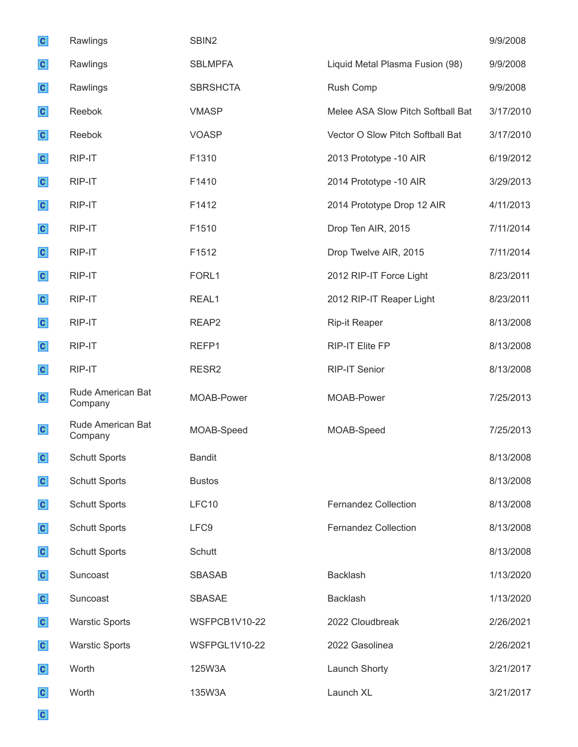| | | | | |
|---|---|---|---|---|
| C | Rawlings | SBIN2 | | 9/9/2008 |
| C | Rawlings | SBLMPFA | Liquid Metal Plasma Fusion (98) | 9/9/2008 |
| C | Rawlings | SBRSHCTA | Rush Comp | 9/9/2008 |
| C | Reebok | VMASP | Melee ASA Slow Pitch Softball Bat | 3/17/2010 |
| C | Reebok | VOASP | Vector O Slow Pitch Softball Bat | 3/17/2010 |
| C | RIP-IT | F1310 | 2013 Prototype -10 AIR | 6/19/2012 |
| C | RIP-IT | F1410 | 2014 Prototype -10 AIR | 3/29/2013 |
| C | RIP-IT | F1412 | 2014 Prototype Drop 12 AIR | 4/11/2013 |
| C | RIP-IT | F1510 | Drop Ten AIR, 2015 | 7/11/2014 |
| C | RIP-IT | F1512 | Drop Twelve AIR, 2015 | 7/11/2014 |
| C | RIP-IT | FORL1 | 2012 RIP-IT Force Light | 8/23/2011 |
| C | RIP-IT | REAL1 | 2012 RIP-IT Reaper Light | 8/23/2011 |
| C | RIP-IT | REAP2 | Rip-it Reaper | 8/13/2008 |
| C | RIP-IT | REFP1 | RIP-IT Elite FP | 8/13/2008 |
| C | RIP-IT | RESR2 | RIP-IT Senior | 8/13/2008 |
| C | Rude American Bat Company | MOAB-Power | MOAB-Power | 7/25/2013 |
| C | Rude American Bat Company | MOAB-Speed | MOAB-Speed | 7/25/2013 |
| C | Schutt Sports | Bandit | | 8/13/2008 |
| C | Schutt Sports | Bustos | | 8/13/2008 |
| C | Schutt Sports | LFC10 | Fernandez Collection | 8/13/2008 |
| C | Schutt Sports | LFC9 | Fernandez Collection | 8/13/2008 |
| C | Schutt Sports | Schutt | | 8/13/2008 |
| C | Suncoast | SBASAB | Backlash | 1/13/2020 |
| C | Suncoast | SBASAE | Backlash | 1/13/2020 |
| C | Warstic Sports | WSFPCB1V10-22 | 2022 Cloudbreak | 2/26/2021 |
| C | Warstic Sports | WSFPGL1V10-22 | 2022 Gasolinea | 2/26/2021 |
| C | Worth | 125W3A | Launch Shorty | 3/21/2017 |
| C | Worth | 135W3A | Launch XL | 3/21/2017 |
| C | | | | |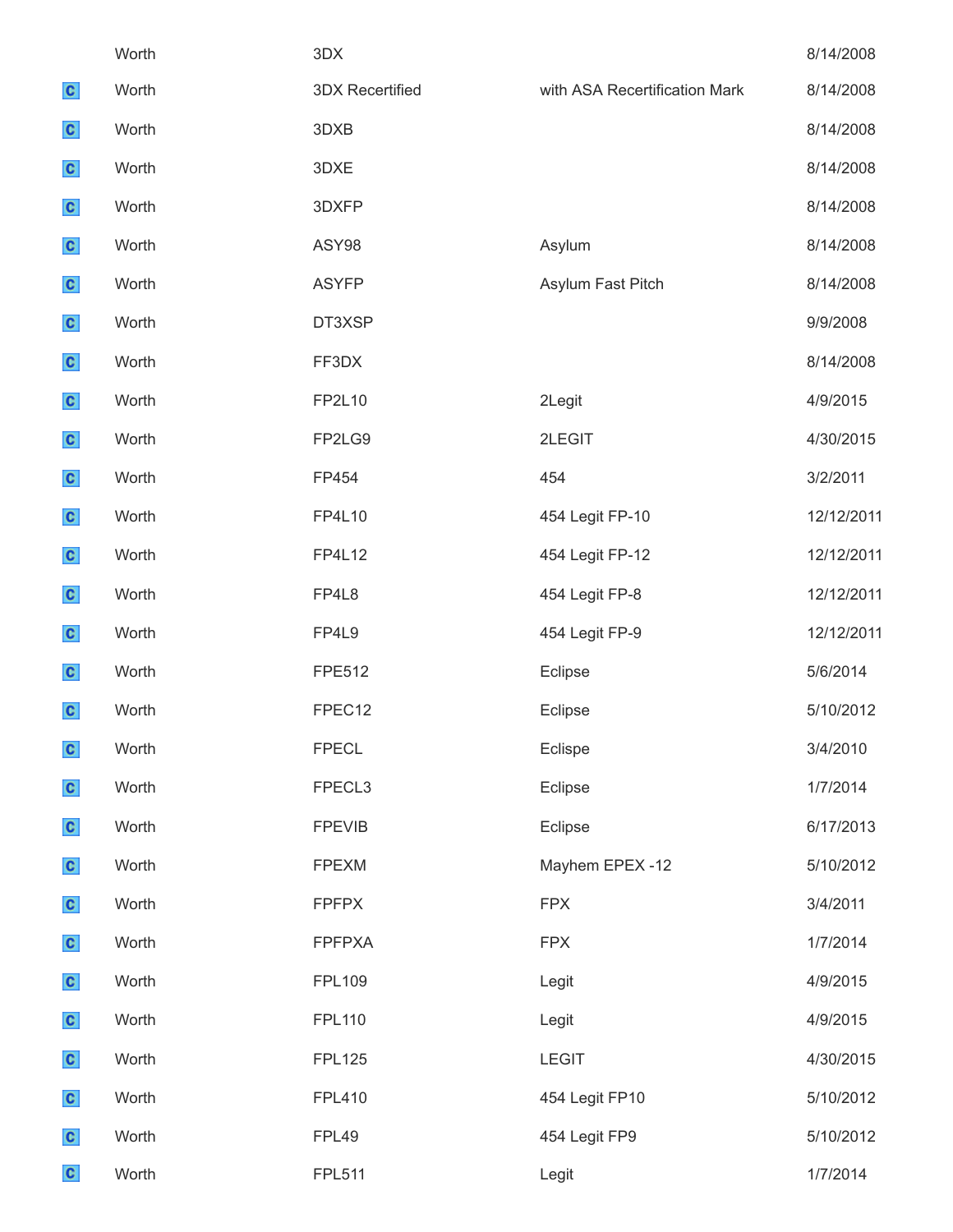| | | | | |
|---|---|---|---|---|
| | Worth | 3DX | | 8/14/2008 |
| C | Worth | 3DX Recertified | with ASA Recertification Mark | 8/14/2008 |
| C | Worth | 3DXB | | 8/14/2008 |
| C | Worth | 3DXE | | 8/14/2008 |
| C | Worth | 3DXFP | | 8/14/2008 |
| C | Worth | ASY98 | Asylum | 8/14/2008 |
| C | Worth | ASYFP | Asylum Fast Pitch | 8/14/2008 |
| C | Worth | DT3XSP | | 9/9/2008 |
| C | Worth | FF3DX | | 8/14/2008 |
| C | Worth | FP2L10 | 2Legit | 4/9/2015 |
| C | Worth | FP2LG9 | 2LEGIT | 4/30/2015 |
| C | Worth | FP454 | 454 | 3/2/2011 |
| C | Worth | FP4L10 | 454 Legit FP-10 | 12/12/2011 |
| C | Worth | FP4L12 | 454 Legit FP-12 | 12/12/2011 |
| C | Worth | FP4L8 | 454 Legit FP-8 | 12/12/2011 |
| C | Worth | FP4L9 | 454 Legit FP-9 | 12/12/2011 |
| C | Worth | FPE512 | Eclipse | 5/6/2014 |
| C | Worth | FPEC12 | Eclipse | 5/10/2012 |
| C | Worth | FPECL | Eclispe | 3/4/2010 |
| C | Worth | FPECL3 | Eclipse | 1/7/2014 |
| C | Worth | FPEVIB | Eclipse | 6/17/2013 |
| C | Worth | FPEXM | Mayhem EPEX -12 | 5/10/2012 |
| C | Worth | FPFPX | FPX | 3/4/2011 |
| C | Worth | FPFPXA | FPX | 1/7/2014 |
| C | Worth | FPL109 | Legit | 4/9/2015 |
| C | Worth | FPL110 | Legit | 4/9/2015 |
| C | Worth | FPL125 | LEGIT | 4/30/2015 |
| C | Worth | FPL410 | 454 Legit FP10 | 5/10/2012 |
| C | Worth | FPL49 | 454 Legit FP9 | 5/10/2012 |
| C | Worth | FPL511 | Legit | 1/7/2014 |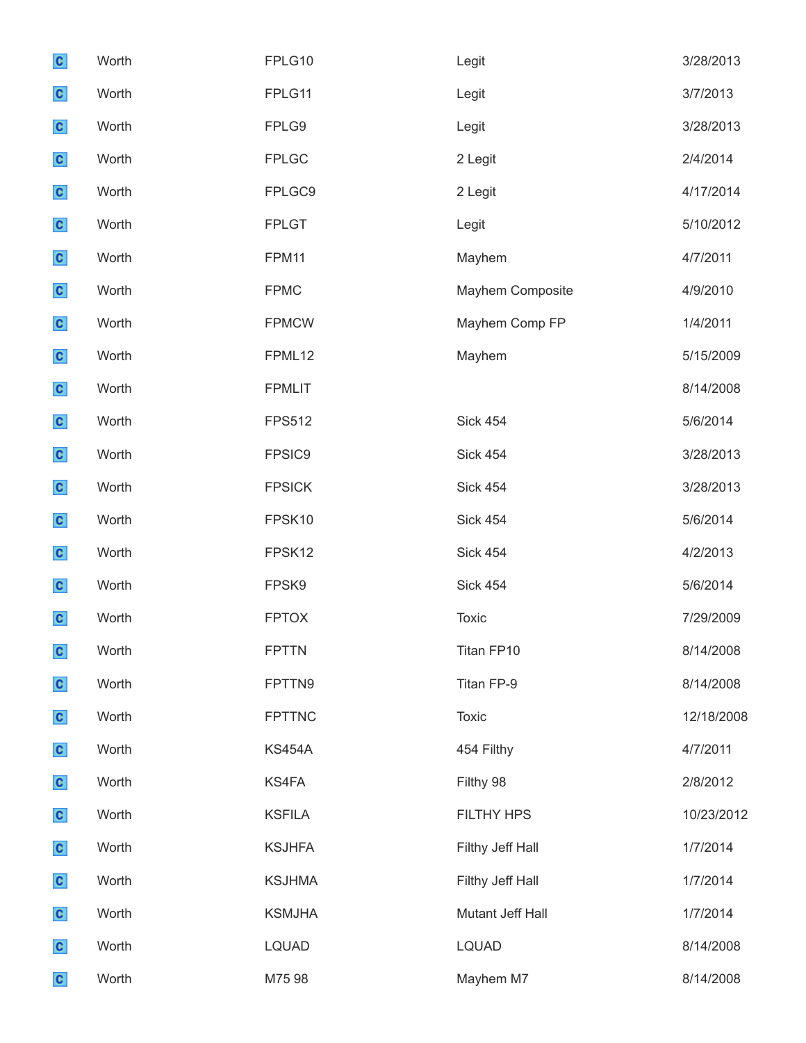| | | | | |
|---|---|---|---|---|
| C | Worth | FPLG10 | Legit | 3/28/2013 |
| C | Worth | FPLG11 | Legit | 3/7/2013 |
| C | Worth | FPLG9 | Legit | 3/28/2013 |
| C | Worth | FPLGC | 2 Legit | 2/4/2014 |
| C | Worth | FPLGC9 | 2 Legit | 4/17/2014 |
| C | Worth | FPLGT | Legit | 5/10/2012 |
| C | Worth | FPM11 | Mayhem | 4/7/2011 |
| C | Worth | FPMC | Mayhem Composite | 4/9/2010 |
| C | Worth | FPMCW | Mayhem Comp FP | 1/4/2011 |
| C | Worth | FPML12 | Mayhem | 5/15/2009 |
| C | Worth | FPMLIT | | 8/14/2008 |
| C | Worth | FPS512 | Sick 454 | 5/6/2014 |
| C | Worth | FPSIC9 | Sick 454 | 3/28/2013 |
| C | Worth | FPSICK | Sick 454 | 3/28/2013 |
| C | Worth | FPSK10 | Sick 454 | 5/6/2014 |
| C | Worth | FPSK12 | Sick 454 | 4/2/2013 |
| C | Worth | FPSK9 | Sick 454 | 5/6/2014 |
| C | Worth | FPTOX | Toxic | 7/29/2009 |
| C | Worth | FPTTN | Titan FP10 | 8/14/2008 |
| C | Worth | FPTTN9 | Titan FP-9 | 8/14/2008 |
| C | Worth | FPTTNC | Toxic | 12/18/2008 |
| C | Worth | KS454A | 454 Filthy | 4/7/2011 |
| C | Worth | KS4FA | Filthy 98 | 2/8/2012 |
| C | Worth | KSFILA | FILTHY HPS | 10/23/2012 |
| C | Worth | KSJHFA | Filthy Jeff Hall | 1/7/2014 |
| C | Worth | KSJHMA | Filthy Jeff Hall | 1/7/2014 |
| C | Worth | KSMJHA | Mutant Jeff Hall | 1/7/2014 |
| C | Worth | LQUAD | LQUAD | 8/14/2008 |
| C | Worth | M75 98 | Mayhem M7 | 8/14/2008 |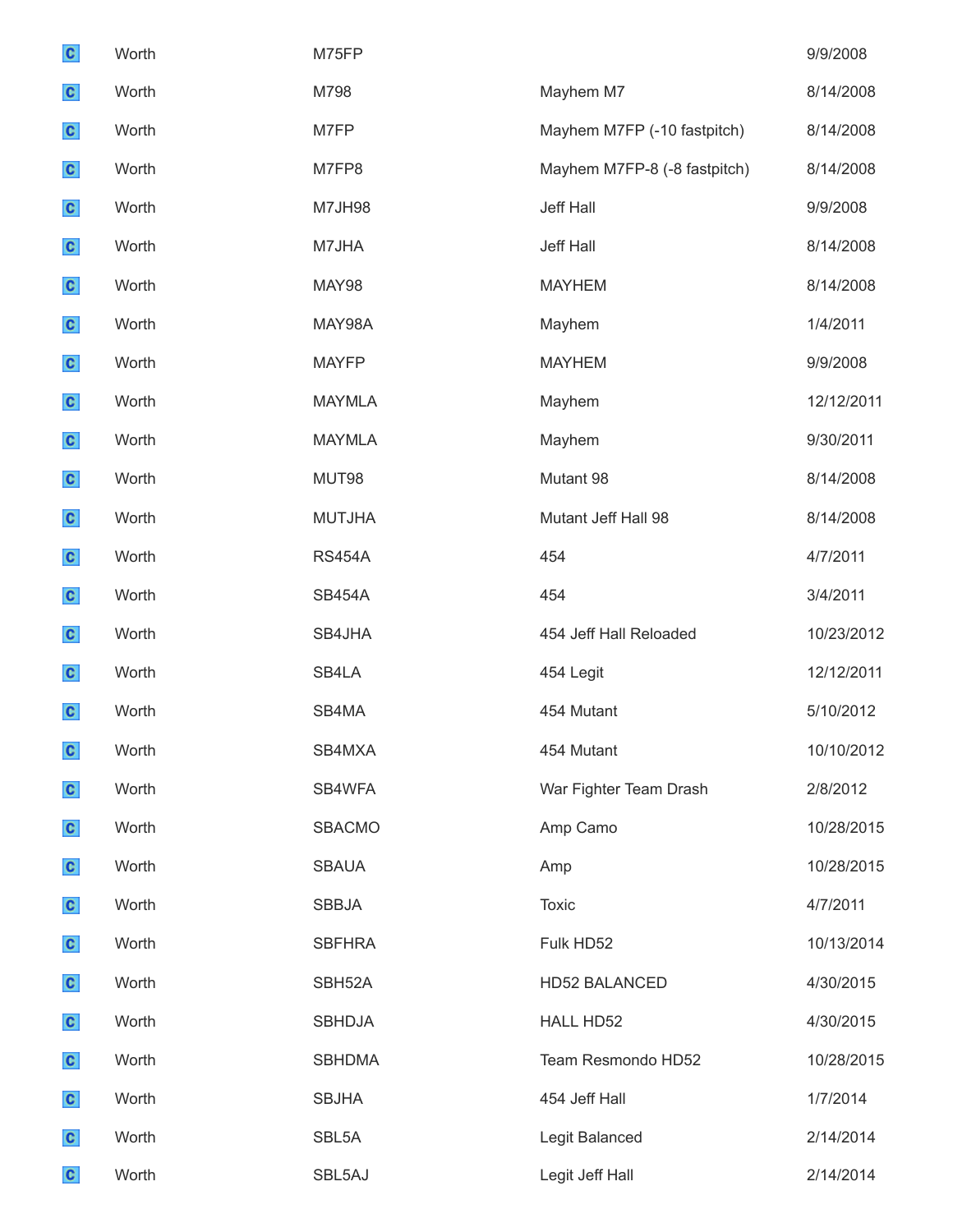| | | | | |
|---|---|---|---|---|
| C | Worth | M75FP | | 9/9/2008 |
| C | Worth | M798 | Mayhem M7 | 8/14/2008 |
| C | Worth | M7FP | Mayhem M7FP (-10 fastpitch) | 8/14/2008 |
| C | Worth | M7FP8 | Mayhem M7FP-8 (-8 fastpitch) | 8/14/2008 |
| C | Worth | M7JH98 | Jeff Hall | 9/9/2008 |
| C | Worth | M7JHA | Jeff Hall | 8/14/2008 |
| C | Worth | MAY98 | MAYHEM | 8/14/2008 |
| C | Worth | MAY98A | Mayhem | 1/4/2011 |
| C | Worth | MAYFP | MAYHEM | 9/9/2008 |
| C | Worth | MAYMLA | Mayhem | 12/12/2011 |
| C | Worth | MAYMLA | Mayhem | 9/30/2011 |
| C | Worth | MUT98 | Mutant 98 | 8/14/2008 |
| C | Worth | MUTJHA | Mutant Jeff Hall 98 | 8/14/2008 |
| C | Worth | RS454A | 454 | 4/7/2011 |
| C | Worth | SB454A | 454 | 3/4/2011 |
| C | Worth | SB4JHA | 454 Jeff Hall Reloaded | 10/23/2012 |
| C | Worth | SB4LA | 454 Legit | 12/12/2011 |
| C | Worth | SB4MA | 454 Mutant | 5/10/2012 |
| C | Worth | SB4MXA | 454 Mutant | 10/10/2012 |
| C | Worth | SB4WFA | War Fighter Team Drash | 2/8/2012 |
| C | Worth | SBACMO | Amp Camo | 10/28/2015 |
| C | Worth | SBAUA | Amp | 10/28/2015 |
| C | Worth | SBBJA | Toxic | 4/7/2011 |
| C | Worth | SBFHRA | Fulk HD52 | 10/13/2014 |
| C | Worth | SBH52A | HD52 BALANCED | 4/30/2015 |
| C | Worth | SBHDJA | HALL HD52 | 4/30/2015 |
| C | Worth | SBHDMA | Team Resmondo HD52 | 10/28/2015 |
| C | Worth | SBJHA | 454 Jeff Hall | 1/7/2014 |
| C | Worth | SBL5A | Legit Balanced | 2/14/2014 |
| C | Worth | SBL5AJ | Legit Jeff Hall | 2/14/2014 |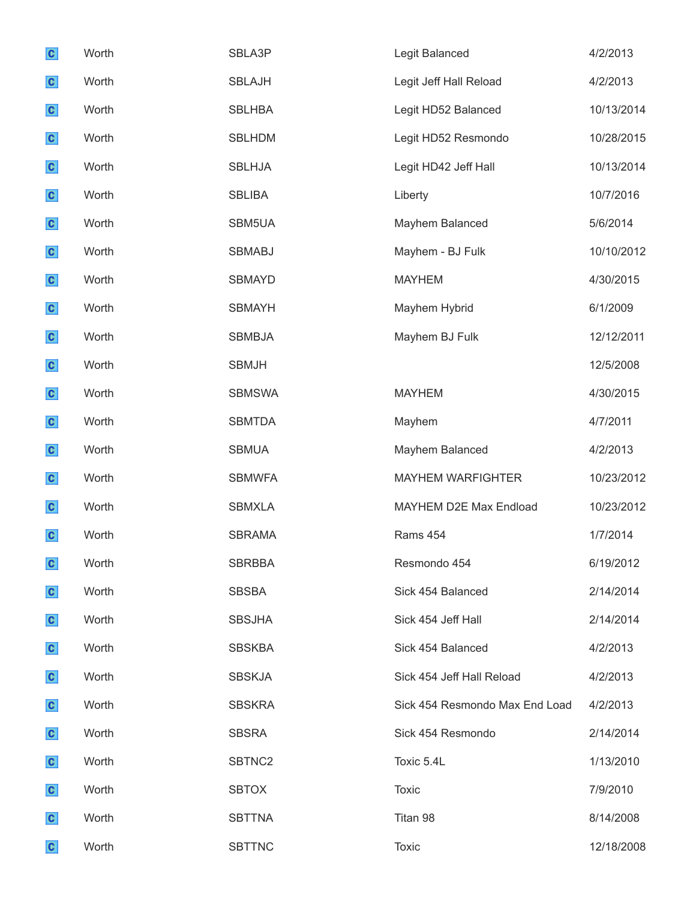| | | | | |
|---|---|---|---|---|
| C | Worth | SBLA3P | Legit Balanced | 4/2/2013 |
| C | Worth | SBLAJH | Legit Jeff Hall Reload | 4/2/2013 |
| C | Worth | SBLHBA | Legit HD52 Balanced | 10/13/2014 |
| C | Worth | SBLHDM | Legit HD52 Resmondo | 10/28/2015 |
| C | Worth | SBLHJA | Legit HD42 Jeff Hall | 10/13/2014 |
| C | Worth | SBLIBA | Liberty | 10/7/2016 |
| C | Worth | SBM5UA | Mayhem Balanced | 5/6/2014 |
| C | Worth | SBMABJ | Mayhem - BJ Fulk | 10/10/2012 |
| C | Worth | SBMAYD | MAYHEM | 4/30/2015 |
| C | Worth | SBMAYH | Mayhem Hybrid | 6/1/2009 |
| C | Worth | SBMBJA | Mayhem BJ Fulk | 12/12/2011 |
| C | Worth | SBMJH | | 12/5/2008 |
| C | Worth | SBMSWA | MAYHEM | 4/30/2015 |
| C | Worth | SBMTDA | Mayhem | 4/7/2011 |
| C | Worth | SBMUA | Mayhem Balanced | 4/2/2013 |
| C | Worth | SBMWFA | MAYHEM WARFIGHTER | 10/23/2012 |
| C | Worth | SBMXLA | MAYHEM D2E Max Endload | 10/23/2012 |
| C | Worth | SBRAMA | Rams 454 | 1/7/2014 |
| C | Worth | SBRBBA | Resmondo 454 | 6/19/2012 |
| C | Worth | SBSBA | Sick 454 Balanced | 2/14/2014 |
| C | Worth | SBSJHA | Sick 454 Jeff Hall | 2/14/2014 |
| C | Worth | SBSKBA | Sick 454 Balanced | 4/2/2013 |
| C | Worth | SBSKJA | Sick 454 Jeff Hall Reload | 4/2/2013 |
| C | Worth | SBSKRA | Sick 454 Resmondo Max End Load | 4/2/2013 |
| C | Worth | SBSRA | Sick 454 Resmondo | 2/14/2014 |
| C | Worth | SBTNC2 | Toxic 5.4L | 1/13/2010 |
| C | Worth | SBTOX | Toxic | 7/9/2010 |
| C | Worth | SBTTNA | Titan 98 | 8/14/2008 |
| C | Worth | SBTTNC | Toxic | 12/18/2008 |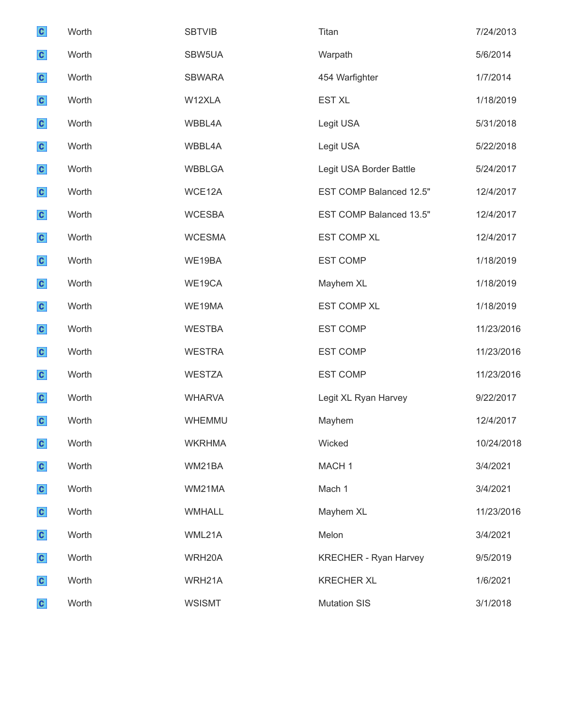| | | | | |
|---|---|---|---|---|
| C | Worth | SBTVIB | Titan | 7/24/2013 |
| C | Worth | SBW5UA | Warpath | 5/6/2014 |
| C | Worth | SBWARA | 454 Warfighter | 1/7/2014 |
| C | Worth | W12XLA | EST XL | 1/18/2019 |
| C | Worth | WBBL4A | Legit USA | 5/31/2018 |
| C | Worth | WBBL4A | Legit USA | 5/22/2018 |
| C | Worth | WBBLGA | Legit USA Border Battle | 5/24/2017 |
| C | Worth | WCE12A | EST COMP Balanced 12.5" | 12/4/2017 |
| C | Worth | WCESBA | EST COMP Balanced 13.5" | 12/4/2017 |
| C | Worth | WCESMA | EST COMP XL | 12/4/2017 |
| C | Worth | WE19BA | EST COMP | 1/18/2019 |
| C | Worth | WE19CA | Mayhem XL | 1/18/2019 |
| C | Worth | WE19MA | EST COMP XL | 1/18/2019 |
| C | Worth | WESTBA | EST COMP | 11/23/2016 |
| C | Worth | WESTRA | EST COMP | 11/23/2016 |
| C | Worth | WESTZA | EST COMP | 11/23/2016 |
| C | Worth | WHARVA | Legit XL Ryan Harvey | 9/22/2017 |
| C | Worth | WHEMMU | Mayhem | 12/4/2017 |
| C | Worth | WKRHMA | Wicked | 10/24/2018 |
| C | Worth | WM21BA | MACH 1 | 3/4/2021 |
| C | Worth | WM21MA | Mach 1 | 3/4/2021 |
| C | Worth | WMHALL | Mayhem XL | 11/23/2016 |
| C | Worth | WML21A | Melon | 3/4/2021 |
| C | Worth | WRH20A | KRECHER - Ryan Harvey | 9/5/2019 |
| C | Worth | WRH21A | KRECHER XL | 1/6/2021 |
| C | Worth | WSISMT | Mutation SIS | 3/1/2018 |